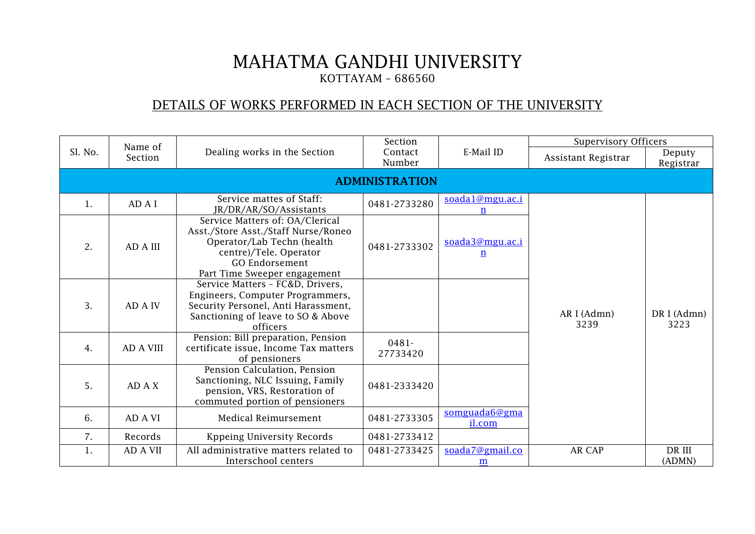# MAHATMA GANDHI UNIVERSITY

KOTTAYAM – 686560

## DETAILS OF WORKS PERFORMED IN EACH SECTION OF THE UNIVERSITY

| Sl. No. | Name of Section | Dealing works in the Section | Section Contact Number | E-Mail ID | Supervisory Officers | |
|---|---|---|---|---|---|---|
| | | | | | Assistant Registrar | Deputy Registrar |
| **ADMINISTRATION** | | | | | | |
| 1. | AD A I | Service mattes of Staff: JR/DR/AR/SO/Assistants | 0481-2733280 | soada1@mgu.ac.in | AR I (Admn) 3239 | DR I (Admn) 3223 |
| 2. | AD A III | Service Matters of: OA/Clerical Asst./Store Asst./Staff Nurse/Roneo Operator/Lab Techn (health centre)/Tele. Operator GO Endorsement Part Time Sweeper engagement | 0481-2733302 | soada3@mgu.ac.in | | |
| 3. | AD A IV | Service Matters – FC&D, Drivers, Engineers, Computer Programmers, Security Personel, Anti Harassment, Sanctioning of leave to SO & Above officers | | | | |
| 4. | AD A VIII | Pension: Bill preparation, Pension certificate issue, Income Tax matters of pensioners | 0481-27733420 | | | |
| 5. | AD A X | Pension Calculation, Pension Sanctioning, NLC Issuing, Family pension, VRS, Restoration of commuted portion of pensioners | 0481-2333420 | | | |
| 6. | AD A VI | Medical Reimursement | 0481-2733305 | somguada6@gmail.com | | |
| 7. | Records | Kppeing University Records | 0481-2733412 | | | |
| 1. | AD A VII | All administrative matters related to Interschool centers | 0481-2733425 | soada7@gmail.com | AR CAP | DR III (ADMN) |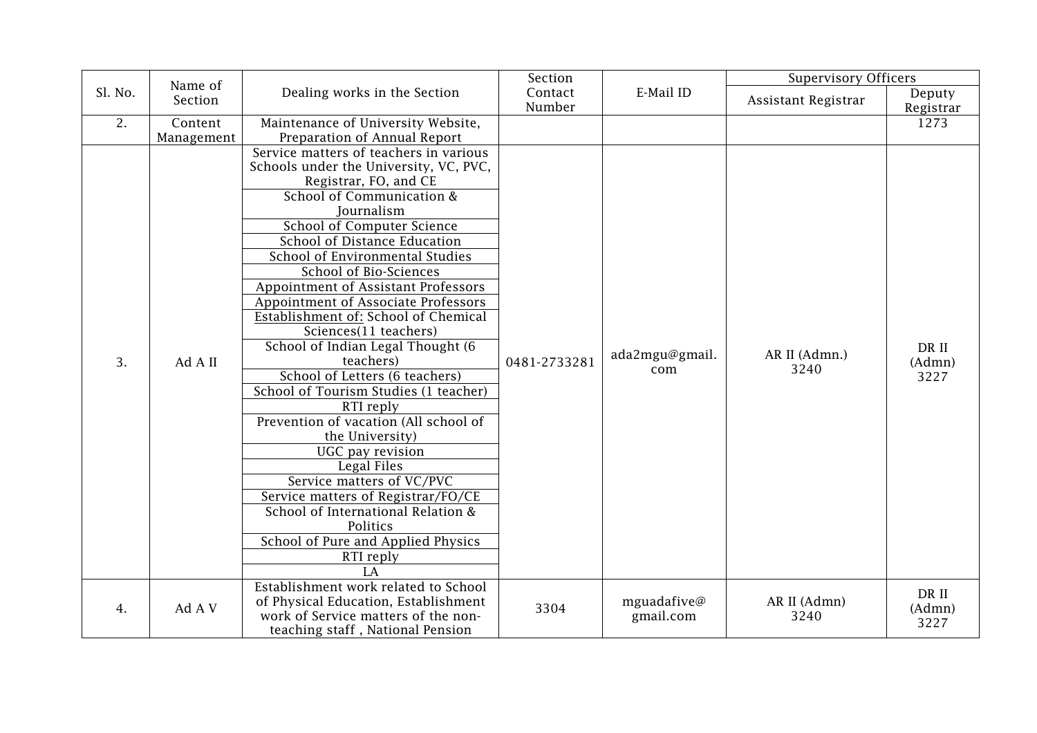| Sl. No. | Name of Section | Dealing works in the Section | Section Contact Number | E-Mail ID | Supervisory Officers | |
|---|---|---|---|---|---|---|
| | | | | | Assistant Registrar | Deputy Registrar |
| 2. | Content Management | Maintenance of University Website, Preparation of Annual Report | | | | 1273 |
| 3. | Ad A II | Service matters of teachers in various Schools under the University, VC, PVC, Registrar, FO, and CE<br>School of Communication & Journalism<br>School of Computer Science<br>School of Distance Education<br>School of Environmental Studies<br>School of Bio-Sciences<br>Appointment of Assistant Professors<br>Appointment of Associate Professors<br>Establishment of: School of Chemical Sciences(11 teachers)<br>School of Indian Legal Thought (6 teachers)<br>School of Letters (6 teachers)<br>School of Tourism Studies (1 teacher)<br>RTI reply<br>Prevention of vacation (All school of the University)<br>UGC pay revision<br>Legal Files<br>Service matters of VC/PVC<br>Service matters of Registrar/FO/CE<br>School of International Relation & Politics<br>School of Pure and Applied Physics<br>RTI reply<br>LA | 0481-2733281 | ada2mgu@gmail.com | AR II (Admn.) 3240 | DR II (Admn) 3227 |
| 4. | Ad A V | Establishment work related to School of Physical Education, Establishment work of Service matters of the non-teaching staff , National Pension | 3304 | mguadafive@gmail.com | AR II (Admn) 3240 | DR II (Admn) 3227 |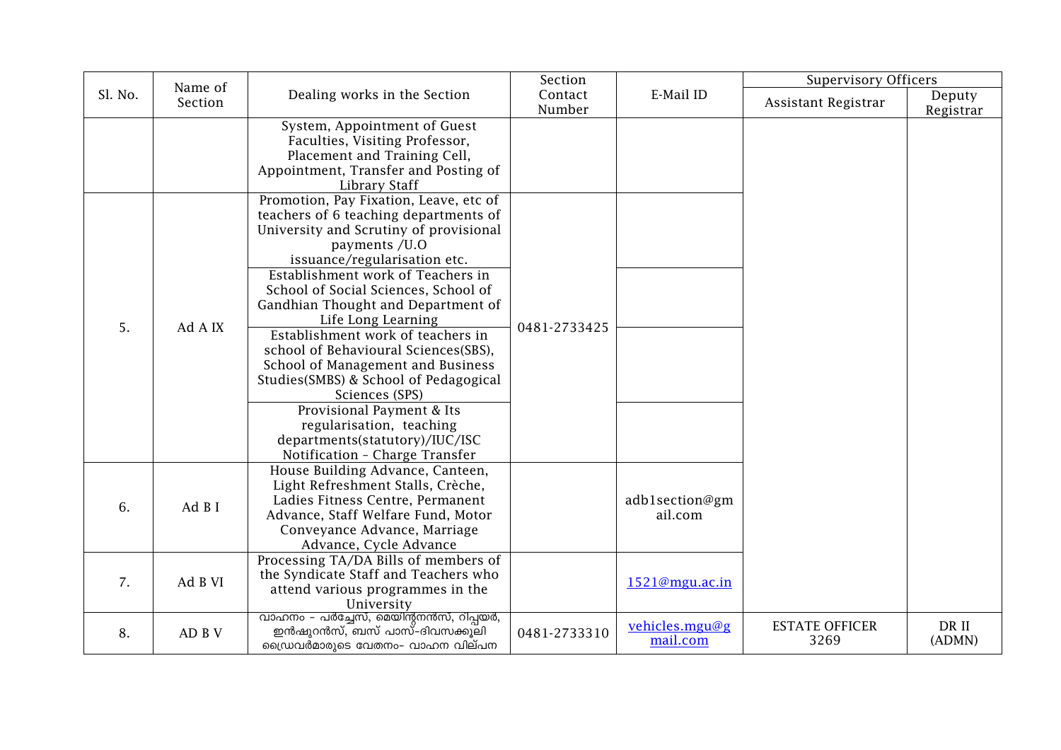| Sl. No. | Name of Section | Dealing works in the Section | Section Contact Number | E-Mail ID | Supervisory Officers | |
|---|---|---|---|---|---|---|
| | | | | | Assistant Registrar | Deputy Registrar |
| | | System, Appointment of Guest Faculties, Visiting Professor, Placement and Training Cell, Appointment, Transfer and Posting of Library Staff | | | | |
| 5. | Ad A IX | Promotion, Pay Fixation, Leave, etc of teachers of 6 teaching departments of University and Scrutiny of provisional payments /U.O issuance/regularisation etc. | 0481-2733425 | | | |
| | | Establishment work of Teachers in School of Social Sciences, School of Gandhian Thought and Department of Life Long Learning | | | | |
| | | Establishment work of teachers in school of Behavioural Sciences(SBS), School of Management and Business Studies(SMBS) & School of Pedagogical Sciences (SPS) | | | | |
| | | Provisional Payment & Its regularisation, teaching departments(statutory)/IUC/ISC Notification - Charge Transfer | | | | |
| 6. | Ad B I | House Building Advance, Canteen, Light Refreshment Stalls, Crèche, Ladies Fitness Centre, Permanent Advance, Staff Welfare Fund, Motor Conveyance Advance, Marriage Advance, Cycle Advance | | adb1section@gmail.com | | |
| 7. | Ad B VI | Processing TA/DA Bills of members of the Syndicate Staff and Teachers who attend various programmes in the University | | 1521@mgu.ac.in | | |
| 8. | AD B V | വാഹനം - പർച്ചേസ്, മെയിന്റനൻസ്, റിപ്പയർ, ഇൻഷുറൻസ്, ബസ് പാസ്-ദിവസക്കൂലി ഡ്രൈവർമാരുടെ വേതനം- വാഹന വില്പന | 0481-2733310 | vehicles.mgu@gmail.com | ESTATE OFFICER 3269 | DR II (ADMN) |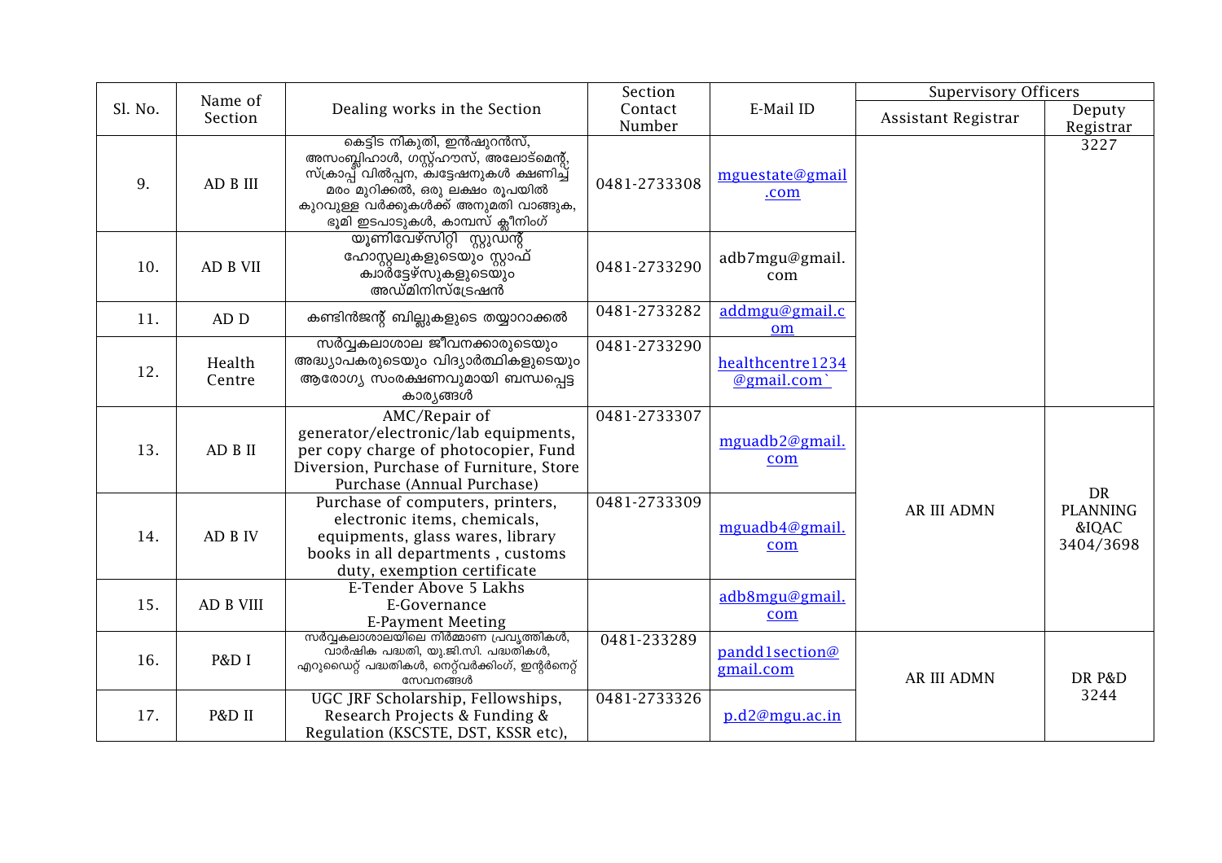| Sl. No. | Name of Section | Dealing works in the Section | Section Contact Number | E-Mail ID | Supervisory Officers | |
|---|---|---|---|---|---|---|
| | | | | | Assistant Registrar | Deputy Registrar |
| 9. | AD B III | കെട്ടിട നികുതി, ഇൻഷുറൻസ്, അസംബ്ലിഹാൾ, ഗസ്റ്റ്ഹൗസ്, അലോട്മെന്റ്, സ്ക്രാപ്പ് വിൽപ്പന, ക്വട്ടേഷനുകൾ ക്ഷണിച്ച് മരം മുറിക്കൽ, ഒരു ലക്ഷം രൂപയിൽ കുറവുള്ള വർക്കുകൾക്ക് അനുമതി വാങ്ങുക, ഭൂമി ഇടപാടുകൾ, കാമ്പസ് ക്ലീനിംഗ് | 0481-2733308 | mguestate@gmail.com | | 3227 |
| 10. | AD B VII | യൂണിവേഴ്സിറ്റി സ്റ്റുഡന്റ് ഹോസ്റ്റലുകളുടെയും സ്റ്റാഫ് ക്വാർട്ടേഴ്സുകളുടെയും അഡ്മിനിസ്ട്രേഷൻ | 0481-2733290 | adb7mgu@gmail.com | | |
| 11. | AD D | കണ്ടിൻജന്റ് ബില്ലുകളുടെ തയ്യാറാക്കൽ | 0481-2733282 | addmgu@gmail.com | | |
| 12. | Health Centre | സർവ്വകലാശാല ജീവനക്കാരുടെയും അദ്ധ്യാപകരുടെയും വിദ്യാർത്ഥികളുടെയും ആരോഗ്യ സംരക്ഷണവുമായി ബന്ധപ്പെട്ട കാര്യങ്ങൾ | 0481-2733290 | healthcentre1234@gmail.com` | | |
| 13. | AD B II | AMC/Repair of generator/electronic/lab equipments, per copy charge of photocopier, Fund Diversion, Purchase of Furniture, Store Purchase (Annual Purchase) | 0481-2733307 | mguadb2@gmail.com | AR III ADMN | DR PLANNING &IQAC 3404/3698 |
| 14. | AD B IV | Purchase of computers, printers, electronic items, chemicals, equipments, glass wares, library books in all departments , customs duty, exemption certificate | 0481-2733309 | mguadb4@gmail.com | | |
| 15. | AD B VIII | E-Tender Above 5 Lakhs<br>E-Governance<br>E-Payment Meeting | | adb8mgu@gmail.com | | |
| 16. | P&D I | സർവ്വകലാശാലയിലെ നിർമ്മാണ പ്രവൃത്തികൾ, വാർഷിക പദ്ധതി, യു.ജി.സി. പദ്ധതികൾ, എറുഡൈറ്റ് പദ്ധതികൾ, നെറ്റ്‌വർക്കിംഗ്, ഇന്റർനെറ്റ് സേവനങ്ങൾ | 0481-233289 | pandd1section@gmail.com | AR III ADMN | DR P&D 3244 |
| 17. | P&D II | UGC JRF Scholarship, Fellowships, Research Projects & Funding & Regulation (KSCSTE, DST, KSSR etc), | 0481-2733326 | p.d2@mgu.ac.in | | |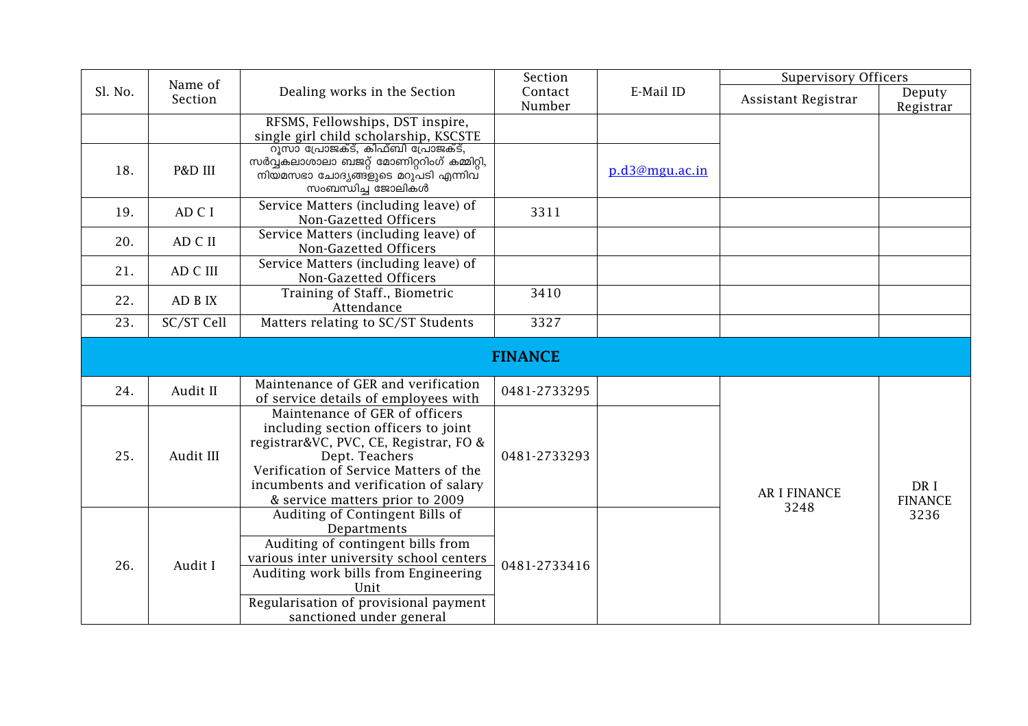| Sl. No. | Name of Section | Dealing works in the Section | Section Contact Number | E-Mail ID | Supervisory Officers | |
|---|---|---|---|---|---|---|
| | | | | | Assistant Registrar | Deputy Registrar |
| | | RFSMS, Fellowships, DST inspire, single girl child scholarship, KSCSTE | | | | |
| 18. | P&D III | റൂസാ പ്രോജക്ട്, കിഫ്ബി പ്രോജക്ട്, സർവ്വകലാശാലാ ബജറ്റ് മോണിറ്ററിംഗ് കമ്മിറ്റി, നിയമസഭാ ചോദ്യങ്ങളുടെ മറുപടി എന്നിവ സംബന്ധിച്ച ജോലികൾ | | p.d3@mgu.ac.in | | |
| 19. | AD C I | Service Matters (including leave) of Non-Gazetted Officers | 3311 | | | |
| 20. | AD C II | Service Matters (including leave) of Non-Gazetted Officers | | | | |
| 21. | AD C III | Service Matters (including leave) of Non-Gazetted Officers | | | | |
| 22. | AD B IX | Training of Staff., Biometric Attendance | 3410 | | | |
| 23. | SC/ST Cell | Matters relating to SC/ST Students | 3327 | | | |
| **FINANCE** | | | | | | |
| 24. | Audit II | Maintenance of GER and verification of service details of employees with | 0481-2733295 | | AR I FINANCE 3248 | DR I FINANCE 3236 |
| 25. | Audit III | Maintenance of GER of officers including section officers to joint registrar&VC, PVC, CE, Registrar, FO & Dept. Teachers<br>Verification of Service Matters of the incumbents and verification of salary & service matters prior to 2009 | 0481-2733293 | | | |
| 26. | Audit I | Auditing of Contingent Bills of Departments<br>Auditing of contingent bills from various inter university school centers<br>Auditing work bills from Engineering Unit<br>Regularisation of provisional payment sanctioned under general | 0481-2733416 | | | |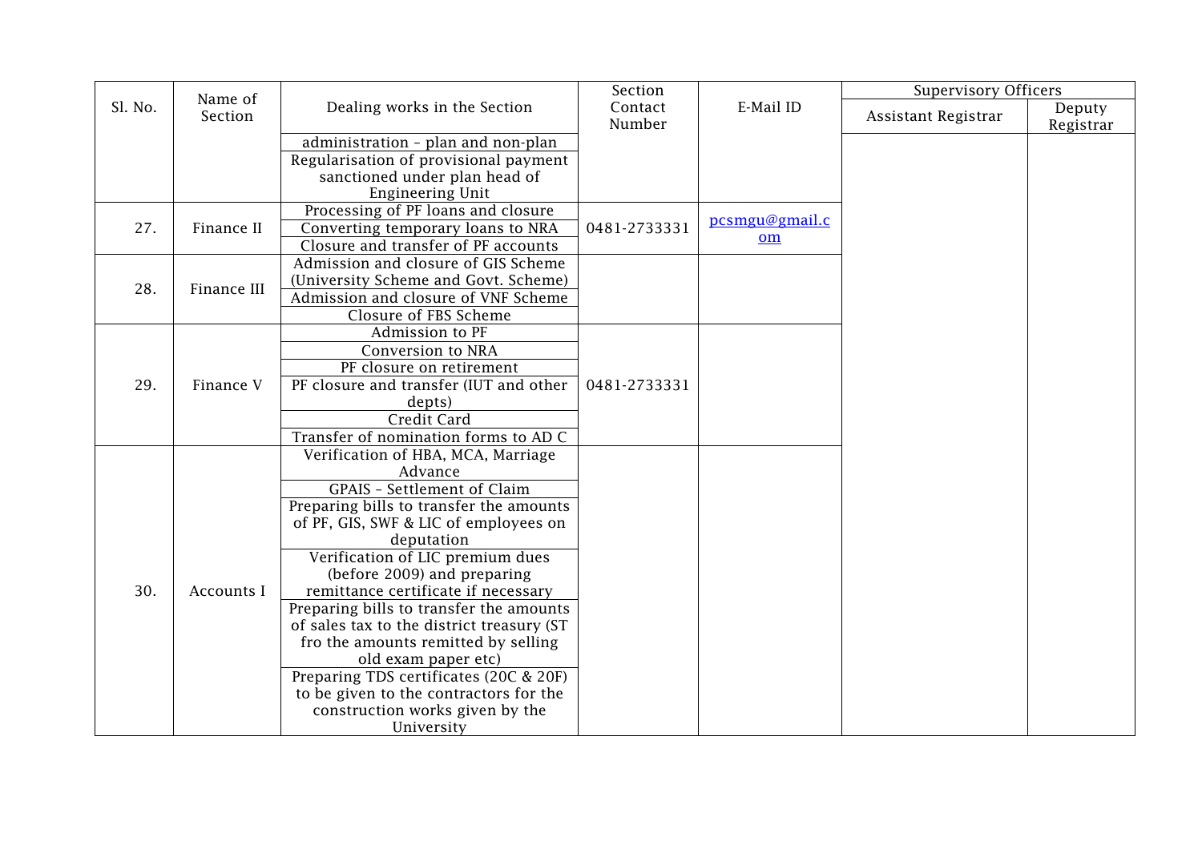| Sl. No. | Name of Section | Dealing works in the Section | Section Contact Number | E-Mail ID | Supervisory Officers | |
|---|---|---|---|---|---|---|
| | | | | | Assistant Registrar | Deputy Registrar |
| | | administration – plan and non-plan<br>Regularisation of provisional payment sanctioned under plan head of Engineering Unit | | | | |
| 27. | Finance II | Processing of PF loans and closure<br>Converting temporary loans to NRA<br>Closure and transfer of PF accounts | 0481-2733331 | pcsmgu@gmail.com | | |
| 28. | Finance III | Admission and closure of GIS Scheme (University Scheme and Govt. Scheme)<br>Admission and closure of VNF Scheme<br>Closure of FBS Scheme | | | | |
| 29. | Finance V | Admission to PF<br>Conversion to NRA<br>PF closure on retirement<br>PF closure and transfer (IUT and other depts)<br>Credit Card<br>Transfer of nomination forms to AD C | 0481-2733331 | | | |
| 30. | Accounts I | Verification of HBA, MCA, Marriage Advance<br>GPAIS – Settlement of Claim<br>Preparing bills to transfer the amounts of PF, GIS, SWF & LIC of employees on deputation<br>Verification of LIC premium dues (before 2009) and preparing remittance certificate if necessary<br>Preparing bills to transfer the amounts of sales tax to the district treasury (ST fro the amounts remitted by selling old exam paper etc)<br>Preparing TDS certificates (20C & 20F) to be given to the contractors for the construction works given by the University | | | | |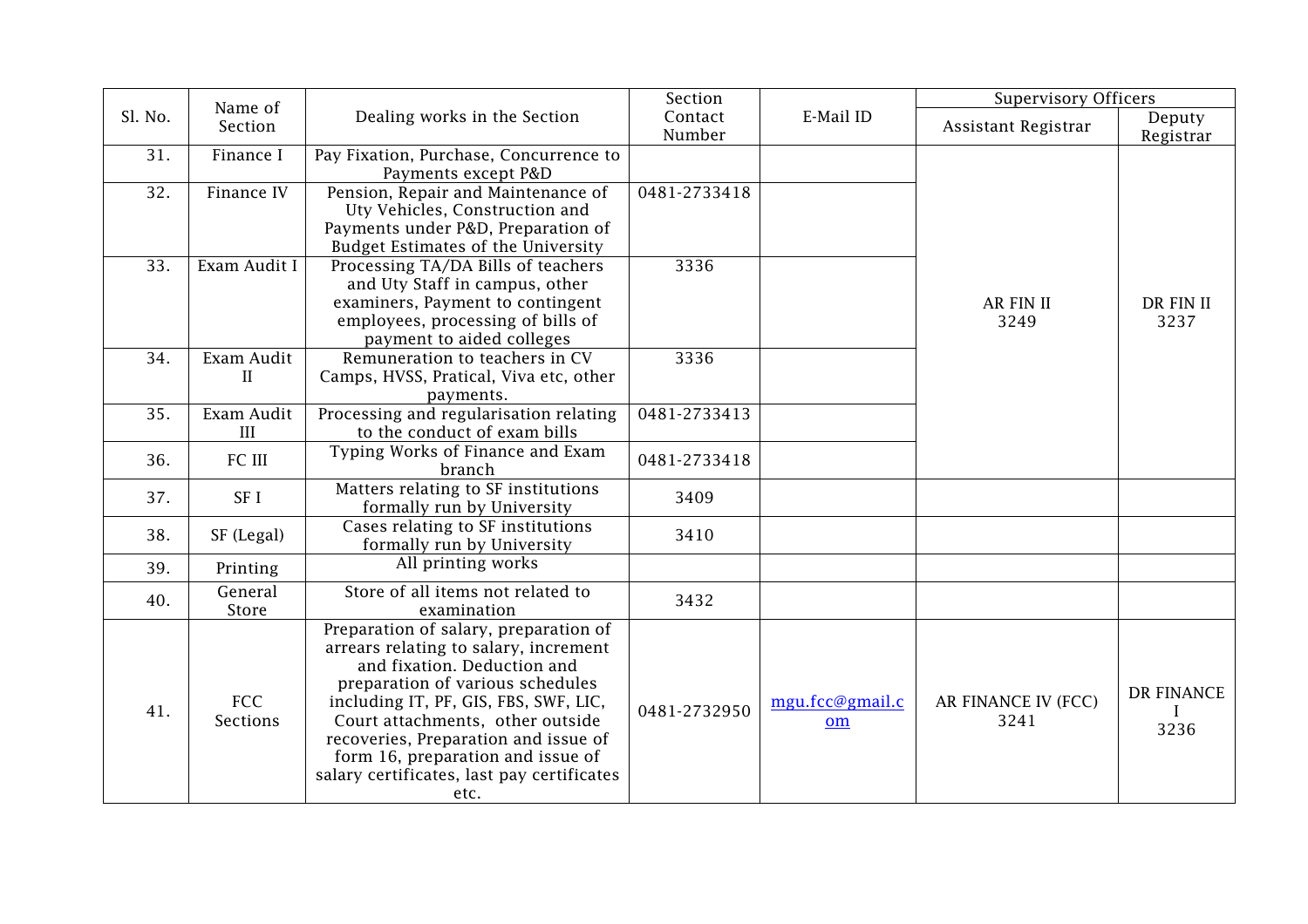| Sl. No. | Name of Section | Dealing works in the Section | Section Contact Number | E-Mail ID | Supervisory Officers | |
|---|---|---|---|---|---|---|
| | | | | | Assistant Registrar | Deputy Registrar |
| 31. | Finance I | Pay Fixation, Purchase, Concurrence to Payments except P&D | | | AR FIN II 3249 | DR FIN II 3237 |
| 32. | Finance IV | Pension, Repair and Maintenance of Uty Vehicles, Construction and Payments under P&D, Preparation of Budget Estimates of the University | 0481-2733418 | | | |
| 33. | Exam Audit I | Processing TA/DA Bills of teachers and Uty Staff in campus, other examiners, Payment to contingent employees, processing of bills of payment to aided colleges | 3336 | | | |
| 34. | Exam Audit II | Remuneration to teachers in CV Camps, HVSS, Pratical, Viva etc, other payments. | 3336 | | | |
| 35. | Exam Audit III | Processing and regularisation relating to the conduct of exam bills | 0481-2733413 | | | |
| 36. | FC III | Typing Works of Finance and Exam branch | 0481-2733418 | | | |
| 37. | SF I | Matters relating to SF institutions formally run by University | 3409 | | | |
| 38. | SF (Legal) | Cases relating to SF institutions formally run by University | 3410 | | | |
| 39. | Printing | All printing works | | | | |
| 40. | General Store | Store of all items not related to examination | 3432 | | | |
| 41. | FCC Sections | Preparation of salary, preparation of arrears relating to salary, increment and fixation. Deduction and preparation of various schedules including IT, PF, GIS, FBS, SWF, LIC, Court attachments, other outside recoveries, Preparation and issue of form 16, preparation and issue of salary certificates, last pay certificates etc. | 0481-2732950 | mgu.fcc@gmail.com | AR FINANCE IV (FCC) 3241 | DR FINANCE I 3236 |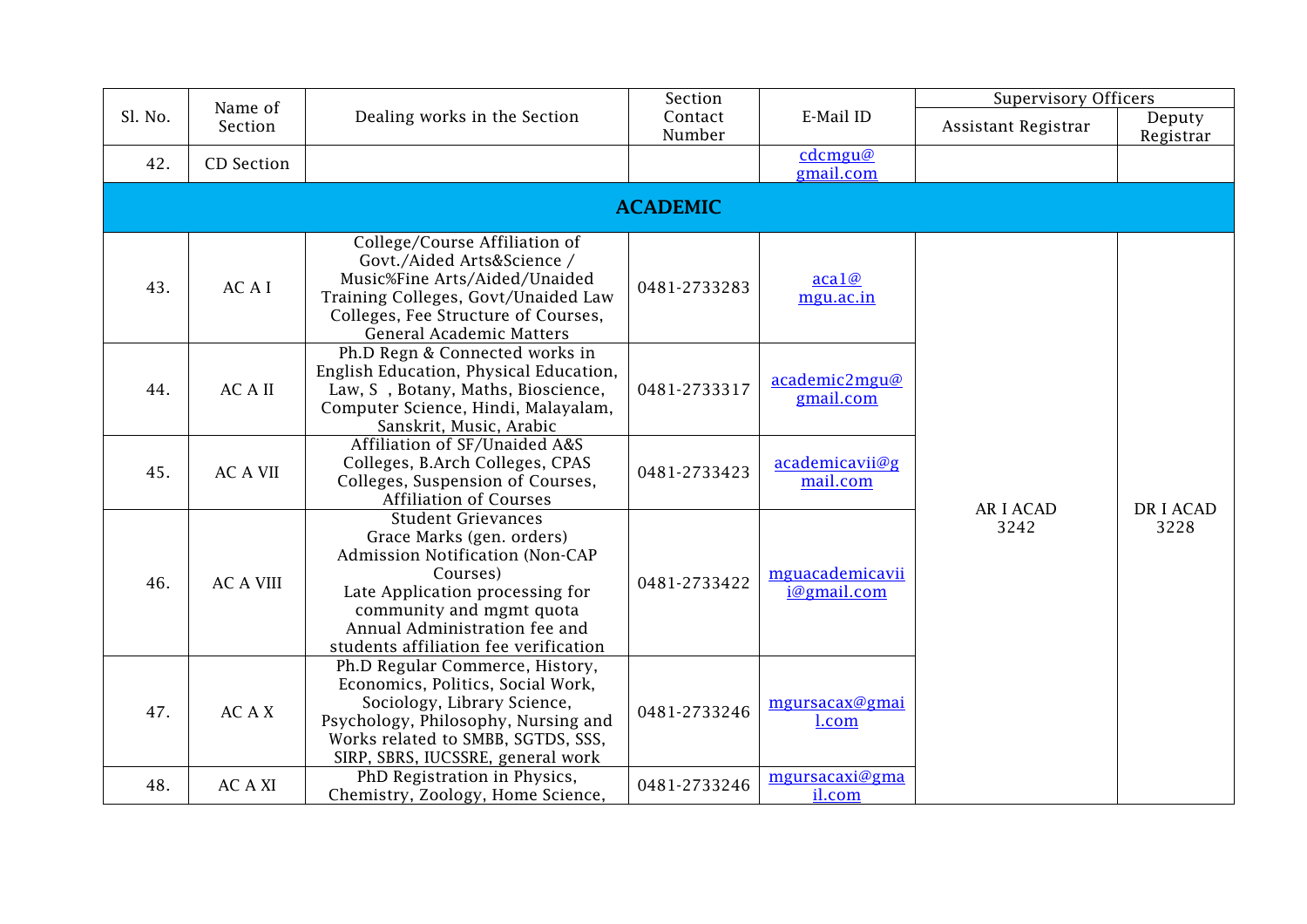| Sl. No. | Name of Section | Dealing works in the Section | Section Contact Number | E-Mail ID | Supervisory Officers | |
|---|---|---|---|---|---|---|
| | | | | | Assistant Registrar | Deputy Registrar |
| 42. | CD Section | | | cdcmgu@gmail.com | | |
| **ACADEMIC** | | | | | | |
| 43. | AC A I | College/Course Affiliation of Govt./Aided Arts&Science / Music%Fine Arts/Aided/Unaided Training Colleges, Govt/Unaided Law Colleges, Fee Structure of Courses, General Academic Matters | 0481-2733283 | aca1@mgu.ac.in | AR I ACAD 3242 | DR I ACAD 3228 |
| 44. | AC A II | Ph.D Regn & Connected works in English Education, Physical Education, Law, S , Botany, Maths, Bioscience, Computer Science, Hindi, Malayalam, Sanskrit, Music, Arabic | 0481-2733317 | academic2mgu@gmail.com | | |
| 45. | AC A VII | Affiliation of SF/Unaided A&S Colleges, B.Arch Colleges, CPAS Colleges, Suspension of Courses, Affiliation of Courses | 0481-2733423 | academicavii@gmail.com | | |
| 46. | AC A VIII | Student Grievances<br>Grace Marks (gen. orders)<br>Admission Notification (Non-CAP Courses)<br>Late Application processing for community and mgmt quota<br>Annual Administration fee and students affiliation fee verification | 0481-2733422 | mguacademicavii i@gmail.com | | |
| 47. | AC A X | Ph.D Regular Commerce, History, Economics, Politics, Social Work, Sociology, Library Science, Psychology, Philosophy, Nursing and Works related to SMBB, SGTDS, SSS, SIRP, SBRS, IUCSSRE, general work | 0481-2733246 | mgursacax@gmail.com | | |
| 48. | AC A XI | PhD Registration in Physics, Chemistry, Zoology, Home Science, | 0481-2733246 | mgursacaxi@gmail.com | | |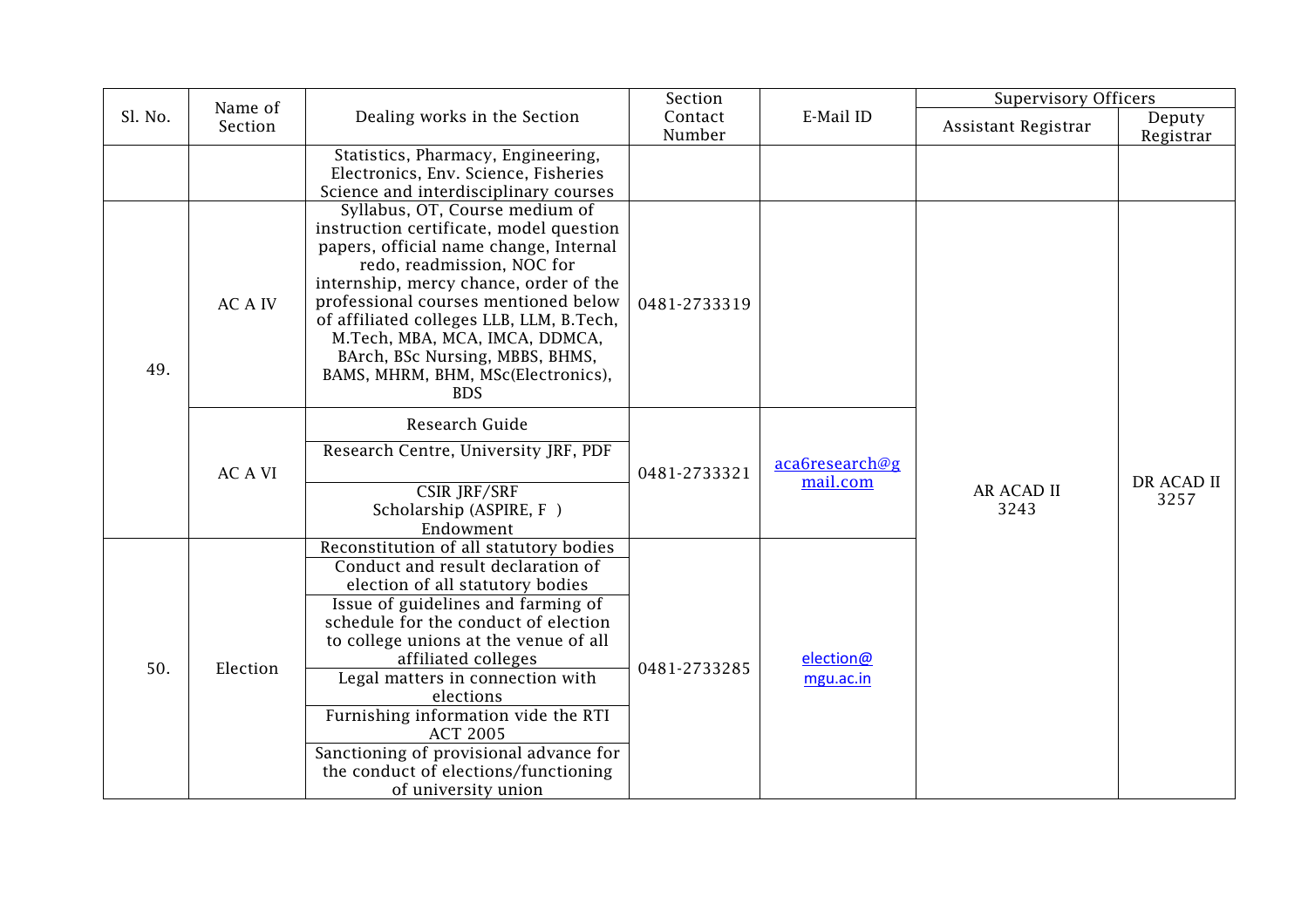| Sl. No. | Name of Section | Dealing works in the Section | Section Contact Number | E-Mail ID | Supervisory Officers | |
|---|---|---|---|---|---|---|
| | | | | | Assistant Registrar | Deputy Registrar |
| | | Statistics, Pharmacy, Engineering, Electronics, Env. Science, Fisheries Science and interdisciplinary courses | | | | |
| 49. | AC A IV | Syllabus, OT, Course medium of instruction certificate, model question papers, official name change, Internal redo, readmission, NOC for internship, mercy chance, order of the professional courses mentioned below of affiliated colleges LLB, LLM, B.Tech, M.Tech, MBA, MCA, IMCA, DDMCA, BArch, BSc Nursing, MBBS, BHMS, BAMS, MHRM, BHM, MSc(Electronics), BDS | 0481-2733319 | | AR ACAD II 3243 | DR ACAD II 3257 |
| | AC A VI | Research Guide<br>Research Centre, University JRF, PDF<br>CSIR JRF/SRF Scholarship (ASPIRE, F ) Endowment | 0481-2733321 | aca6research@gmail.com | | |
| 50. | Election | Reconstitution of all statutory bodies<br>Conduct and result declaration of election of all statutory bodies<br>Issue of guidelines and farming of schedule for the conduct of election to college unions at the venue of all affiliated colleges<br>Legal matters in connection with elections<br>Furnishing information vide the RTI ACT 2005<br>Sanctioning of provisional advance for the conduct of elections/functioning of university union | 0481-2733285 | election@mgu.ac.in | | |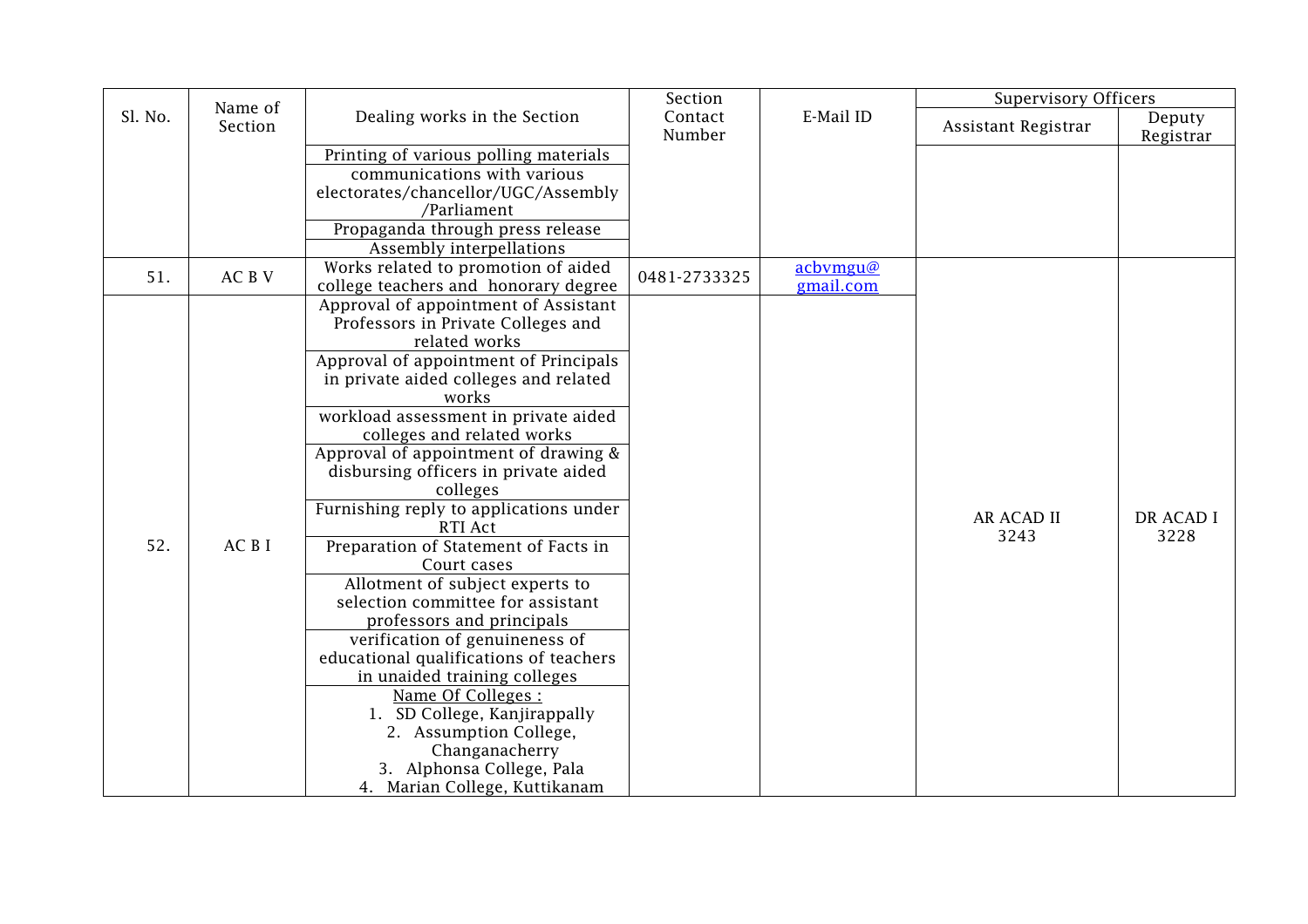| Sl. No. | Name of Section | Dealing works in the Section | Section Contact Number | E-Mail ID | Supervisory Officers | |
|---|---|---|---|---|---|---|
| | | | | | Assistant Registrar | Deputy Registrar |
| | | Printing of various polling materials | | | | |
| | | communications with various electorates/chancellor/UGC/Assembly /Parliament | | | | |
| | | Propaganda through press release | | | | |
| | | Assembly interpellations | | | | |
| 51. | AC B V | Works related to promotion of aided college teachers and honorary degree | 0481-2733325 | acbvmgu@gmail.com | AR ACAD II 3243 | DR ACAD I 3228 |
| 52. | AC B I | Approval of appointment of Assistant Professors in Private Colleges and related works | | | | |
| | | Approval of appointment of Principals in private aided colleges and related works | | | | |
| | | workload assessment in private aided colleges and related works | | | | |
| | | Approval of appointment of drawing & disbursing officers in private aided colleges | | | | |
| | | Furnishing reply to applications under RTI Act | | | | |
| | | Preparation of Statement of Facts in Court cases | | | | |
| | | Allotment of subject experts to selection committee for assistant professors and principals | | | | |
| | | verification of genuineness of educational qualifications of teachers in unaided training colleges | | | | |
| | | Name Of Colleges : 1. SD College, Kanjirappally 2. Assumption College, Changanacherry 3. Alphonsa College, Pala 4. Marian College, Kuttikanam | | | | |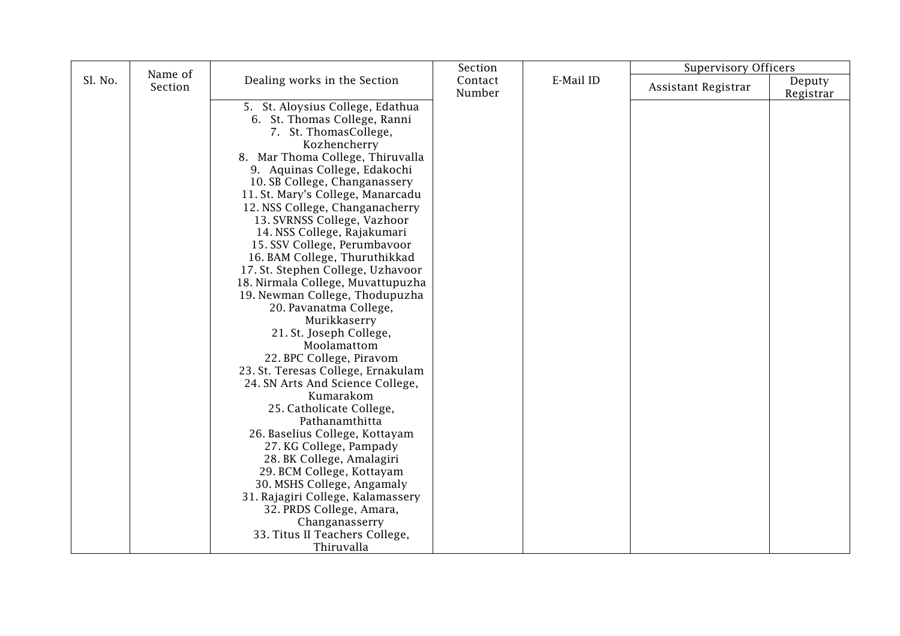| Sl. No. | Name of Section | Dealing works in the Section | Section Contact Number | E-Mail ID | Supervisory Officers | |
|---|---|---|---|---|---|---|
| | | | | | Assistant Registrar | Deputy Registrar |
| | | 5. St. Aloysius College, Edathua<br>6. St. Thomas College, Ranni<br>7. St. ThomasCollege, Kozhencherry<br>8. Mar Thoma College, Thiruvalla<br>9. Aquinas College, Edakochi<br>10. SB College, Changanassery<br>11. St. Mary's College, Manarcadu<br>12. NSS College, Changanacherry<br>13. SVRNSS College, Vazhoor<br>14. NSS College, Rajakumari<br>15. SSV College, Perumbavoor<br>16. BAM College, Thuruthikkad<br>17. St. Stephen College, Uzhavoor<br>18. Nirmala College, Muvattupuzha<br>19. Newman College, Thodupuzha<br>20. Pavanatma College, Murikkaserry<br>21. St. Joseph College, Moolamattom<br>22. BPC College, Piravom<br>23. St. Teresas College, Ernakulam<br>24. SN Arts And Science College, Kumarakom<br>25. Catholicate College, Pathanamthitta<br>26. Baselius College, Kottayam<br>27. KG College, Pampady<br>28. BK College, Amalagiri<br>29. BCM College, Kottayam<br>30. MSHS College, Angamaly<br>31. Rajagiri College, Kalamassery<br>32. PRDS College, Amara, Changanasserry<br>33. Titus II Teachers College, Thiruvalla | | | | |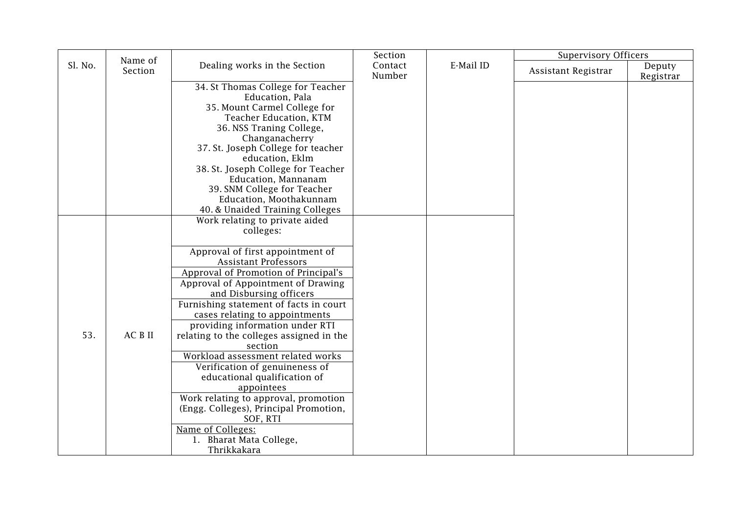| Sl. No. | Name of Section | Dealing works in the Section | Section Contact Number | E-Mail ID | Supervisory Officers | |
|---|---|---|---|---|---|---|
| | | | | | Assistant Registrar | Deputy Registrar |
| | | 34. St Thomas College for Teacher Education, Pala<br>35. Mount Carmel College for Teacher Education, KTM<br>36. NSS Traning College, Changanacherry<br>37. St. Joseph College for teacher education, Eklm<br>38. St. Joseph College for Teacher Education, Mannanam<br>39. SNM College for Teacher Education, Moothakunnam<br>40. & Unaided Training Colleges | | | | |
| 53. | AC B II | Work relating to private aided colleges:<br>Approval of first appointment of Assistant Professors<br>Approval of Promotion of Principal's<br>Approval of Appointment of Drawing and Disbursing officers<br>Furnishing statement of facts in court cases relating to appointments<br>providing information under RTI relating to the colleges assigned in the section<br>Workload assessment related works<br>Verification of genuineness of educational qualification of appointees<br>Work relating to approval, promotion (Engg. Colleges), Principal Promotion, SOF, RTI<br>Name of Colleges:<br>1. Bharat Mata College, Thrikkakara | | | | |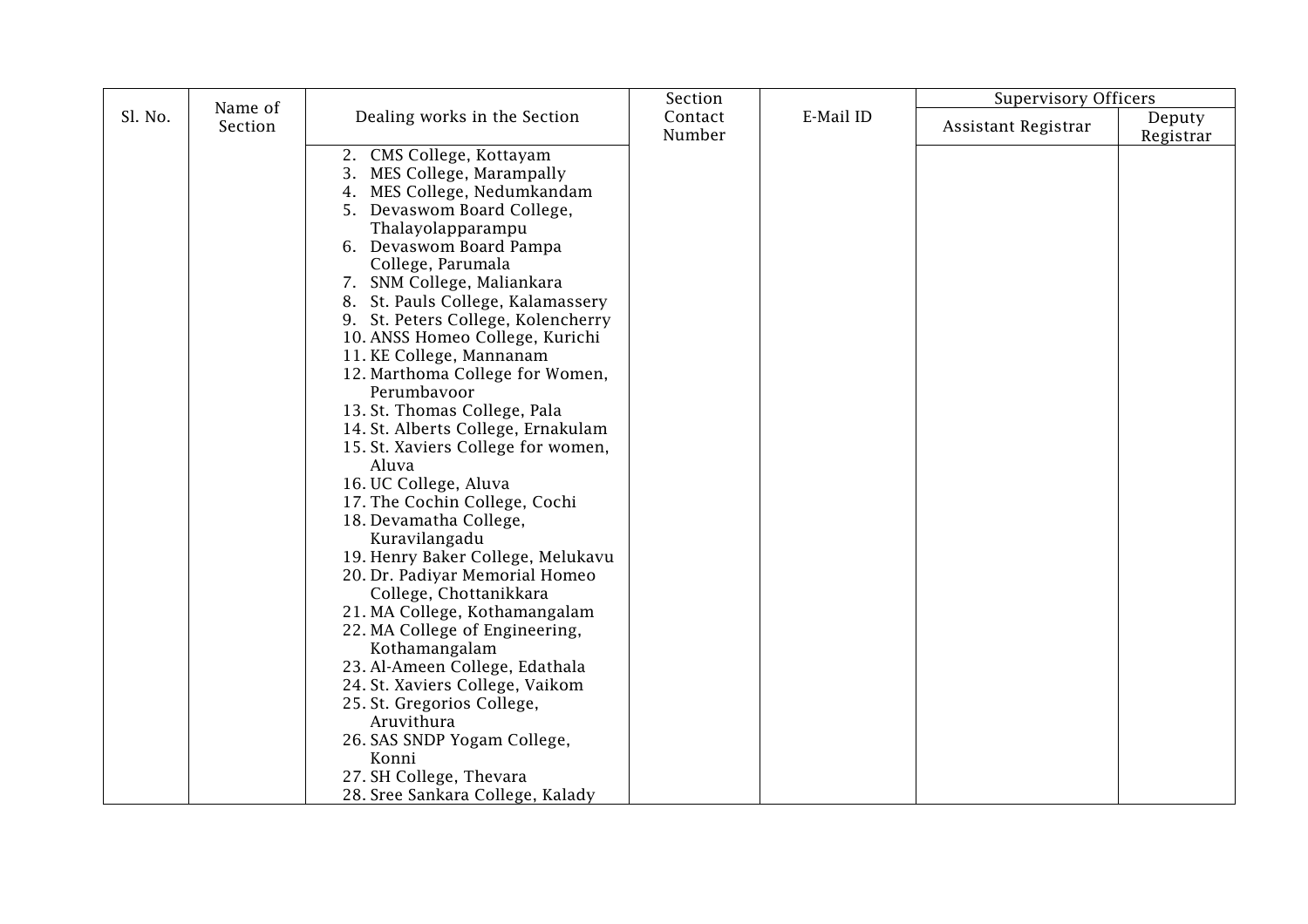| Sl. No. | Name of Section | Dealing works in the Section | Section Contact Number | E-Mail ID | Supervisory Officers | |
|---|---|---|---|---|---|---|
| | | | | | Assistant Registrar | Deputy Registrar |
| | | 2. CMS College, Kottayam<br>3. MES College, Marampally<br>4. MES College, Nedumkandam<br>5. Devaswom Board College, Thalayolapparampu<br>6. Devaswom Board Pampa College, Parumala<br>7. SNM College, Maliankara<br>8. St. Pauls College, Kalamassery<br>9. St. Peters College, Kolencherry<br>10. ANSS Homeo College, Kurichi<br>11. KE College, Mannanam<br>12. Marthoma College for Women, Perumbavoor<br>13. St. Thomas College, Pala<br>14. St. Alberts College, Ernakulam<br>15. St. Xaviers College for women, Aluva<br>16. UC College, Aluva<br>17. The Cochin College, Cochi<br>18. Devamatha College, Kuravilangadu<br>19. Henry Baker College, Melukavu<br>20. Dr. Padiyar Memorial Homeo College, Chottanikkara<br>21. MA College, Kothamangalam<br>22. MA College of Engineering, Kothamangalam<br>23. Al-Ameen College, Edathala<br>24. St. Xaviers College, Vaikom<br>25. St. Gregorios College, Aruvithura<br>26. SAS SNDP Yogam College, Konni<br>27. SH College, Thevara<br>28. Sree Sankara College, Kalady | | | | |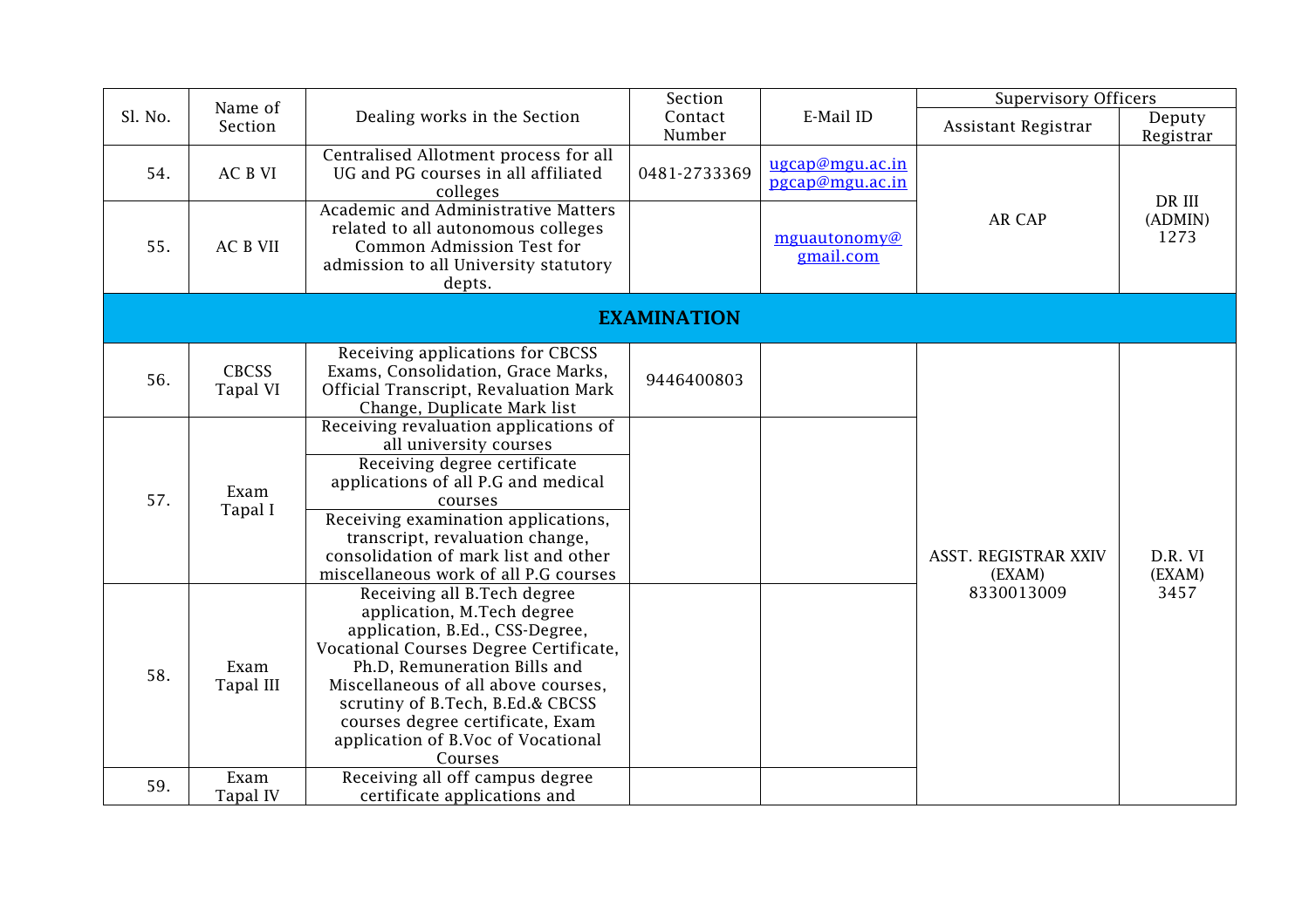| Sl. No. | Name of Section | Dealing works in the Section | Section Contact Number | E-Mail ID | Supervisory Officers | |
|---|---|---|---|---|---|---|
| | | | | | Assistant Registrar | Deputy Registrar |
| 54. | AC B VI | Centralised Allotment process for all UG and PG courses in all affiliated colleges | 0481-2733369 | ugcap@mgu.ac.in pgcap@mgu.ac.in | AR CAP | DR III (ADMIN) 1273 |
| 55. | AC B VII | Academic and Administrative Matters related to all autonomous colleges Common Admission Test for admission to all University statutory depts. | | mguautonomy@gmail.com | | |
| **EXAMINATION** | | | | | | |
| 56. | CBCSS Tapal VI | Receiving applications for CBCSS Exams, Consolidation, Grace Marks, Official Transcript, Revaluation Mark Change, Duplicate Mark list | 9446400803 | | ASST. REGISTRAR XXIV (EXAM) 8330013009 | D.R. VI (EXAM) 3457 |
| 57. | Exam Tapal I | Receiving revaluation applications of all university courses<br>Receiving degree certificate applications of all P.G and medical courses<br>Receiving examination applications, transcript, revaluation change, consolidation of mark list and other miscellaneous work of all P.G courses | | | | |
| 58. | Exam Tapal III | Receiving all B.Tech degree application, M.Tech degree application, B.Ed., CSS-Degree, Vocational Courses Degree Certificate, Ph.D, Remuneration Bills and Miscellaneous of all above courses, scrutiny of B.Tech, B.Ed.& CBCSS courses degree certificate, Exam application of B.Voc of Vocational Courses | | | | |
| 59. | Exam Tapal IV | Receiving all off campus degree certificate applications and | | | | |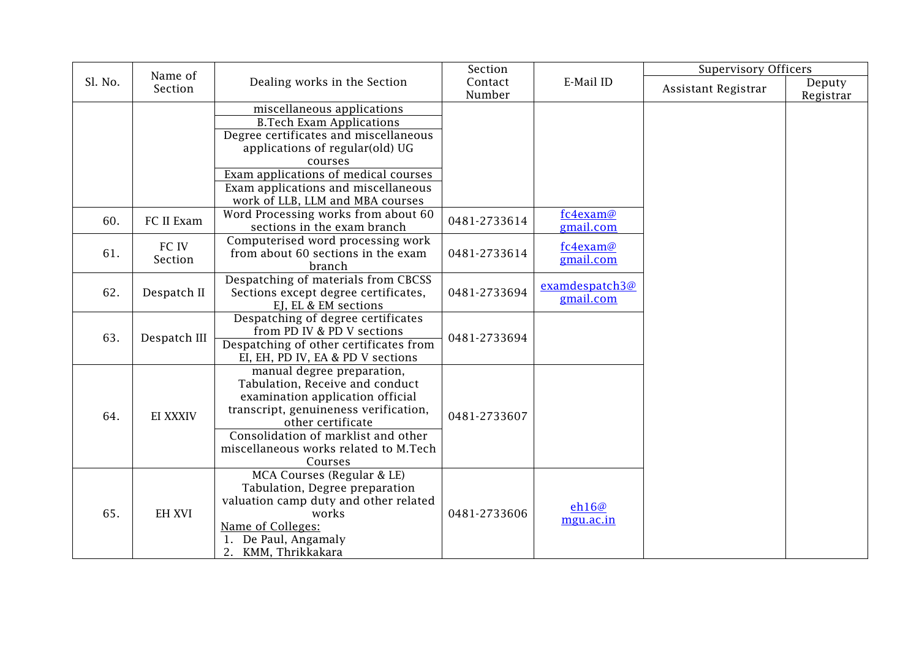| Sl. No. | Name of Section | Dealing works in the Section | Section Contact Number | E-Mail ID | Supervisory Officers | |
|---|---|---|---|---|---|---|
| | | | | | Assistant Registrar | Deputy Registrar |
| | | miscellaneous applications<br>B.Tech Exam Applications<br>Degree certificates and miscellaneous applications of regular(old) UG courses<br>Exam applications of medical courses<br>Exam applications and miscellaneous work of LLB, LLM and MBA courses | | | | |
| 60. | FC II Exam | Word Processing works from about 60 sections in the exam branch | 0481-2733614 | fc4exam@gmail.com | | |
| 61. | FC IV Section | Computerised word processing work from about 60 sections in the exam branch | 0481-2733614 | fc4exam@gmail.com | | |
| 62. | Despatch II | Despatching of materials from CBCSS Sections except degree certificates, EJ, EL & EM sections | 0481-2733694 | examdespatch3@gmail.com | | |
| 63. | Despatch III | Despatching of degree certificates from PD IV & PD V sections<br>Despatching of other certificates from EI, EH, PD IV, EA & PD V sections | 0481-2733694 | | | |
| 64. | EI XXXIV | manual degree preparation, Tabulation, Receive and conduct examination application official transcript, genuineness verification, other certificate<br>Consolidation of marklist and other miscellaneous works related to M.Tech Courses | 0481-2733607 | | | |
| 65. | EH XVI | MCA Courses (Regular & LE) Tabulation, Degree preparation valuation camp duty and other related works<br>Name of Colleges:<br>1. De Paul, Angamaly<br>2. KMM, Thrikkakara | 0481-2733606 | eh16@mgu.ac.in | | |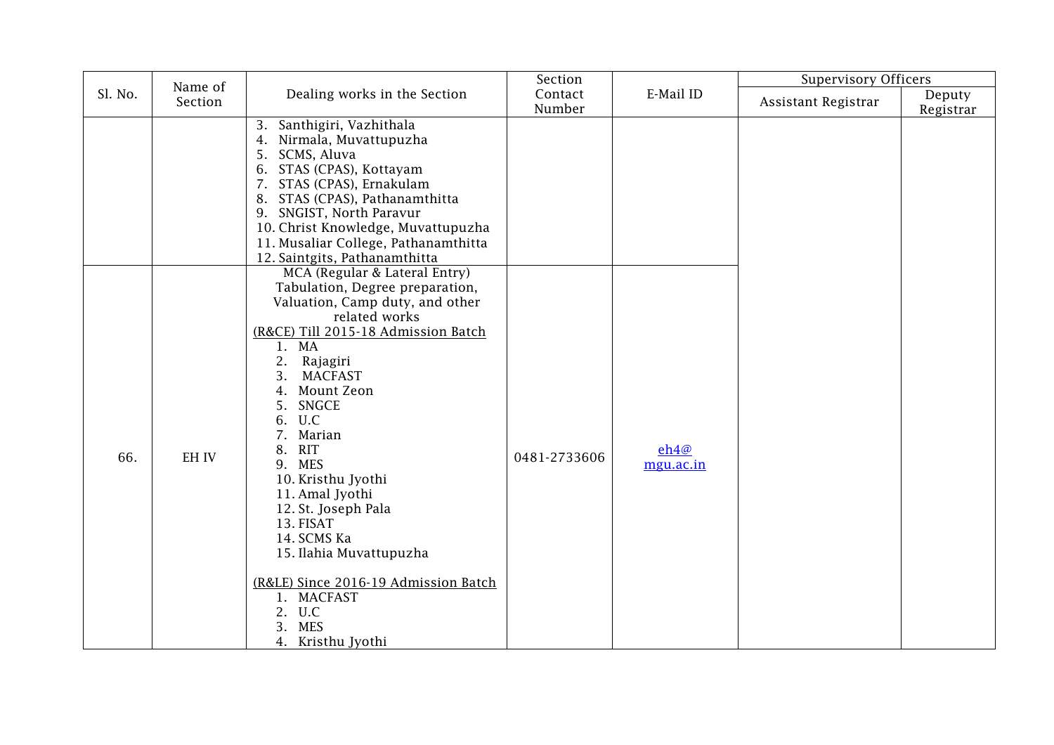| Sl. No. | Name of Section | Dealing works in the Section | Section Contact Number | E-Mail ID | Supervisory Officers | |
|---|---|---|---|---|---|---|
| | | | | | Assistant Registrar | Deputy Registrar |
| | | 3. Santhigiri, Vazhithala<br>4. Nirmala, Muvattupuzha<br>5. SCMS, Aluva<br>6. STAS (CPAS), Kottayam<br>7. STAS (CPAS), Ernakulam<br>8. STAS (CPAS), Pathanamthitta<br>9. SNGIST, North Paravur<br>10. Christ Knowledge, Muvattupuzha<br>11. Musaliar College, Pathanamthitta<br>12. Saintgits, Pathanamthitta | | | | |
| 66. | EH IV | MCA (Regular & Lateral Entry) Tabulation, Degree preparation, Valuation, Camp duty, and other related works<br>(R&CE) Till 2015-18 Admission Batch<br>1. MA<br>2. Rajagiri<br>3. MACFAST<br>4. Mount Zeon<br>5. SNGCE<br>6. U.C<br>7. Marian<br>8. RIT<br>9. MES<br>10. Kristhu Jyothi<br>11. Amal Jyothi<br>12. St. Joseph Pala<br>13. FISAT<br>14. SCMS Ka<br>15. Ilahia Muvattupuzha<br><br>(R&LE) Since 2016-19 Admission Batch<br>1. MACFAST<br>2. U.C<br>3. MES<br>4. Kristhu Jyothi | 0481-2733606 | eh4@mgu.ac.in | | |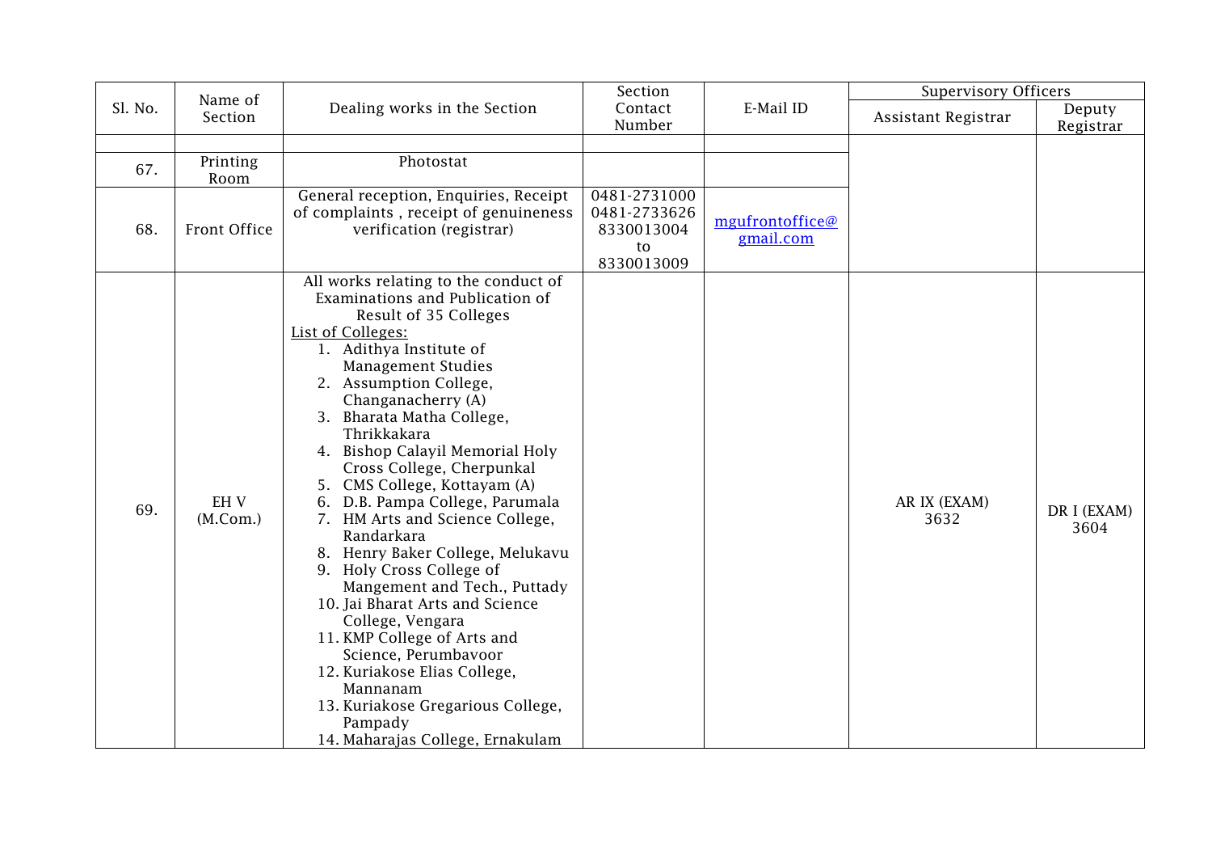| Sl. No. | Name of Section | Dealing works in the Section | Section Contact Number | E-Mail ID | Supervisory Officers | |
|---|---|---|---|---|---|---|
| | | | | | Assistant Registrar | Deputy Registrar |
| | | | | | | |
| 67. | Printing Room | Photostat | | | | |
| 68. | Front Office | General reception, Enquiries, Receipt of complaints , receipt of genuineness verification (registrar) | 0481-2731000<br>0481-2733626<br>8330013004<br>to<br>8330013009 | mgufrontoffice@gmail.com | | |
| 69. | EH V (M.Com.) | All works relating to the conduct of Examinations and Publication of Result of 35 Colleges<br>List of Colleges:<br>1. Adithya Institute of Management Studies<br>2. Assumption College, Changanacherry (A)<br>3. Bharata Matha College, Thrikkakara<br>4. Bishop Calayil Memorial Holy Cross College, Cherpunkal<br>5. CMS College, Kottayam (A)<br>6. D.B. Pampa College, Parumala<br>7. HM Arts and Science College, Randarkara<br>8. Henry Baker College, Melukavu<br>9. Holy Cross College of Mangement and Tech., Puttady<br>10. Jai Bharat Arts and Science College, Vengara<br>11. KMP College of Arts and Science, Perumbavoor<br>12. Kuriakose Elias College, Mannanam<br>13. Kuriakose Gregarious College, Pampady<br>14. Maharajas College, Ernakulam | | | AR IX (EXAM)<br>3632 | DR I (EXAM)<br>3604 |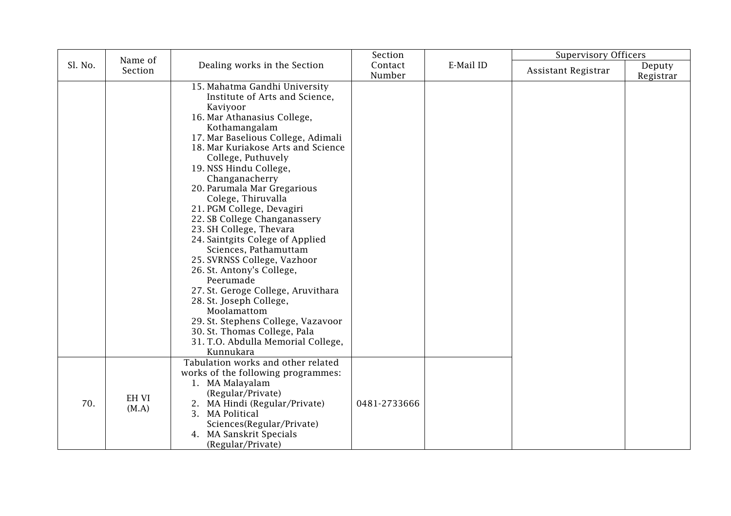| Sl. No. | Name of Section | Dealing works in the Section | Section Contact Number | E-Mail ID | Supervisory Officers | |
|---|---|---|---|---|---|---|
| | | | | | Assistant Registrar | Deputy Registrar |
| | | 15. Mahatma Gandhi University Institute of Arts and Science, Kaviyoor<br>16. Mar Athanasius College, Kothamangalam<br>17. Mar Baselious College, Adimali<br>18. Mar Kuriakose Arts and Science College, Puthuvely<br>19. NSS Hindu College, Changanacherry<br>20. Parumala Mar Gregarious Colege, Thiruvalla<br>21. PGM College, Devagiri<br>22. SB College Changanassery<br>23. SH College, Thevara<br>24. Saintgits Colege of Applied Sciences, Pathamuttam<br>25. SVRNSS College, Vazhoor<br>26. St. Antony's College, Peerumade<br>27. St. Geroge College, Aruvithara<br>28. St. Joseph College, Moolamattom<br>29. St. Stephens College, Vazavoor<br>30. St. Thomas College, Pala<br>31. T.O. Abdulla Memorial College, Kunnukara | | | | |
| 70. | EH VI (M.A) | Tabulation works and other related works of the following programmes:<br>1. MA Malayalam (Regular/Private)<br>2. MA Hindi (Regular/Private)<br>3. MA Political Sciences(Regular/Private)<br>4. MA Sanskrit Specials (Regular/Private) | 0481-2733666 | | | |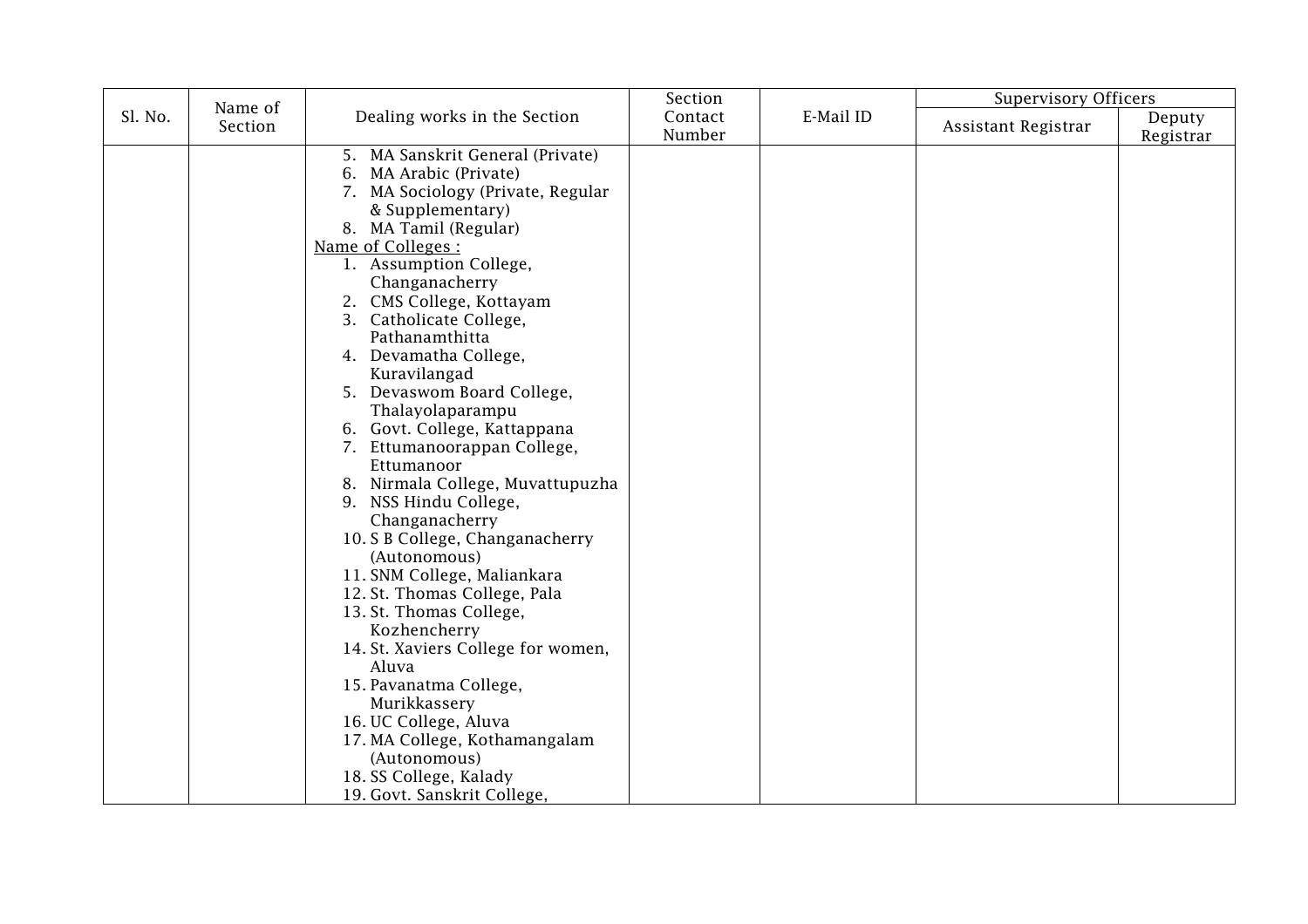| Sl. No. | Name of Section | Dealing works in the Section | Section Contact Number | E-Mail ID | Supervisory Officers | |
|---|---|---|---|---|---|---|
| | | | | | Assistant Registrar | Deputy Registrar |
| | | 5. MA Sanskrit General (Private)<br>6. MA Arabic (Private)<br>7. MA Sociology (Private, Regular & Supplementary)<br>8. MA Tamil (Regular)<br><u>Name of Colleges :</u><br>1. Assumption College, Changanacherry<br>2. CMS College, Kottayam<br>3. Catholicate College, Pathanamthitta<br>4. Devamatha College, Kuravilangad<br>5. Devaswom Board College, Thalayolaparampu<br>6. Govt. College, Kattappana<br>7. Ettumanoorappan College, Ettumanoor<br>8. Nirmala College, Muvattupuzha<br>9. NSS Hindu College, Changanacherry<br>10. S B College, Changanacherry (Autonomous)<br>11. SNM College, Maliankara<br>12. St. Thomas College, Pala<br>13. St. Thomas College, Kozhencherry<br>14. St. Xaviers College for women, Aluva<br>15. Pavanatma College, Murikkassery<br>16. UC College, Aluva<br>17. MA College, Kothamangalam (Autonomous)<br>18. SS College, Kalady<br>19. Govt. Sanskrit College, | | | | |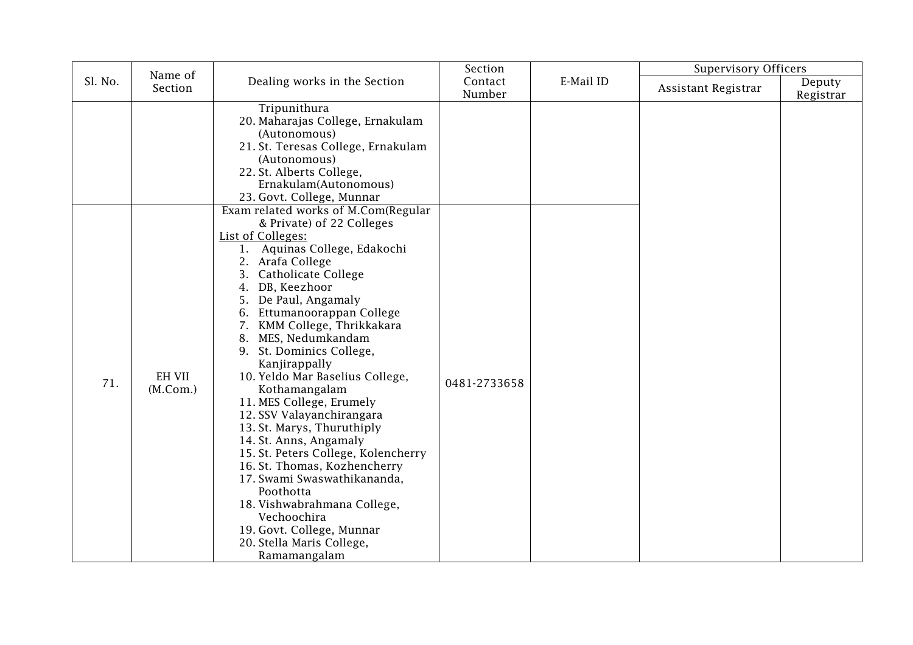| Sl. No. | Name of Section | Dealing works in the Section | Section Contact Number | E-Mail ID | Supervisory Officers | |
|---|---|---|---|---|---|---|
| | | | | | Assistant Registrar | Deputy Registrar |
| | | Tripunithura<br>20. Maharajas College, Ernakulam (Autonomous)<br>21. St. Teresas College, Ernakulam (Autonomous)<br>22. St. Alberts College, Ernakulam(Autonomous)<br>23. Govt. College, Munnar | | | | |
| 71. | EH VII (M.Com.) | Exam related works of M.Com(Regular & Private) of 22 Colleges<br>List of Colleges:<br>1. Aquinas College, Edakochi<br>2. Arafa College<br>3. Catholicate College<br>4. DB, Keezhoor<br>5. De Paul, Angamaly<br>6. Ettumanoorappan College<br>7. KMM College, Thrikkakara<br>8. MES, Nedumkandam<br>9. St. Dominics College, Kanjirappally<br>10. Yeldo Mar Baselius College, Kothamangalam<br>11. MES College, Erumely<br>12. SSV Valayanchirangara<br>13. St. Marys, Thuruthiply<br>14. St. Anns, Angamaly<br>15. St. Peters College, Kolencherry<br>16. St. Thomas, Kozhencherry<br>17. Swami Swaswathikananda, Poothotta<br>18. Vishwabrahmana College, Vechoochira<br>19. Govt. College, Munnar<br>20. Stella Maris College, Ramamangalam | 0481-2733658 | | | |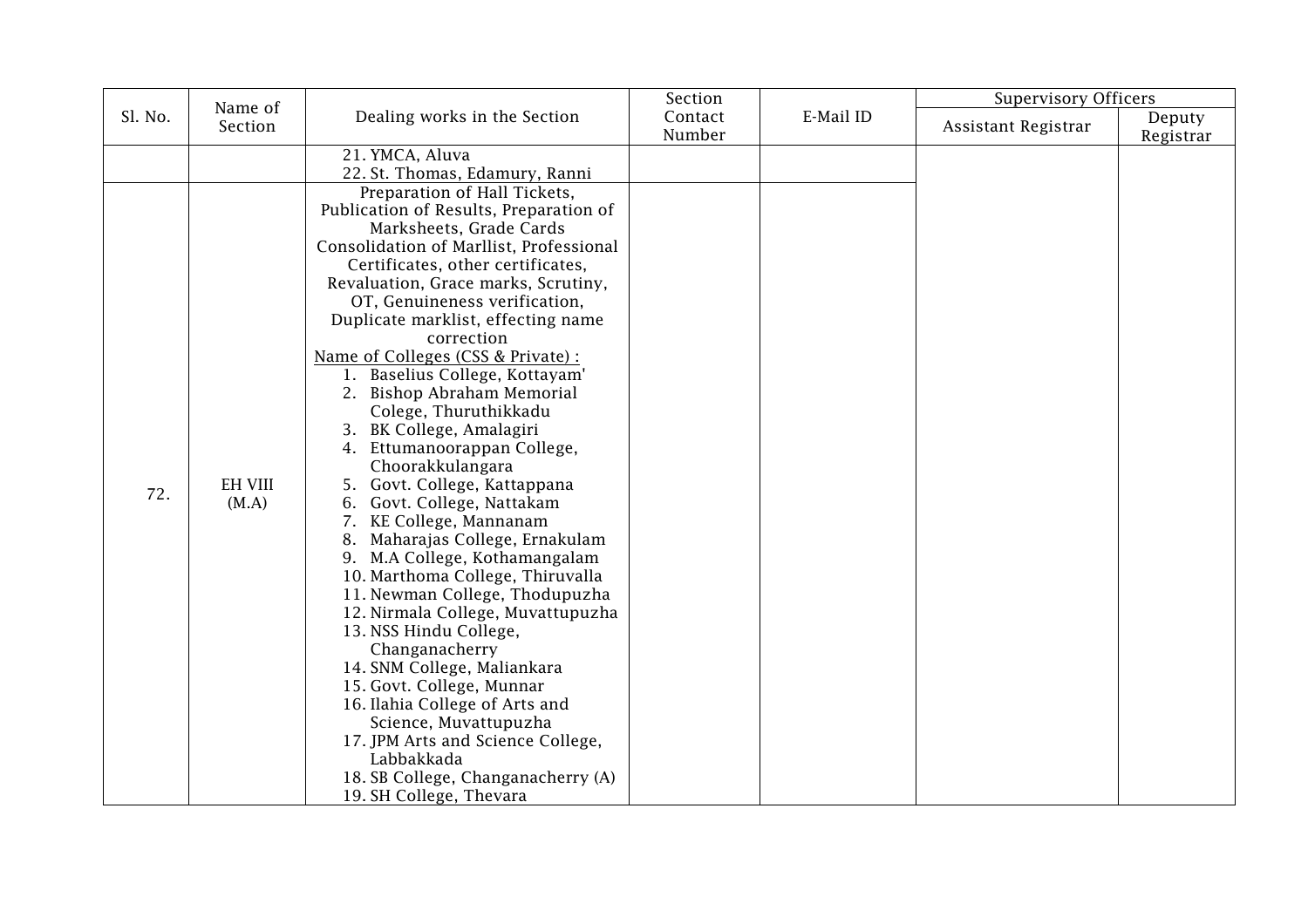| Sl. No. | Name of Section | Dealing works in the Section | Section Contact Number | E-Mail ID | Supervisory Officers | |
|---|---|---|---|---|---|---|
| | | | | | Assistant Registrar | Deputy Registrar |
| | | 21. YMCA, Aluva<br>22. St. Thomas, Edamury, Ranni | | | | |
| 72. | EH VIII (M.A) | Preparation of Hall Tickets, Publication of Results, Preparation of Marksheets, Grade Cards Consolidation of Marllist, Professional Certificates, other certificates, Revaluation, Grace marks, Scrutiny, OT, Genuineness verification, Duplicate marklist, effecting name correction<br>Name of Colleges (CSS & Private) :<br>1. Baselius College, Kottayam'<br>2. Bishop Abraham Memorial Colege, Thuruthikkadu<br>3. BK College, Amalagiri<br>4. Ettumanoorappan College, Choorakkulangara<br>5. Govt. College, Kattappana<br>6. Govt. College, Nattakam<br>7. KE College, Mannanam<br>8. Maharajas College, Ernakulam<br>9. M.A College, Kothamangalam<br>10. Marthoma College, Thiruvalla<br>11. Newman College, Thodupuzha<br>12. Nirmala College, Muvattupuzha<br>13. NSS Hindu College, Changanacherry<br>14. SNM College, Maliankara<br>15. Govt. College, Munnar<br>16. Ilahia College of Arts and Science, Muvattupuzha<br>17. JPM Arts and Science College, Labbakkada<br>18. SB College, Changanacherry (A)<br>19. SH College, Thevara | | | | |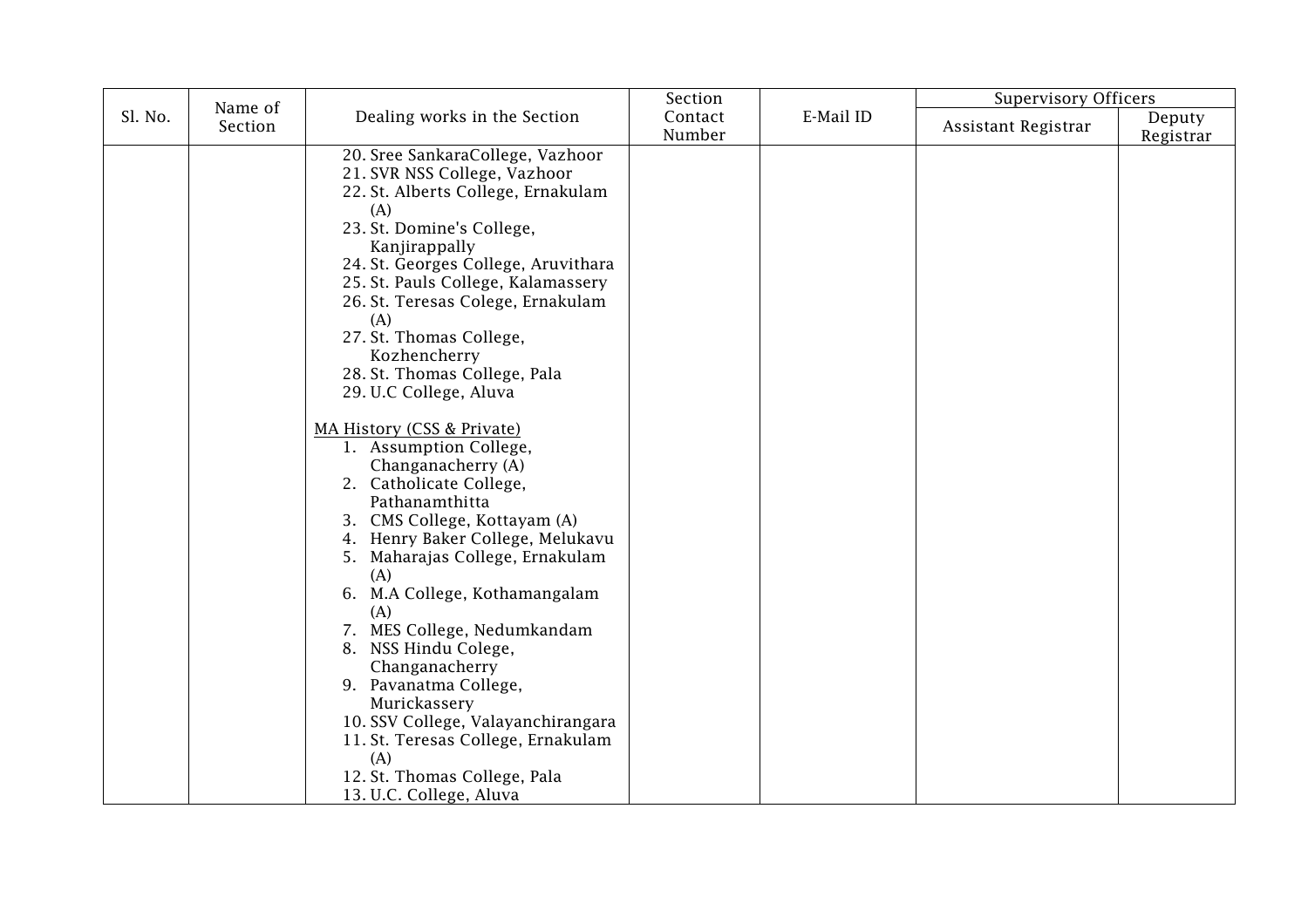| Sl. No. | Name of Section | Dealing works in the Section | Section Contact Number | E-Mail ID | Supervisory Officers | |
|---|---|---|---|---|---|---|
| | | | | | Assistant Registrar | Deputy Registrar |
| | | 20. Sree SankaraCollege, Vazhoor<br>21. SVR NSS College, Vazhoor<br>22. St. Alberts College, Ernakulam (A)<br>23. St. Domine's College, Kanjirappally<br>24. St. Georges College, Aruvithara<br>25. St. Pauls College, Kalamassery<br>26. St. Teresas Colege, Ernakulam (A)<br>27. St. Thomas College, Kozhencherry<br>28. St. Thomas College, Pala<br>29. U.C College, Aluva<br><br><u>MA History (CSS & Private)</u><br>1. Assumption College, Changanacherry (A)<br>2. Catholicate College, Pathanamthitta<br>3. CMS College, Kottayam (A)<br>4. Henry Baker College, Melukavu<br>5. Maharajas College, Ernakulam (A)<br>6. M.A College, Kothamangalam (A)<br>7. MES College, Nedumkandam<br>8. NSS Hindu Colege, Changanacherry<br>9. Pavanatma College, Murickassery<br>10. SSV College, Valayanchirangara<br>11. St. Teresas College, Ernakulam (A)<br>12. St. Thomas College, Pala<br>13. U.C. College, Aluva | | | | |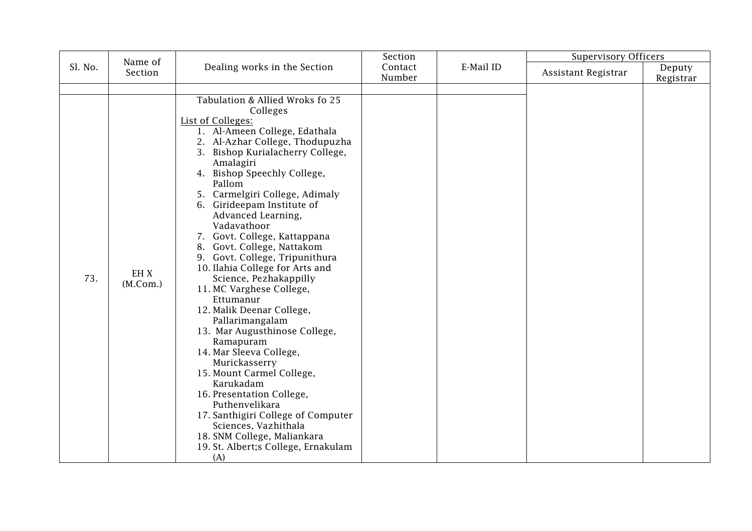| Sl. No. | Name of Section | Dealing works in the Section | Section Contact Number | E-Mail ID | Supervisory Officers | |
|---|---|---|---|---|---|---|
| | | | | | Assistant Registrar | Deputy Registrar |
| | | | | | | |
| 73. | EH X (M.Com.) | Tabulation & Allied Wroks fo 25 Colleges<br>List of Colleges:<br>1. Al-Ameen College, Edathala<br>2. Al-Azhar College, Thodupuzha<br>3. Bishop Kurialacherry College, Amalagiri<br>4. Bishop Speechly College, Pallom<br>5. Carmelgiri College, Adimaly<br>6. Girideepam Institute of Advanced Learning, Vadavathoor<br>7. Govt. College, Kattappana<br>8. Govt. College, Nattakom<br>9. Govt. College, Tripunithura<br>10. Ilahia College for Arts and Science, Pezhakappilly<br>11. MC Varghese College, Ettumanur<br>12. Malik Deenar College, Pallarimangalam<br>13. Mar Augusthinose College, Ramapuram<br>14. Mar Sleeva College, Murickasserry<br>15. Mount Carmel College, Karukadam<br>16. Presentation College, Puthenvelikara<br>17. Santhigiri College of Computer Sciences, Vazhithala<br>18. SNM College, Maliankara<br>19. St. Albert;s College, Ernakulam (A) | | | | |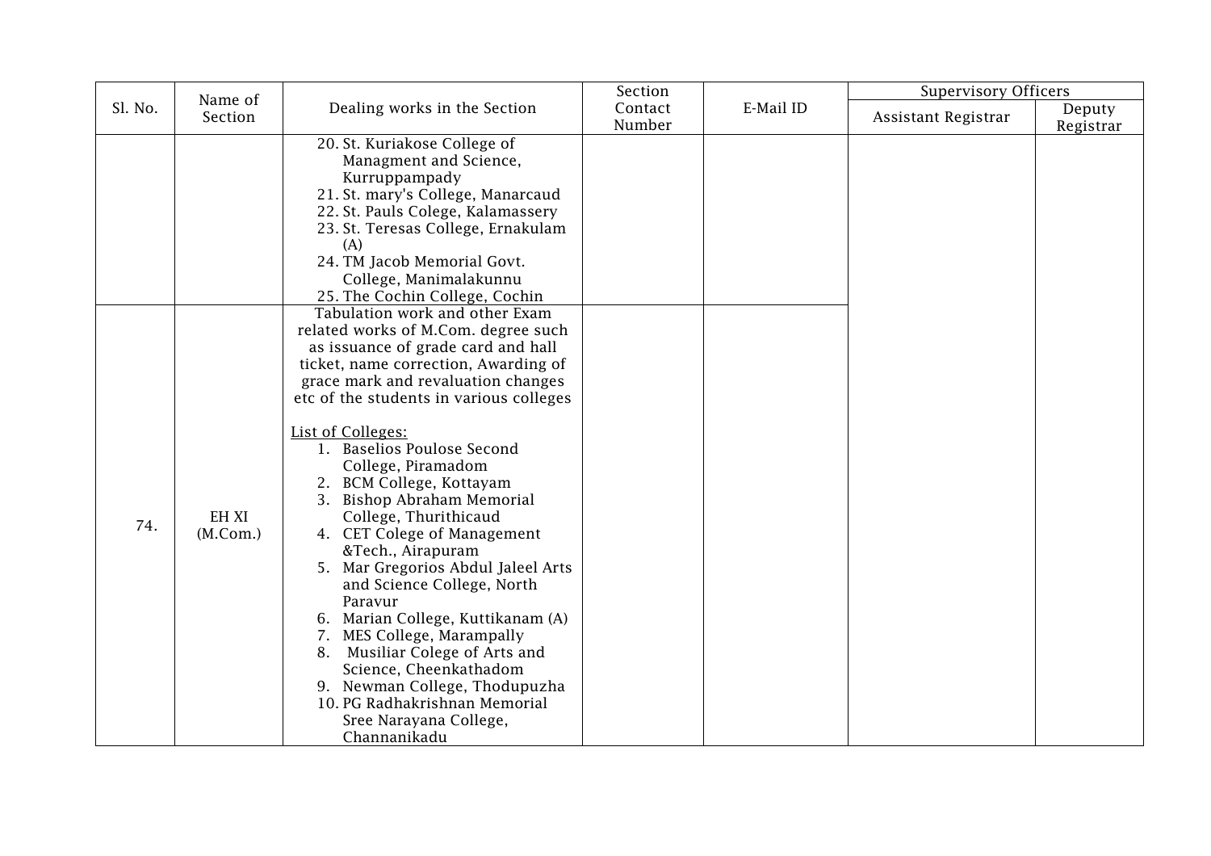| Sl. No. | Name of Section | Dealing works in the Section | Section Contact Number | E-Mail ID | Supervisory Officers | |
|---|---|---|---|---|---|---|
| | | | | | Assistant Registrar | Deputy Registrar |
| | | 20. St. Kuriakose College of Managment and Science, Kurruppampady<br>21. St. mary's College, Manarcaud<br>22. St. Pauls Colege, Kalamassery<br>23. St. Teresas College, Ernakulam (A)<br>24. TM Jacob Memorial Govt. College, Manimalakunnu<br>25. The Cochin College, Cochin | | | | |
| 74. | EH XI (M.Com.) | Tabulation work and other Exam related works of M.Com. degree such as issuance of grade card and hall ticket, name correction, Awarding of grace mark and revaluation changes etc of the students in various colleges<br><br>List of Colleges:<br>1. Baselios Poulose Second College, Piramadom<br>2. BCM College, Kottayam<br>3. Bishop Abraham Memorial College, Thurithicaud<br>4. CET Colege of Management &Tech., Airapuram<br>5. Mar Gregorios Abdul Jaleel Arts and Science College, North Paravur<br>6. Marian College, Kuttikanam (A)<br>7. MES College, Marampally<br>8. Musiliar Colege of Arts and Science, Cheenkathadom<br>9. Newman College, Thodupuzha<br>10. PG Radhakrishnan Memorial Sree Narayana College, Channanikadu | | | | |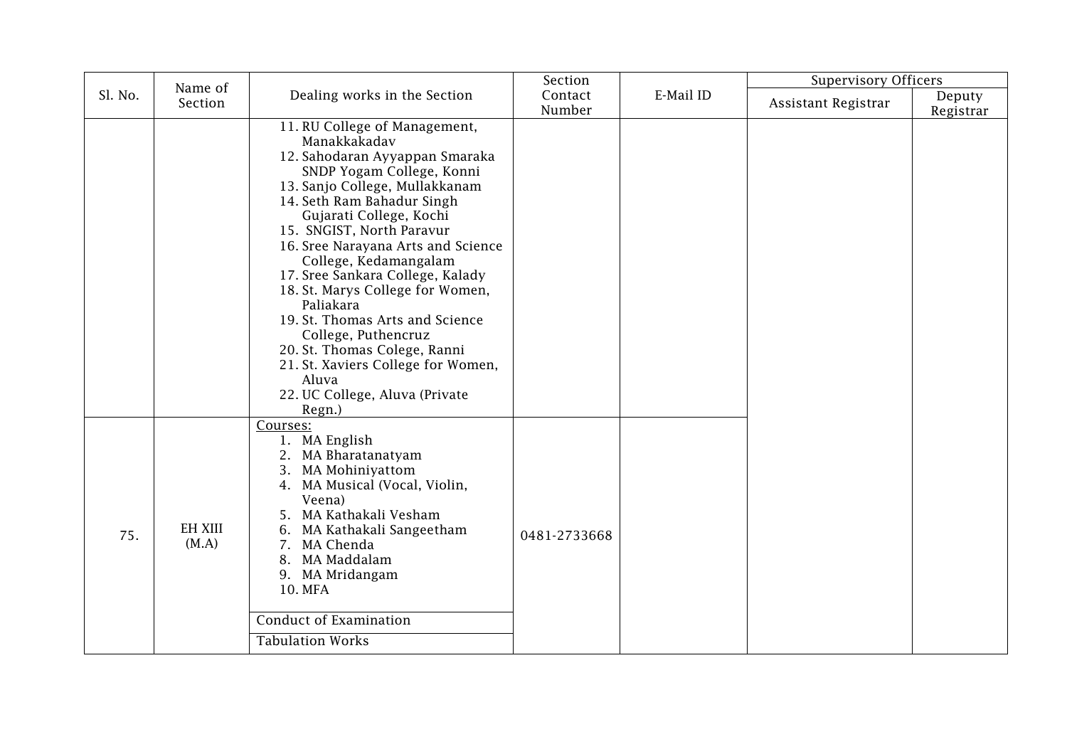| Sl. No. | Name of Section | Dealing works in the Section | Section Contact Number | E-Mail ID | Supervisory Officers | |
|---|---|---|---|---|---|---|
| | | | | | Assistant Registrar | Deputy Registrar |
| | | 11. RU College of Management, Manakkakadav<br>12. Sahodaran Ayyappan Smaraka SNDP Yogam College, Konni<br>13. Sanjo College, Mullakkanam<br>14. Seth Ram Bahadur Singh Gujarati College, Kochi<br>15. SNGIST, North Paravur<br>16. Sree Narayana Arts and Science College, Kedamangalam<br>17. Sree Sankara College, Kalady<br>18. St. Marys College for Women, Paliakara<br>19. St. Thomas Arts and Science College, Puthencruz<br>20. St. Thomas Colege, Ranni<br>21. St. Xaviers College for Women, Aluva<br>22. UC College, Aluva (Private Regn.) | | | | |
| 75. | EH XIII (M.A) | Courses:<br>1. MA English<br>2. MA Bharatanatyam<br>3. MA Mohiniyattom<br>4. MA Musical (Vocal, Violin, Veena)<br>5. MA Kathakali Vesham<br>6. MA Kathakali Sangeetham<br>7. MA Chenda<br>8. MA Maddalam<br>9. MA Mridangam<br>10. MFA | 0481-2733668 | | | |
| | | Conduct of Examination | | | | |
| | | Tabulation Works | | | | |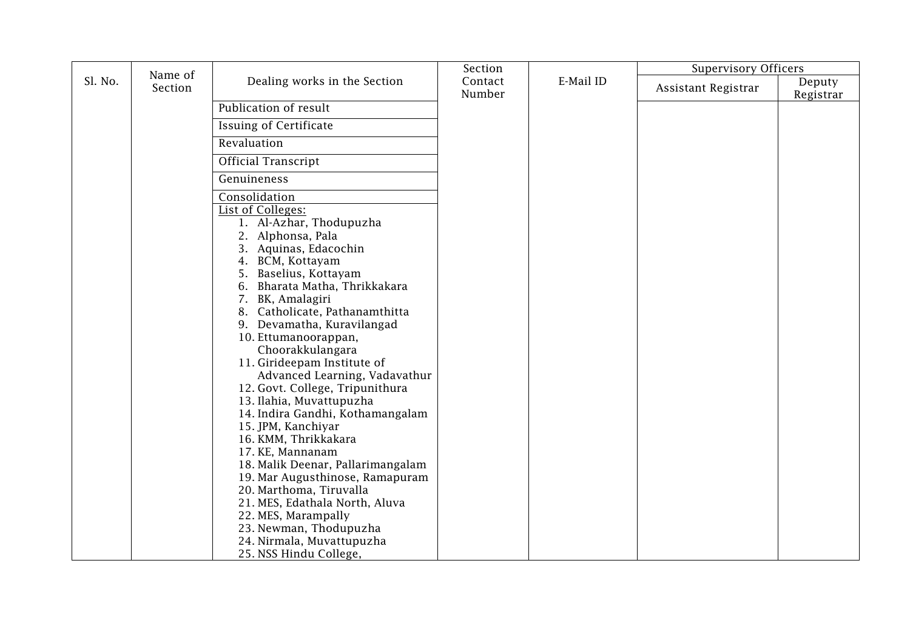| Sl. No. | Name of Section | Dealing works in the Section | Section Contact Number | E-Mail ID | Supervisory Officers | |
|---|---|---|---|---|---|---|
| | | | | | Assistant Registrar | Deputy Registrar |
| | | Publication of result | | | | |
| | | Issuing of Certificate | | | | |
| | | Revaluation | | | | |
| | | Official Transcript | | | | |
| | | Genuineness | | | | |
| | | Consolidation | | | | |
| | | List of Colleges:<br>1. Al-Azhar, Thodupuzha<br>2. Alphonsa, Pala<br>3. Aquinas, Edacochin<br>4. BCM, Kottayam<br>5. Baselius, Kottayam<br>6. Bharata Matha, Thrikkakara<br>7. BK, Amalagiri<br>8. Catholicate, Pathanamthitta<br>9. Devamatha, Kuravilangad<br>10. Ettumanoorappan, Choorakkulangara<br>11. Girideepam Institute of Advanced Learning, Vadavathur<br>12. Govt. College, Tripunithura<br>13. Ilahia, Muvattupuzha<br>14. Indira Gandhi, Kothamangalam<br>15. JPM, Kanchiyar<br>16. KMM, Thrikkakara<br>17. KE, Mannanam<br>18. Malik Deenar, Pallarimangalam<br>19. Mar Augusthinose, Ramapuram<br>20. Marthoma, Tiruvalla<br>21. MES, Edathala North, Aluva<br>22. MES, Marampally<br>23. Newman, Thodupuzha<br>24. Nirmala, Muvattupuzha<br>25. NSS Hindu College, | | | | |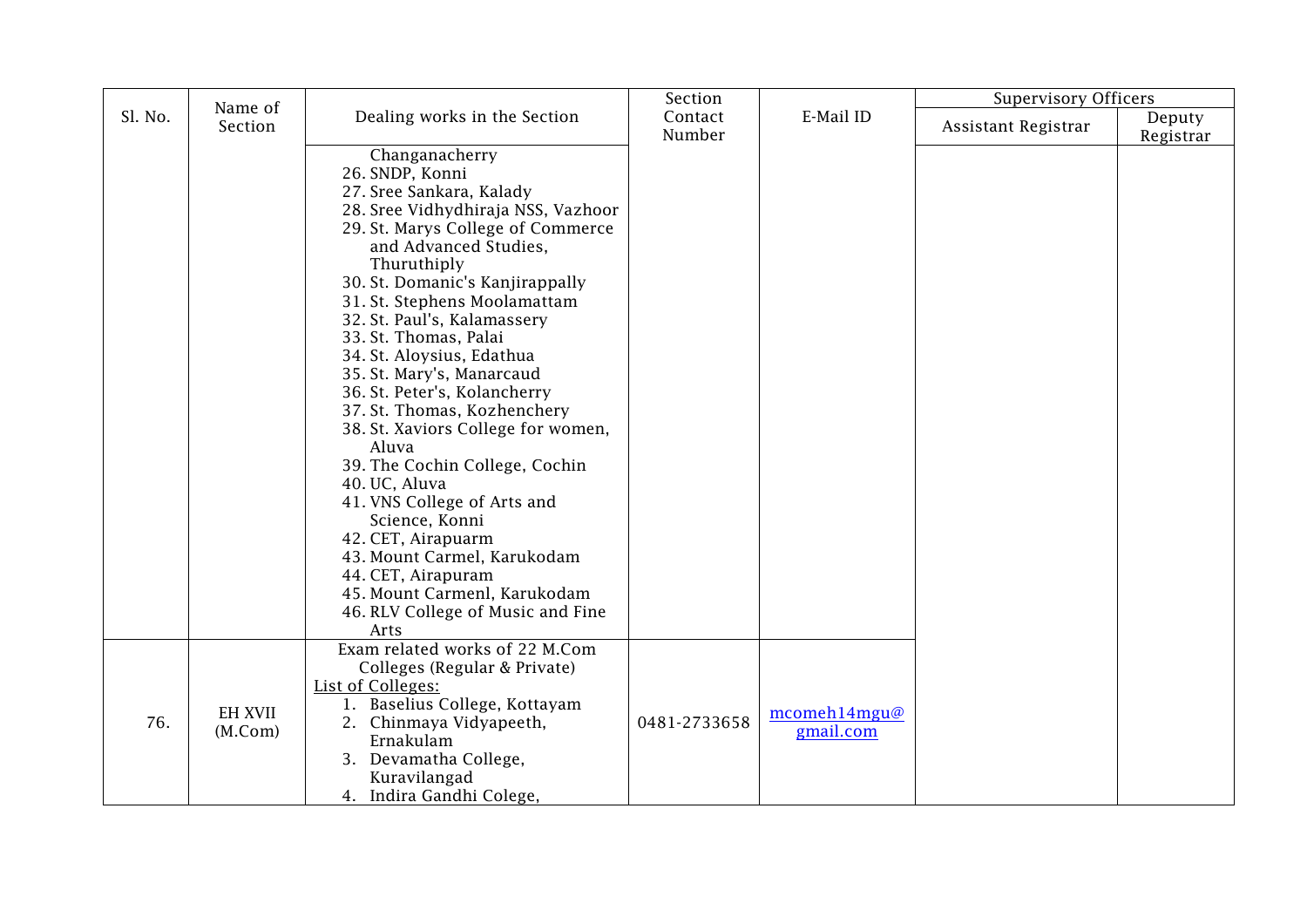| Sl. No. | Name of Section | Dealing works in the Section | Section Contact Number | E-Mail ID | Supervisory Officers | |
|---|---|---|---|---|---|---|
| | | | | | Assistant Registrar | Deputy Registrar |
| | | Changanacherry<br>26. SNDP, Konni<br>27. Sree Sankara, Kalady<br>28. Sree Vidhydhiraja NSS, Vazhoor<br>29. St. Marys College of Commerce and Advanced Studies, Thuruthiply<br>30. St. Domanic's Kanjirappally<br>31. St. Stephens Moolamattam<br>32. St. Paul's, Kalamassery<br>33. St. Thomas, Palai<br>34. St. Aloysius, Edathua<br>35. St. Mary's, Manarcaud<br>36. St. Peter's, Kolancherry<br>37. St. Thomas, Kozhenchery<br>38. St. Xaviors College for women, Aluva<br>39. The Cochin College, Cochin<br>40. UC, Aluva<br>41. VNS College of Arts and Science, Konni<br>42. CET, Airapuarm<br>43. Mount Carmel, Karukodam<br>44. CET, Airapuram<br>45. Mount Carmenl, Karukodam<br>46. RLV College of Music and Fine Arts | | | | |
| 76. | EH XVII (M.Com) | Exam related works of 22 M.Com Colleges (Regular & Private)<br>List of Colleges:<br>1. Baselius College, Kottayam<br>2. Chinmaya Vidyapeeth, Ernakulam<br>3. Devamatha College, Kuravilangad<br>4. Indira Gandhi Colege, | 0481-2733658 | mcomeh14mgu@gmail.com | | |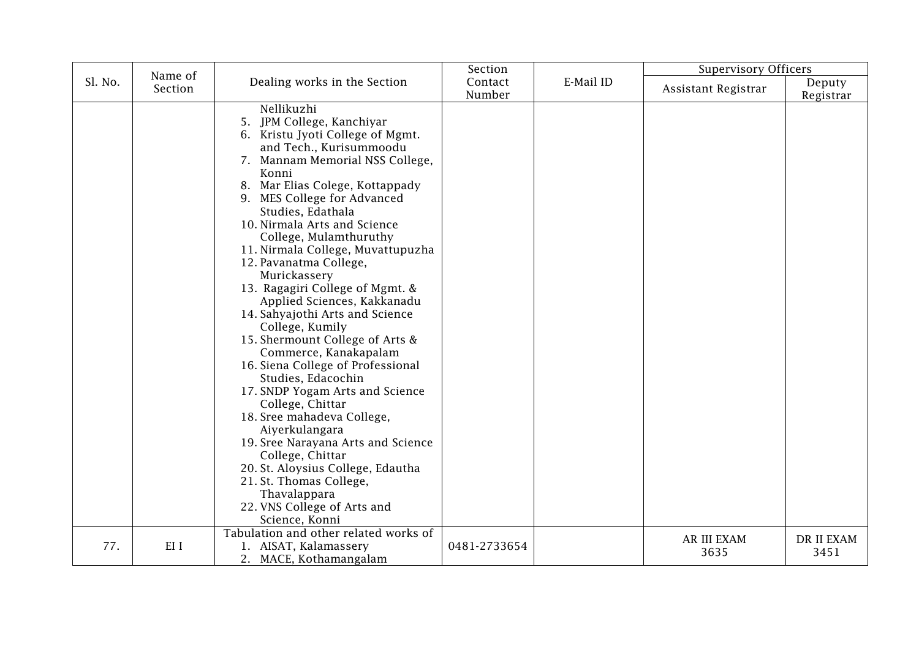| Sl. No. | Name of Section | Dealing works in the Section | Section Contact Number | E-Mail ID | Supervisory Officers | |
|---|---|---|---|---|---|---|
| | | | | | Assistant Registrar | Deputy Registrar |
| | | Nellikuzhi<br>5. JPM College, Kanchiyar<br>6. Kristu Jyoti College of Mgmt. and Tech., Kurisummoodu<br>7. Mannam Memorial NSS College, Konni<br>8. Mar Elias Colege, Kottappady<br>9. MES College for Advanced Studies, Edathala<br>10. Nirmala Arts and Science College, Mulamthuruthy<br>11. Nirmala College, Muvattupuzha<br>12. Pavanatma College, Murickassery<br>13. Ragagiri College of Mgmt. & Applied Sciences, Kakkanadu<br>14. Sahyajothi Arts and Science College, Kumily<br>15. Shermount College of Arts & Commerce, Kanakapalam<br>16. Siena College of Professional Studies, Edacochin<br>17. SNDP Yogam Arts and Science College, Chittar<br>18. Sree mahadeva College, Aiyerkulangara<br>19. Sree Narayana Arts and Science College, Chittar<br>20. St. Aloysius College, Edautha<br>21. St. Thomas College, Thavalappara<br>22. VNS College of Arts and Science, Konni | | | | |
| 77. | EI I | Tabulation and other related works of<br>1. AISAT, Kalamassery<br>2. MACE, Kothamangalam | 0481-2733654 | | AR III EXAM 3635 | DR II EXAM 3451 |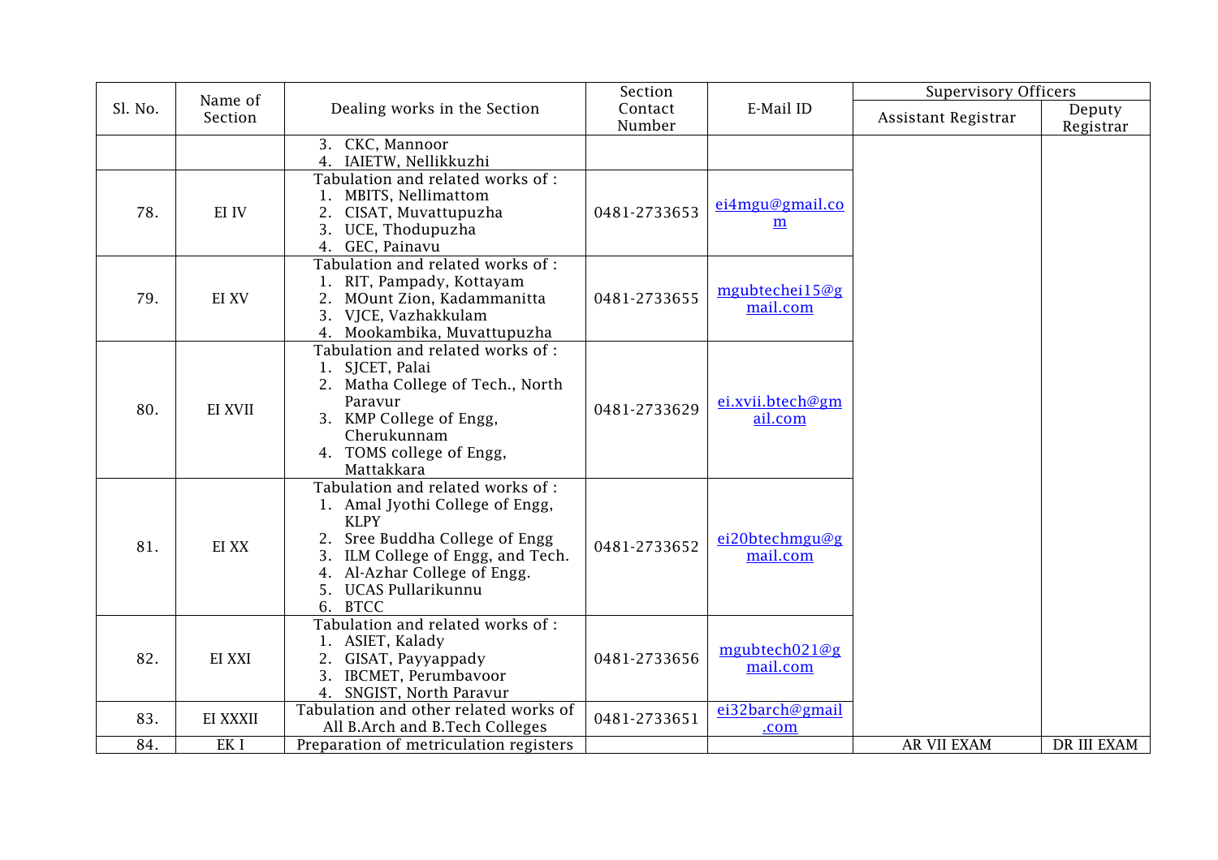| Sl. No. | Name of Section | Dealing works in the Section | Section Contact Number | E-Mail ID | Supervisory Officers | |
|---|---|---|---|---|---|---|
| | | | | | Assistant Registrar | Deputy Registrar |
| | | 3. CKC, Mannoor<br>4. IAIETW, Nellikkuzhi | | | | |
| 78. | EI IV | Tabulation and related works of :<br>1. MBITS, Nellimattom<br>2. CISAT, Muvattupuzha<br>3. UCE, Thodupuzha<br>4. GEC, Painavu | 0481-2733653 | ei4mgu@gmail.com | | |
| 79. | EI XV | Tabulation and related works of :<br>1. RIT, Pampady, Kottayam<br>2. MOunt Zion, Kadammanitta<br>3. VJCE, Vazhakkulam<br>4. Mookambika, Muvattupuzha | 0481-2733655 | mgubtechei15@gmail.com | | |
| 80. | EI XVII | Tabulation and related works of :<br>1. SJCET, Palai<br>2. Matha College of Tech., North Paravur<br>3. KMP College of Engg, Cherukunnam<br>4. TOMS college of Engg, Mattakkara | 0481-2733629 | ei.xvii.btech@gmail.com | | |
| 81. | EI XX | Tabulation and related works of :<br>1. Amal Jyothi College of Engg, KLPY<br>2. Sree Buddha College of Engg<br>3. ILM College of Engg, and Tech.<br>4. Al-Azhar College of Engg.<br>5. UCAS Pullarikunnu<br>6. BTCC | 0481-2733652 | ei20btechmgu@gmail.com | | |
| 82. | EI XXI | Tabulation and related works of :<br>1. ASIET, Kalady<br>2. GISAT, Payyappady<br>3. IBCMET, Perumbavoor<br>4. SNGIST, North Paravur | 0481-2733656 | mgubtech021@gmail.com | | |
| 83. | EI XXXII | Tabulation and other related works of All B.Arch and B.Tech Colleges | 0481-2733651 | ei32barch@gmail.com | | |
| 84. | EK I | Preparation of metriculation registers | | | AR VII EXAM | DR III EXAM |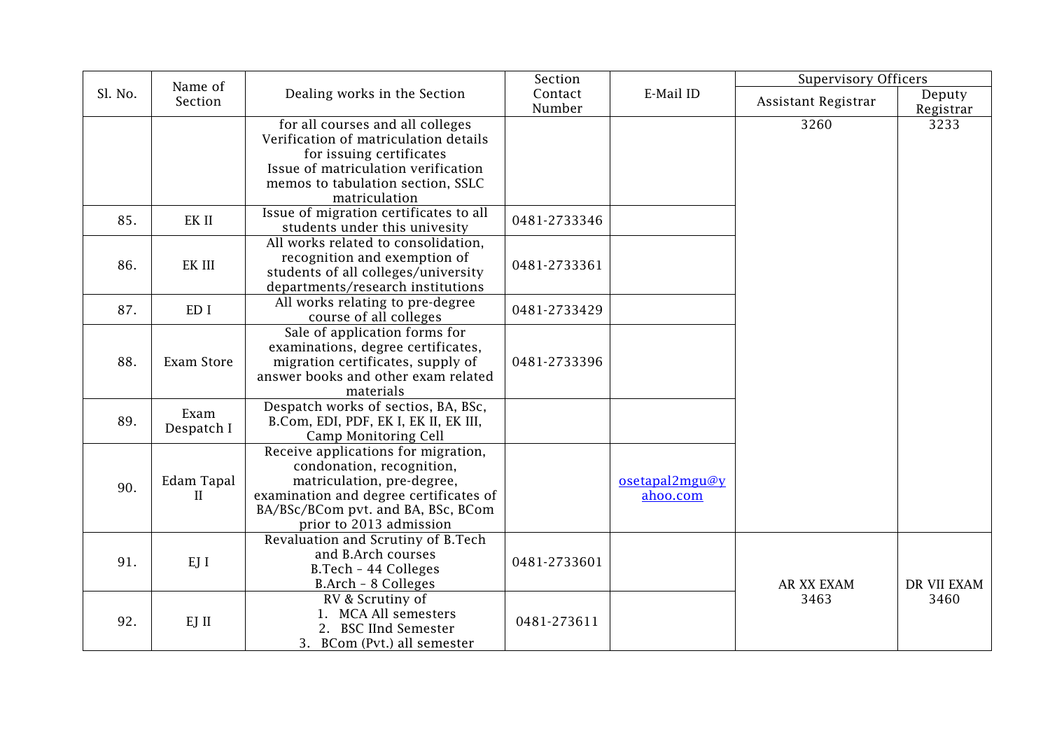| Sl. No. | Name of Section | Dealing works in the Section | Section Contact Number | E-Mail ID | Supervisory Officers | |
|---|---|---|---|---|---|---|
| | | | | | Assistant Registrar | Deputy Registrar |
| | | for all courses and all colleges<br>Verification of matriculation details for issuing certificates<br>Issue of matriculation verification memos to tabulation section, SSLC matriculation | | | 3260 | 3233 |
| 85. | EK II | Issue of migration certificates to all students under this univesity | 0481-2733346 | | | |
| 86. | EK III | All works related to consolidation, recognition and exemption of students of all colleges/university departments/research institutions | 0481-2733361 | | | |
| 87. | ED I | All works relating to pre-degree course of all colleges | 0481-2733429 | | | |
| 88. | Exam Store | Sale of application forms for examinations, degree certificates, migration certificates, supply of answer books and other exam related materials | 0481-2733396 | | | |
| 89. | Exam Despatch I | Despatch works of sectios, BA, BSc, B.Com, EDI, PDF, EK I, EK II, EK III, Camp Monitoring Cell | | | | |
| 90. | Edam Tapal II | Receive applications for migration, condonation, recognition, matriculation, pre-degree, examination and degree certificates of BA/BSc/BCom pvt. and BA, BSc, BCom prior to 2013 admission | | osetapal2mgu@yahoo.com | | |
| 91. | EJ I | Revaluation and Scrutiny of B.Tech and B.Arch courses<br>B.Tech – 44 Colleges<br>B.Arch – 8 Colleges | 0481-2733601 | | AR XX EXAM<br>3463 | DR VII EXAM<br>3460 |
| 92. | EJ II | RV & Scrutiny of<br>1. MCA All semesters<br>2. BSC IInd Semester<br>3. BCom (Pvt.) all semester | 0481-273611 | | | |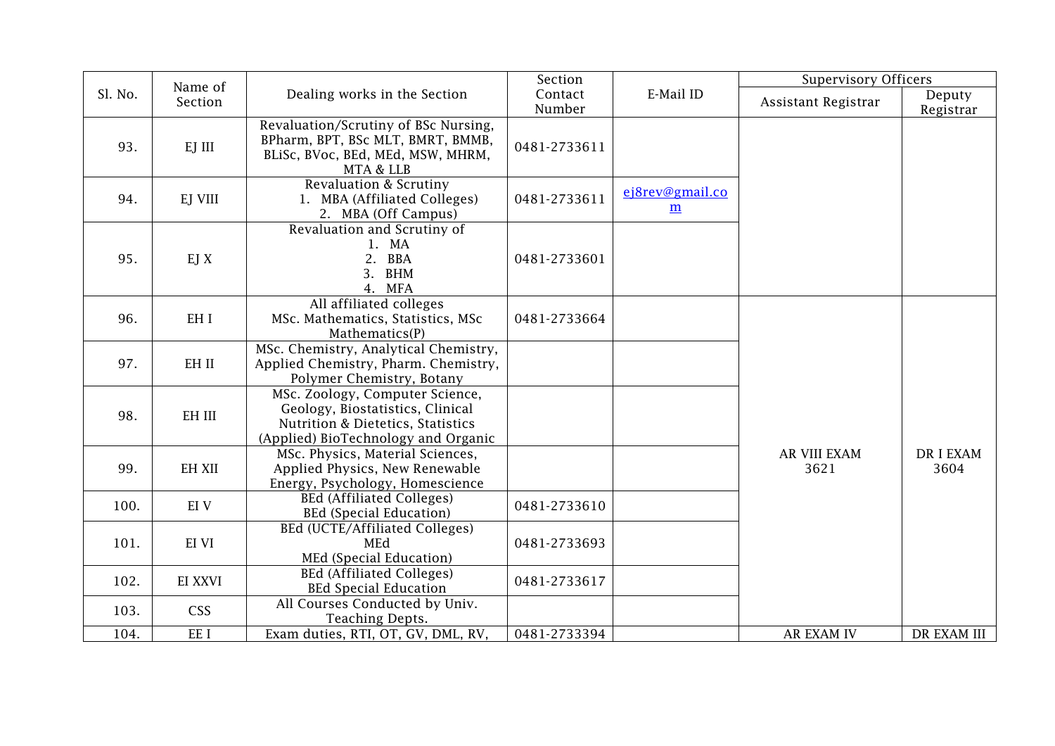| Sl. No. | Name of Section | Dealing works in the Section | Section Contact Number | E-Mail ID | Supervisory Officers | |
|---|---|---|---|---|---|---|
| | | | | | Assistant Registrar | Deputy Registrar |
| 93. | EJ III | Revaluation/Scrutiny of BSc Nursing, BPharm, BPT, BSc MLT, BMRT, BMMB, BLiSc, BVoc, BEd, MEd, MSW, MHRM, MTA & LLB | 0481-2733611 | | | |
| 94. | EJ VIII | Revaluation & Scrutiny<br>1. MBA (Affiliated Colleges)<br>2. MBA (Off Campus) | 0481-2733611 | ej8rev@gmail.com | | |
| 95. | EJ X | Revaluation and Scrutiny of<br>1. MA<br>2. BBA<br>3. BHM<br>4. MFA | 0481-2733601 | | | |
| 96. | EH I | All affiliated colleges<br>MSc. Mathematics, Statistics, MSc Mathematics(P) | 0481-2733664 | | AR VIII EXAM 3621 | DR I EXAM 3604 |
| 97. | EH II | MSc. Chemistry, Analytical Chemistry, Applied Chemistry, Pharm. Chemistry, Polymer Chemistry, Botany | | | | |
| 98. | EH III | MSc. Zoology, Computer Science, Geology, Biostatistics, Clinical Nutrition & Dietetics, Statistics (Applied) BioTechnology and Organic | | | | |
| 99. | EH XII | MSc. Physics, Material Sciences, Applied Physics, New Renewable Energy, Psychology, Homescience | | | | |
| 100. | EI V | BEd (Affiliated Colleges)<br>BEd (Special Education) | 0481-2733610 | | | |
| 101. | EI VI | BEd (UCTE/Affiliated Colleges)<br>MEd<br>MEd (Special Education) | 0481-2733693 | | | |
| 102. | EI XXVI | BEd (Affiliated Colleges)<br>BEd Special Education | 0481-2733617 | | | |
| 103. | CSS | All Courses Conducted by Univ. Teaching Depts. | | | | |
| 104. | EE I | Exam duties, RTI, OT, GV, DML, RV, | 0481-2733394 | | AR EXAM IV | DR EXAM III |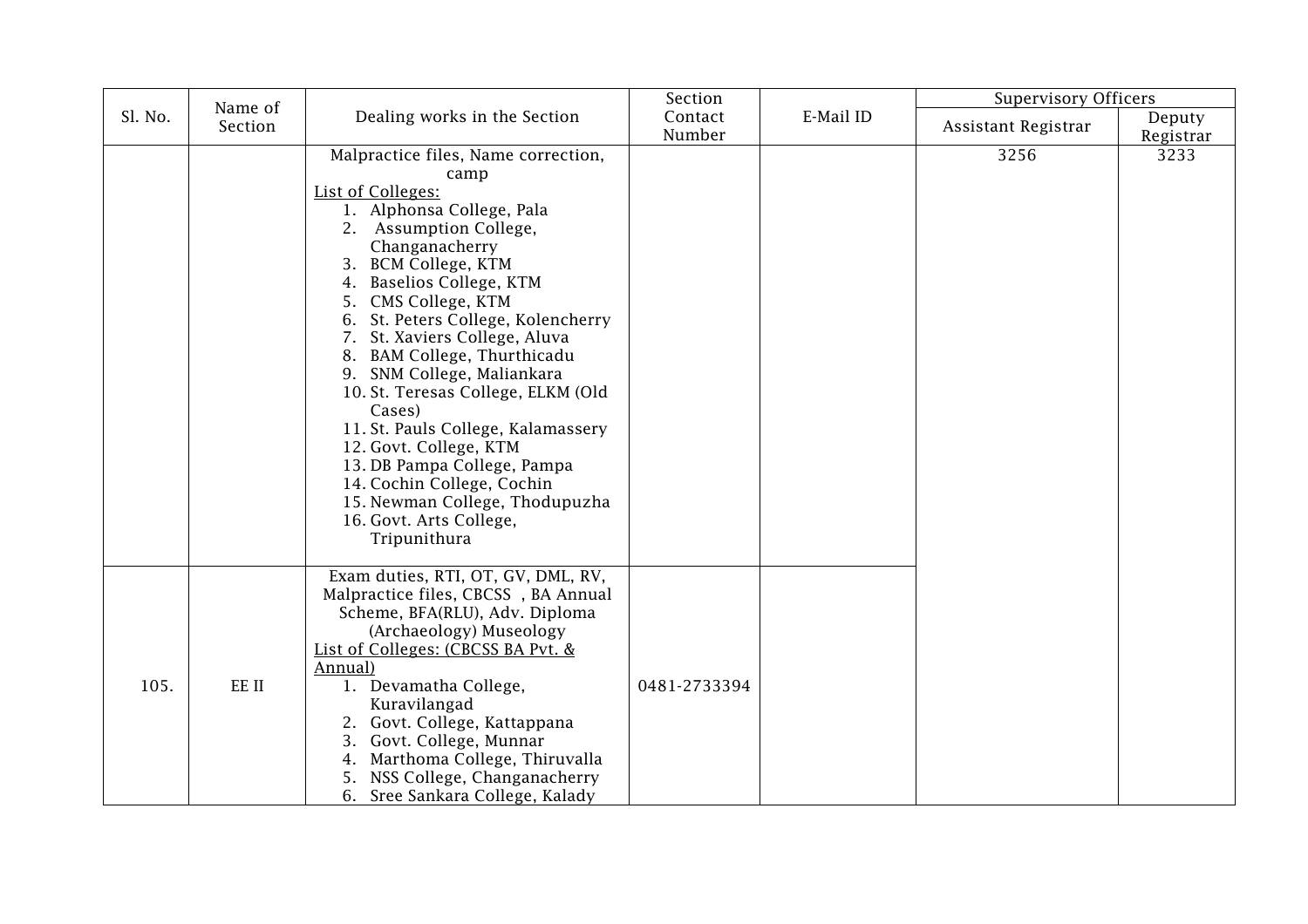| Sl. No. | Name of Section | Dealing works in the Section | Section Contact Number | E-Mail ID | Supervisory Officers | |
|---|---|---|---|---|---|---|
| | | | | | Assistant Registrar | Deputy Registrar |
| | | Malpractice files, Name correction, camp<br>List of Colleges:<br>1. Alphonsa College, Pala<br>2. Assumption College, Changanacherry<br>3. BCM College, KTM<br>4. Baselios College, KTM<br>5. CMS College, KTM<br>6. St. Peters College, Kolencherry<br>7. St. Xaviers College, Aluva<br>8. BAM College, Thurthicadu<br>9. SNM College, Maliankara<br>10. St. Teresas College, ELKM (Old Cases)<br>11. St. Pauls College, Kalamassery<br>12. Govt. College, KTM<br>13. DB Pampa College, Pampa<br>14. Cochin College, Cochin<br>15. Newman College, Thodupuzha<br>16. Govt. Arts College, Tripunithura | | | 3256 | 3233 |
| 105. | EE II | Exam duties, RTI, OT, GV, DML, RV, Malpractice files, CBCSS , BA Annual Scheme, BFA(RLU), Adv. Diploma (Archaeology) Museology<br>List of Colleges: (CBCSS BA Pvt. & Annual)<br>1. Devamatha College, Kuravilangad<br>2. Govt. College, Kattappana<br>3. Govt. College, Munnar<br>4. Marthoma College, Thiruvalla<br>5. NSS College, Changanacherry<br>6. Sree Sankara College, Kalady | 0481-2733394 | | | |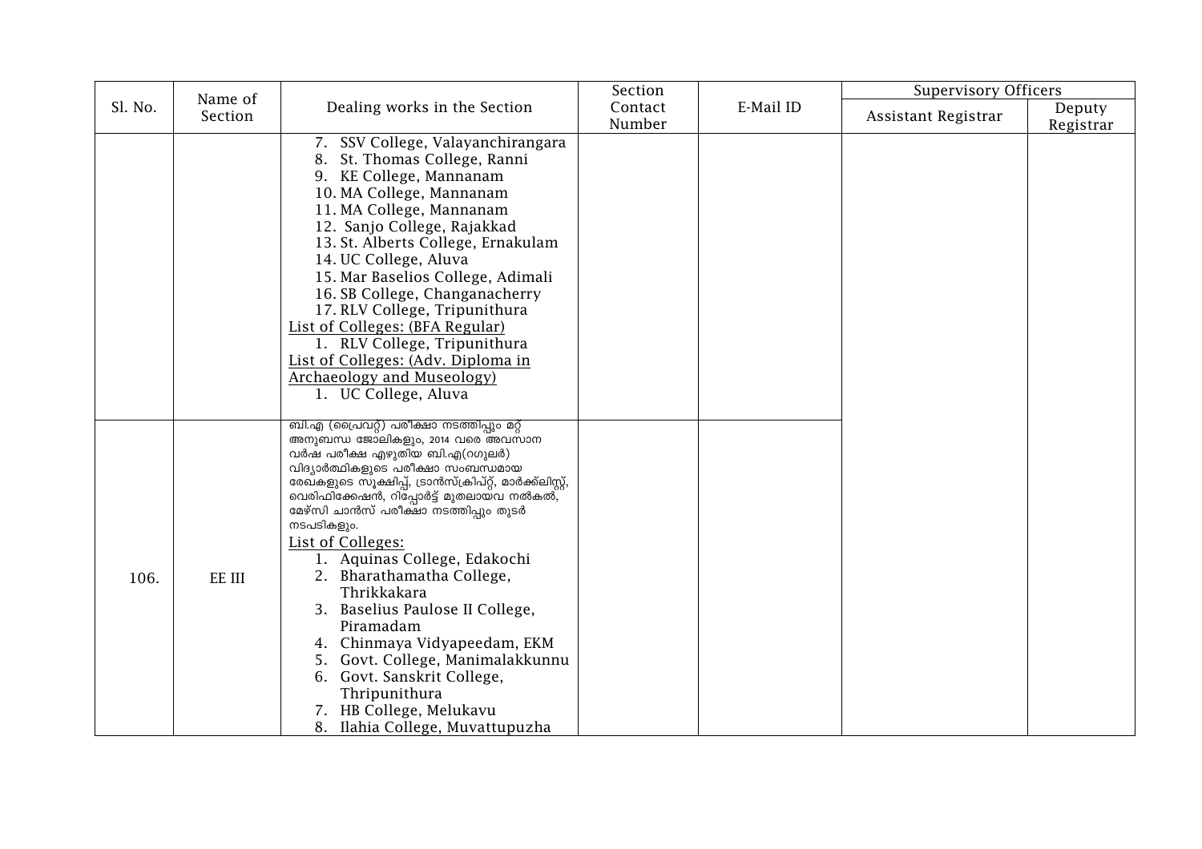| Sl. No. | Name of Section | Dealing works in the Section | Section Contact Number | E-Mail ID | Supervisory Officers | |
|---|---|---|---|---|---|---|
| | | | | | Assistant Registrar | Deputy Registrar |
| | | 7. SSV College, Valayanchirangara<br>8. St. Thomas College, Ranni<br>9. KE College, Mannanam<br>10. MA College, Mannanam<br>11. MA College, Mannanam<br>12. Sanjo College, Rajakkad<br>13. St. Alberts College, Ernakulam<br>14. UC College, Aluva<br>15. Mar Baselios College, Adimali<br>16. SB College, Changanacherry<br>17. RLV College, Tripunithura<br><u>List of Colleges: (BFA Regular)</u><br>1. RLV College, Tripunithura<br><u>List of Colleges: (Adv. Diploma in Archaeology and Museology)</u><br>1. UC College, Aluva | | | | |
| 106. | EE III | ബി.എ (പ്രൈവറ്റ്) പരീക്ഷാ നടത്തിപ്പും മറ്റ് അനുബന്ധ ജോലികളും, 2014 വരെ അവസാന വർഷ പരീക്ഷ എഴുതിയ ബി.എ(റഗുലർ) വിദ്യാർത്ഥികളുടെ പരീക്ഷാ സംബന്ധമായ രേഖകളുടെ സൂക്ഷിപ്പ്, ട്രാൻസ്ക്രിപ്റ്റ്, മാർക്ക്ലിസ്റ്റ്, വെരിഫിക്കേഷൻ, റിപ്പോർട്ട് മുതലായവ നൽകൽ, മേഴ്സി ചാൻസ് പരീക്ഷാ നടത്തിപ്പും തുടർ നടപടികളും.<br><u>List of Colleges:</u><br>1. Aquinas College, Edakochi<br>2. Bharathamatha College, Thrikkakara<br>3. Baselius Paulose II College, Piramadam<br>4. Chinmaya Vidyapeedam, EKM<br>5. Govt. College, Manimalakkunnu<br>6. Govt. Sanskrit College, Thripunithura<br>7. HB College, Melukavu<br>8. Ilahia College, Muvattupuzha | | | | |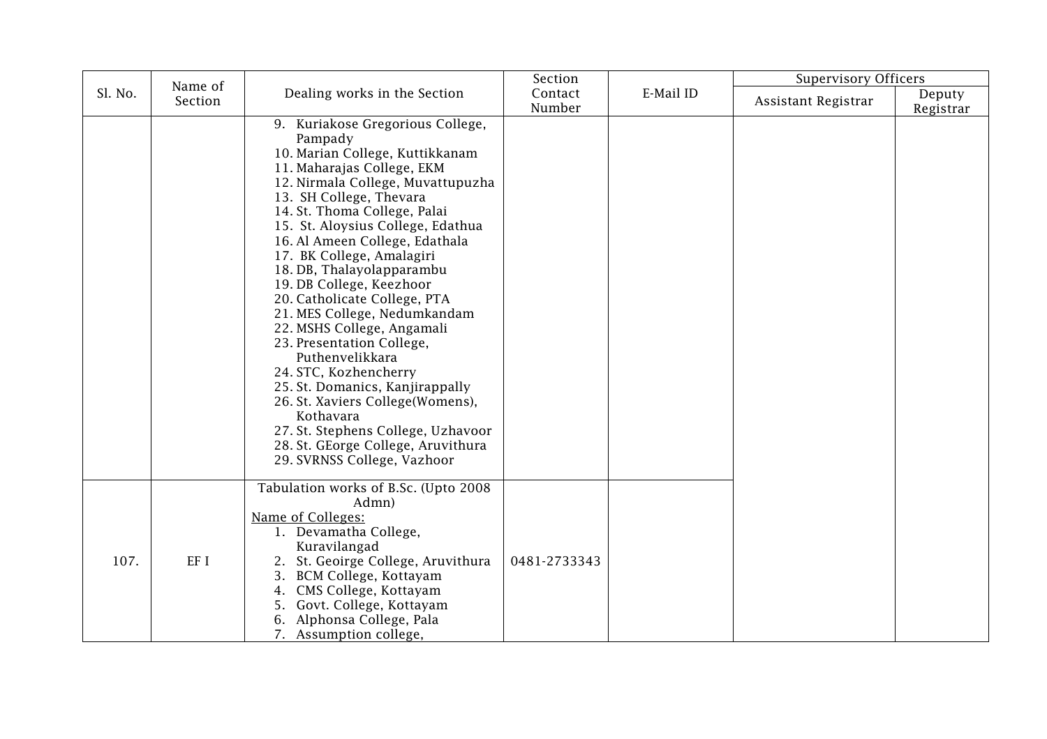| Sl. No. | Name of Section | Dealing works in the Section | Section Contact Number | E-Mail ID | Supervisory Officers | |
|---|---|---|---|---|---|---|
| | | | | | Assistant Registrar | Deputy Registrar |
| | | 9. Kuriakose Gregorious College, Pampady<br>10. Marian College, Kuttikkanam<br>11. Maharajas College, EKM<br>12. Nirmala College, Muvattupuzha<br>13. SH College, Thevara<br>14. St. Thoma College, Palai<br>15. St. Aloysius College, Edathua<br>16. Al Ameen College, Edathala<br>17. BK College, Amalagiri<br>18. DB, Thalayolapparambu<br>19. DB College, Keezhoor<br>20. Catholicate College, PTA<br>21. MES College, Nedumkandam<br>22. MSHS College, Angamali<br>23. Presentation College, Puthenvelikkara<br>24. STC, Kozhencherry<br>25. St. Domanics, Kanjirappally<br>26. St. Xaviers College(Womens), Kothavara<br>27. St. Stephens College, Uzhavoor<br>28. St. GEorge College, Aruvithura<br>29. SVRNSS College, Vazhoor | | | | |
| 107. | EF I | Tabulation works of B.Sc. (Upto 2008 Admn)<br><u>Name of Colleges:</u><br>1. Devamatha College, Kuravilangad<br>2. St. Geoirge College, Aruvithura<br>3. BCM College, Kottayam<br>4. CMS College, Kottayam<br>5. Govt. College, Kottayam<br>6. Alphonsa College, Pala<br>7. Assumption college, | 0481-2733343 | | | |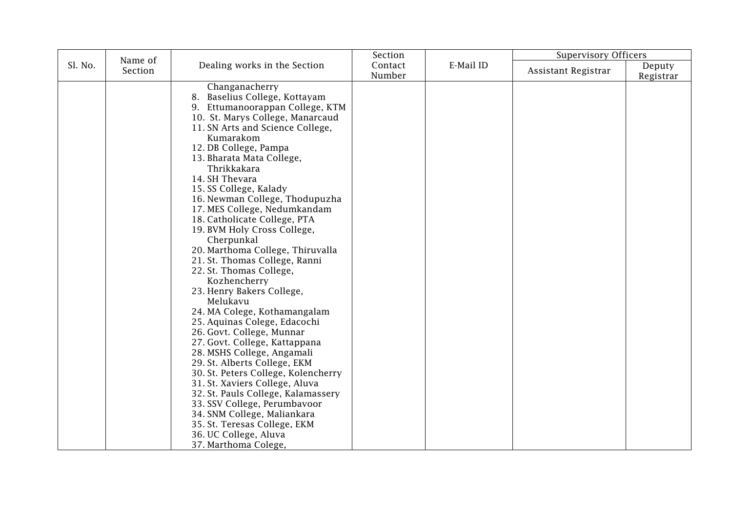| Sl. No. | Name of Section | Dealing works in the Section | Section Contact Number | E-Mail ID | Supervisory Officers | |
|---|---|---|---|---|---|---|
| | | | | | Assistant Registrar | Deputy Registrar |
| | | Changanacherry<br>8. Baselius College, Kottayam<br>9. Ettumanoorappan College, KTM<br>10. St. Marys College, Manarcaud<br>11. SN Arts and Science College, Kumarakom<br>12. DB College, Pampa<br>13. Bharata Mata College, Thrikkakara<br>14. SH Thevara<br>15. SS College, Kalady<br>16. Newman College, Thodupuzha<br>17. MES College, Nedumkandam<br>18. Catholicate College, PTA<br>19. BVM Holy Cross College, Cherpunkal<br>20. Marthoma College, Thiruvalla<br>21. St. Thomas College, Ranni<br>22. St. Thomas College, Kozhencherry<br>23. Henry Bakers College, Melukavu<br>24. MA Colege, Kothamangalam<br>25. Aquinas Colege, Edacochi<br>26. Govt. College, Munnar<br>27. Govt. College, Kattappana<br>28. MSHS College, Angamali<br>29. St. Alberts College, EKM<br>30. St. Peters College, Kolencherry<br>31. St. Xaviers College, Aluva<br>32. St. Pauls College, Kalamassery<br>33. SSV College, Perumbavoor<br>34. SNM College, Maliankara<br>35. St. Teresas College, EKM<br>36. UC College, Aluva<br>37. Marthoma Colege, | | | | |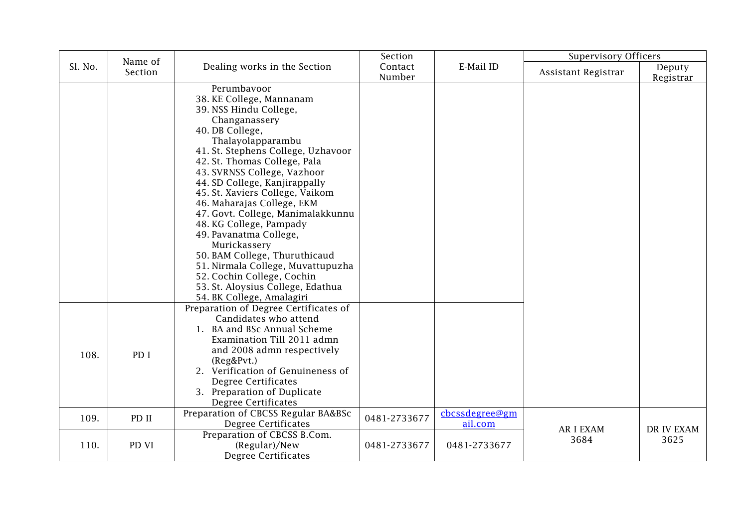| Sl. No. | Name of Section | Dealing works in the Section | Section Contact Number | E-Mail ID | Supervisory Officers | |
|---|---|---|---|---|---|---|
| | | | | | Assistant Registrar | Deputy Registrar |
| | | Perumbavoor<br>38. KE College, Mannanam<br>39. NSS Hindu College, Changanassery<br>40. DB College, Thalayolapparambu<br>41. St. Stephens College, Uzhavoor<br>42. St. Thomas College, Pala<br>43. SVRNSS College, Vazhoor<br>44. SD College, Kanjirappally<br>45. St. Xaviers College, Vaikom<br>46. Maharajas College, EKM<br>47. Govt. College, Manimalakkunnu<br>48. KG College, Pampady<br>49. Pavanatma College, Murickassery<br>50. BAM College, Thuruthicaud<br>51. Nirmala College, Muvattupuzha<br>52. Cochin College, Cochin<br>53. St. Aloysius College, Edathua<br>54. BK College, Amalagiri | | | | |
| 108. | PD I | Preparation of Degree Certificates of Candidates who attend<br>1. BA and BSc Annual Scheme Examination Till 2011 admn and 2008 admn respectively (Reg&Pvt.)<br>2. Verification of Genuineness of Degree Certificates<br>3. Preparation of Duplicate Degree Certificates | | | | |
| 109. | PD II | Preparation of CBCSS Regular BA&BSc Degree Certificates | 0481-2733677 | cbcssdegree@gmail.com | AR I EXAM 3684 | DR IV EXAM 3625 |
| 110. | PD VI | Preparation of CBCSS B.Com. (Regular)/New Degree Certificates | 0481-2733677 | 0481-2733677 | | |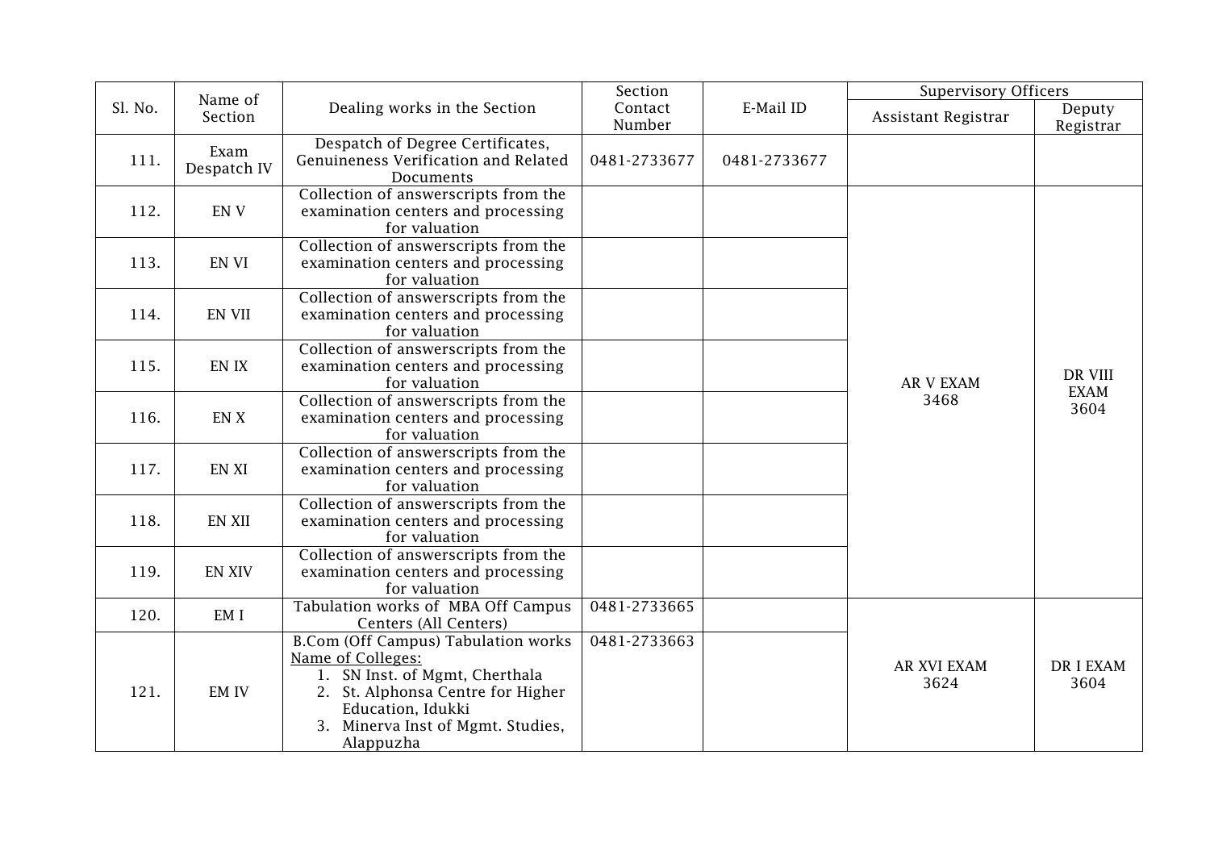| Sl. No. | Name of Section | Dealing works in the Section | Section Contact Number | E-Mail ID | Supervisory Officers | |
|---|---|---|---|---|---|---|
| | | | | | Assistant Registrar | Deputy Registrar |
| 111. | Exam Despatch IV | Despatch of Degree Certificates, Genuineness Verification and Related Documents | 0481-2733677 | 0481-2733677 | | |
| 112. | EN V | Collection of answerscripts from the examination centers and processing for valuation | | | AR V EXAM 3468 | DR VIII EXAM 3604 |
| 113. | EN VI | Collection of answerscripts from the examination centers and processing for valuation | | | | |
| 114. | EN VII | Collection of answerscripts from the examination centers and processing for valuation | | | | |
| 115. | EN IX | Collection of answerscripts from the examination centers and processing for valuation | | | | |
| 116. | EN X | Collection of answerscripts from the examination centers and processing for valuation | | | | |
| 117. | EN XI | Collection of answerscripts from the examination centers and processing for valuation | | | | |
| 118. | EN XII | Collection of answerscripts from the examination centers and processing for valuation | | | | |
| 119. | EN XIV | Collection of answerscripts from the examination centers and processing for valuation | | | | |
| 120. | EM I | Tabulation works of MBA Off Campus Centers (All Centers) | 0481-2733665 | | AR XVI EXAM 3624 | DR I EXAM 3604 |
| 121. | EM IV | B.Com (Off Campus) Tabulation works<br>Name of Colleges:<br>1. SN Inst. of Mgmt, Cherthala<br>2. St. Alphonsa Centre for Higher Education, Idukki<br>3. Minerva Inst of Mgmt. Studies, Alappuzha | 0481-2733663 | | | |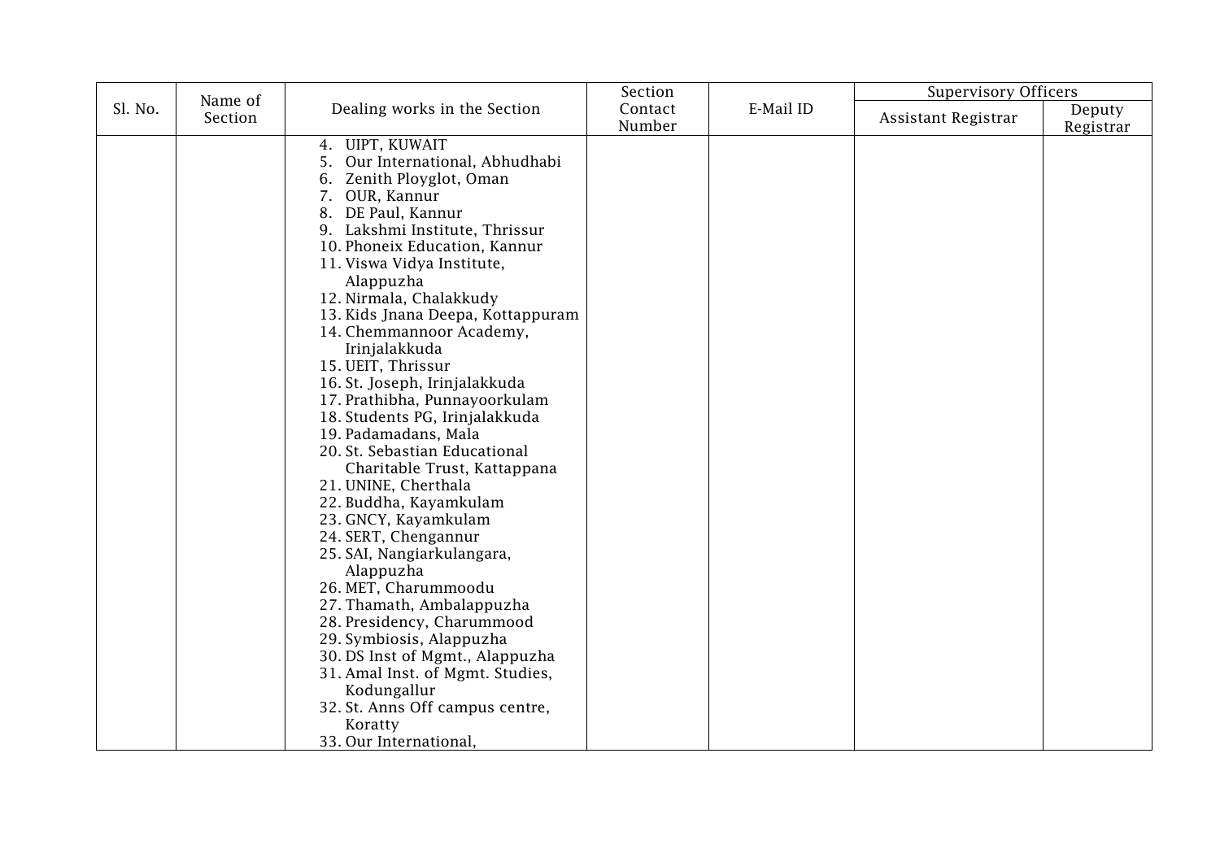| Sl. No. | Name of Section | Dealing works in the Section | Section Contact Number | E-Mail ID | Supervisory Officers | |
|---|---|---|---|---|---|---|
| | | | | | Assistant Registrar | Deputy Registrar |
| | | 4. UIPT, KUWAIT<br>5. Our International, Abhudhabi<br>6. Zenith Ployglot, Oman<br>7. OUR, Kannur<br>8. DE Paul, Kannur<br>9. Lakshmi Institute, Thrissur<br>10. Phoneix Education, Kannur<br>11. Viswa Vidya Institute, Alappuzha<br>12. Nirmala, Chalakkudy<br>13. Kids Jnana Deepa, Kottappuram<br>14. Chemmannoor Academy, Irinjalakkuda<br>15. UEIT, Thrissur<br>16. St. Joseph, Irinjalakkuda<br>17. Prathibha, Punnayoorkulam<br>18. Students PG, Irinjalakkuda<br>19. Padamadans, Mala<br>20. St. Sebastian Educational Charitable Trust, Kattappana<br>21. UNINE, Cherthala<br>22. Buddha, Kayamkulam<br>23. GNCY, Kayamkulam<br>24. SERT, Chengannur<br>25. SAI, Nangiarkulangara, Alappuzha<br>26. MET, Charummoodu<br>27. Thamath, Ambalappuzha<br>28. Presidency, Charummood<br>29. Symbiosis, Alappuzha<br>30. DS Inst of Mgmt., Alappuzha<br>31. Amal Inst. of Mgmt. Studies, Kodungallur<br>32. St. Anns Off campus centre, Koratty<br>33. Our International, | | | | |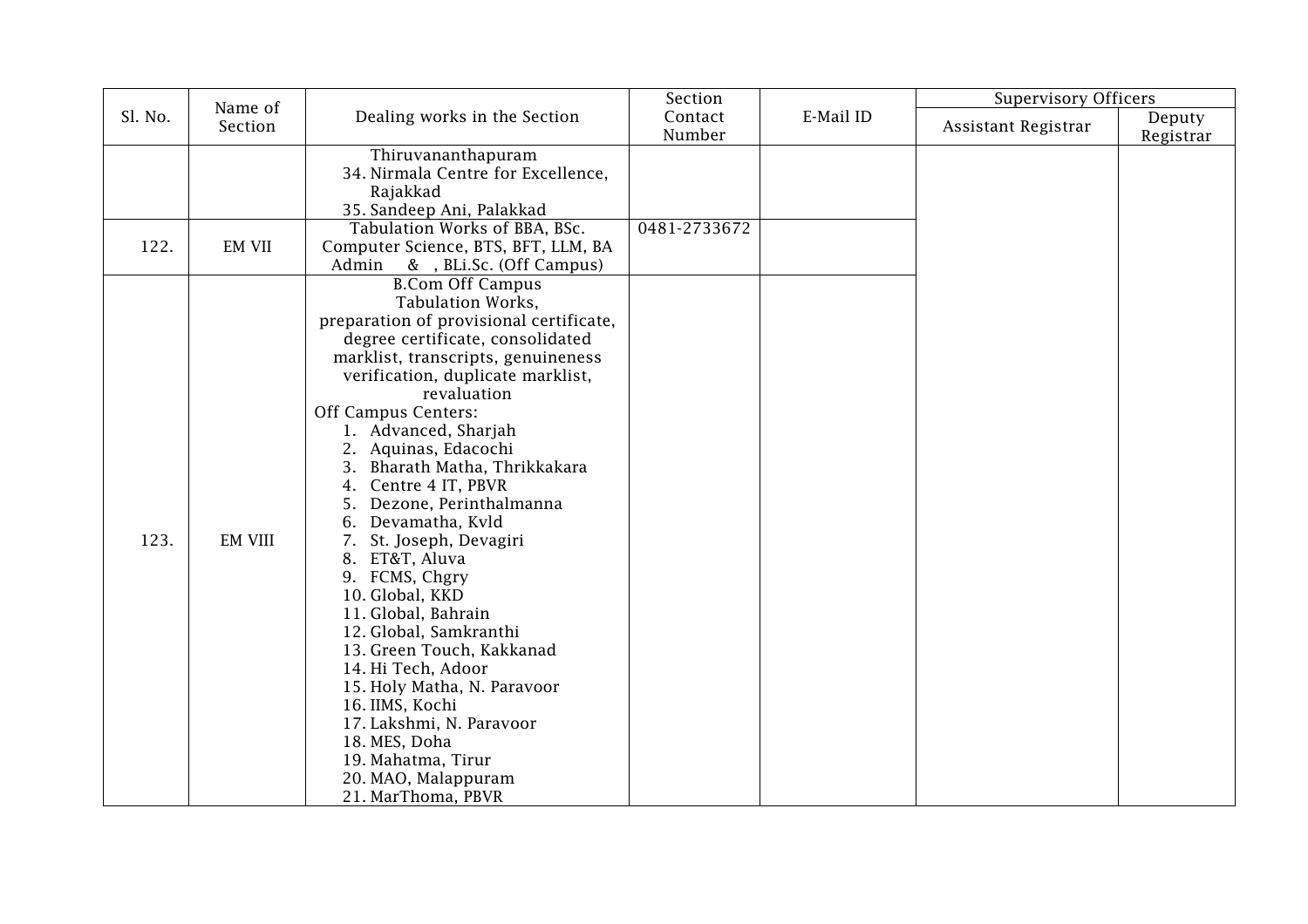| Sl. No. | Name of Section | Dealing works in the Section | Section Contact Number | E-Mail ID | Supervisory Officers | |
|---|---|---|---|---|---|---|
| | | | | | Assistant Registrar | Deputy Registrar |
| | | Thiruvananthapuram<br>34. Nirmala Centre for Excellence, Rajakkad<br>35. Sandeep Ani, Palakkad | | | | |
| 122. | EM VII | Tabulation Works of BBA, BSc. Computer Science, BTS, BFT, LLM, BA Admin & , BLi.Sc. (Off Campus) | 0481-2733672 | | | |
| 123. | EM VIII | B.Com Off Campus<br>Tabulation Works, preparation of provisional certificate, degree certificate, consolidated marklist, transcripts, genuineness verification, duplicate marklist, revaluation<br>Off Campus Centers:<br>1. Advanced, Sharjah<br>2. Aquinas, Edacochi<br>3. Bharath Matha, Thrikkakara<br>4. Centre 4 IT, PBVR<br>5. Dezone, Perinthalmanna<br>6. Devamatha, Kvld<br>7. St. Joseph, Devagiri<br>8. ET&T, Aluva<br>9. FCMS, Chgry<br>10. Global, KKD<br>11. Global, Bahrain<br>12. Global, Samkranthi<br>13. Green Touch, Kakkanad<br>14. Hi Tech, Adoor<br>15. Holy Matha, N. Paravoor<br>16. IIMS, Kochi<br>17. Lakshmi, N. Paravoor<br>18. MES, Doha<br>19. Mahatma, Tirur<br>20. MAO, Malappuram<br>21. MarThoma, PBVR | | | | |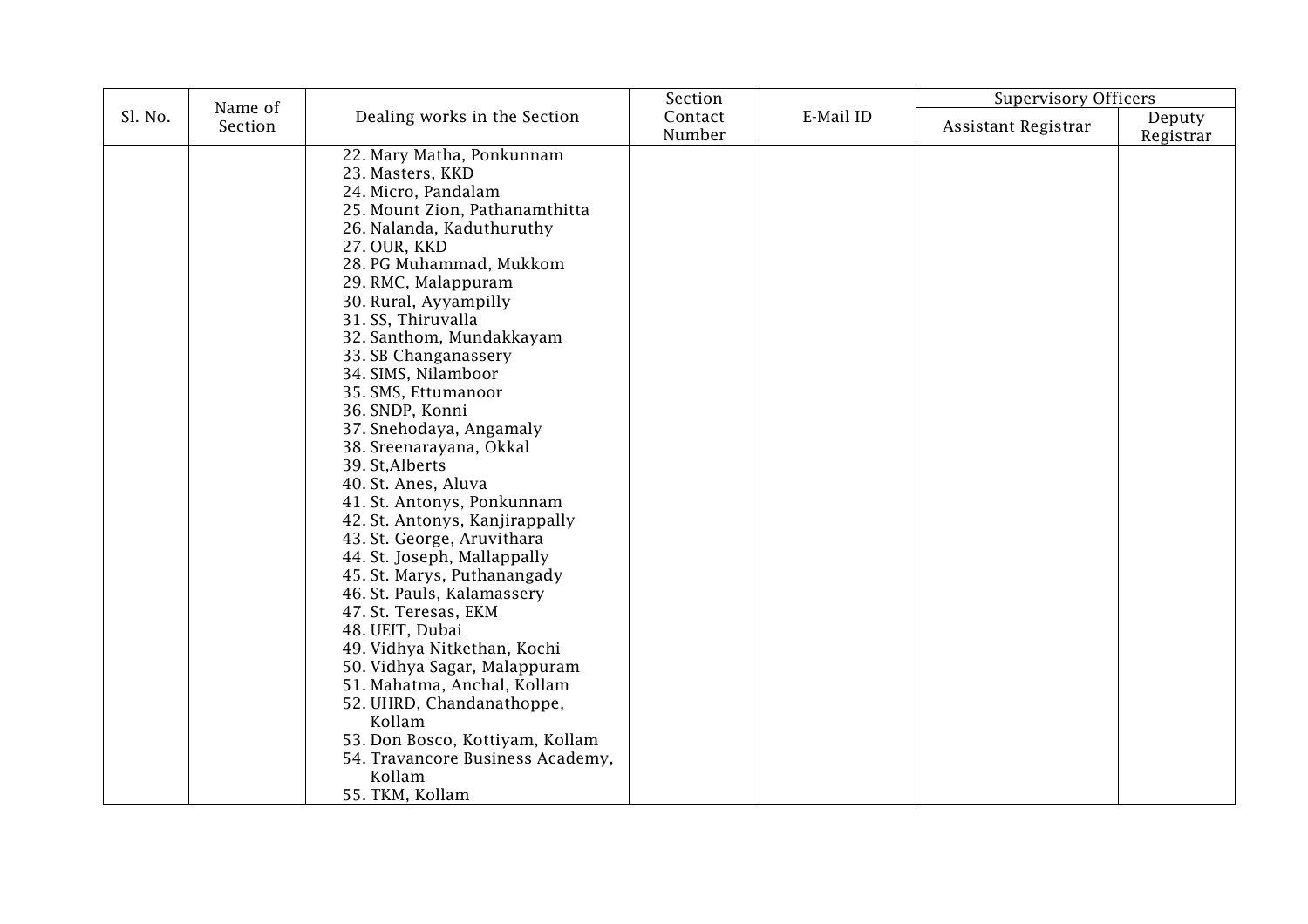| Sl. No. | Name of Section | Dealing works in the Section | Section Contact Number | E-Mail ID | Supervisory Officers | |
|---|---|---|---|---|---|---|
| | | | | | Assistant Registrar | Deputy Registrar |
| | | 22. Mary Matha, Ponkunnam<br>23. Masters, KKD<br>24. Micro, Pandalam<br>25. Mount Zion, Pathanamthitta<br>26. Nalanda, Kaduthuruthy<br>27. OUR, KKD<br>28. PG Muhammad, Mukkom<br>29. RMC, Malappuram<br>30. Rural, Ayyampilly<br>31. SS, Thiruvalla<br>32. Santhom, Mundakkayam<br>33. SB Changanassery<br>34. SIMS, Nilamboor<br>35. SMS, Ettumanoor<br>36. SNDP, Konni<br>37. Snehodaya, Angamaly<br>38. Sreenarayana, Okkal<br>39. St,Alberts<br>40. St. Anes, Aluva<br>41. St. Antonys, Ponkunnam<br>42. St. Antonys, Kanjirappally<br>43. St. George, Aruvithara<br>44. St. Joseph, Mallappally<br>45. St. Marys, Puthanangady<br>46. St. Pauls, Kalamassery<br>47. St. Teresas, EKM<br>48. UEIT, Dubai<br>49. Vidhya Nitkethan, Kochi<br>50. Vidhya Sagar, Malappuram<br>51. Mahatma, Anchal, Kollam<br>52. UHRD, Chandanathoppe, Kollam<br>53. Don Bosco, Kottiyam, Kollam<br>54. Travancore Business Academy, Kollam<br>55. TKM, Kollam | | | | |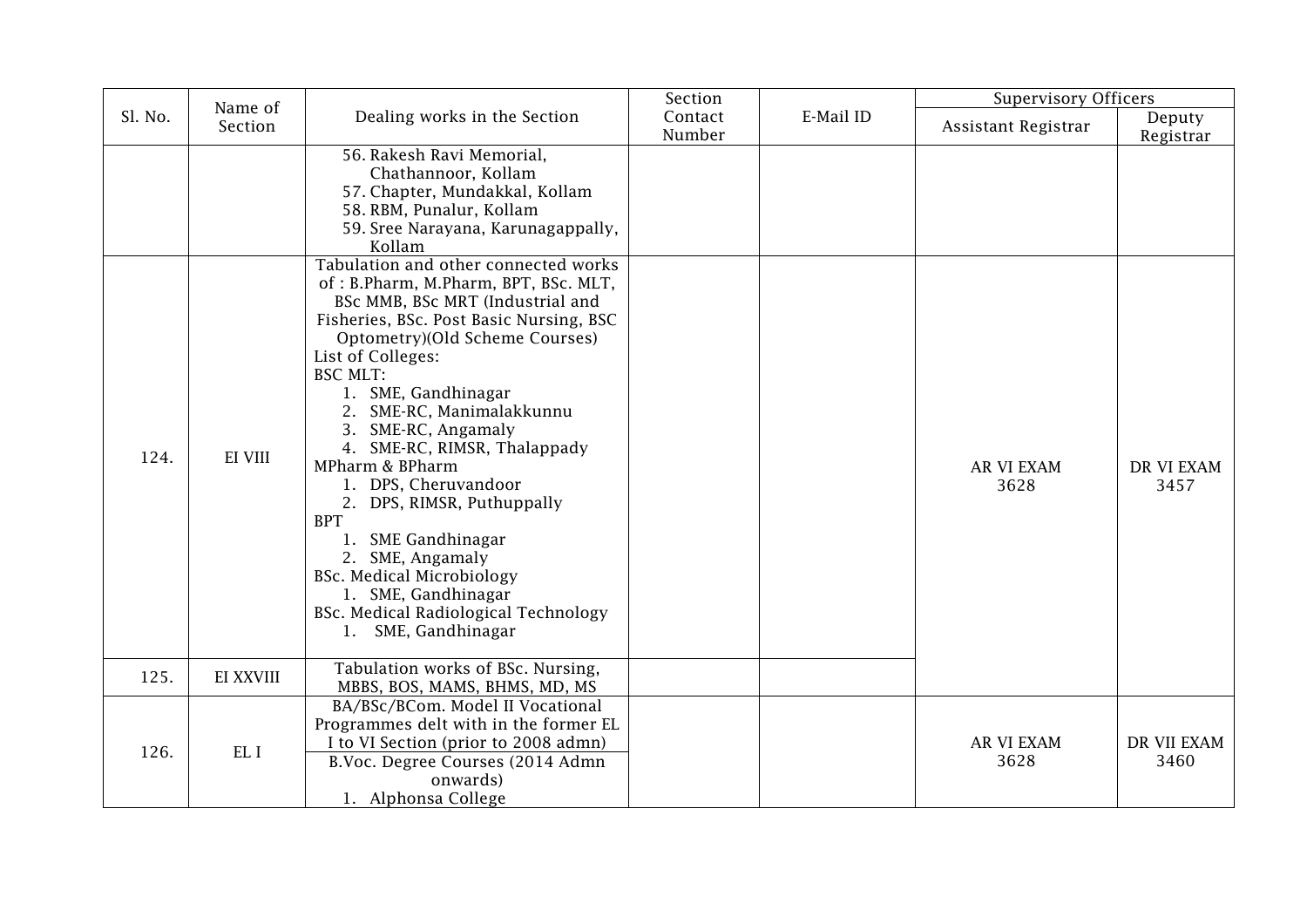| Sl. No. | Name of Section | Dealing works in the Section | Section Contact Number | E-Mail ID | Supervisory Officers | |
|---|---|---|---|---|---|---|
| | | | | | Assistant Registrar | Deputy Registrar |
| | | 56. Rakesh Ravi Memorial, Chathannoor, Kollam<br>57. Chapter, Mundakkal, Kollam<br>58. RBM, Punalur, Kollam<br>59. Sree Narayana, Karunagappally, Kollam | | | | |
| 124. | EI VIII | Tabulation and other connected works of : B.Pharm, M.Pharm, BPT, BSc. MLT, BSc MMB, BSc MRT (Industrial and Fisheries, BSc. Post Basic Nursing, BSC Optometry)(Old Scheme Courses)<br>List of Colleges:<br>BSC MLT:<br>1. SME, Gandhinagar<br>2. SME-RC, Manimalakkunnu<br>3. SME-RC, Angamaly<br>4. SME-RC, RIMSR, Thalappady<br>MPharm & BPharm<br>1. DPS, Cheruvandoor<br>2. DPS, RIMSR, Puthuppally<br>BPT<br>1. SME Gandhinagar<br>2. SME, Angamaly<br>BSc. Medical Microbiology<br>1. SME, Gandhinagar<br>BSc. Medical Radiological Technology<br>1. SME, Gandhinagar | | | AR VI EXAM 3628 | DR VI EXAM 3457 |
| 125. | EI XXVIII | Tabulation works of BSc. Nursing, MBBS, BOS, MAMS, BHMS, MD, MS | | | | |
| 126. | EL I | BA/BSc/BCom. Model II Vocational Programmes delt with in the former EL I to VI Section (prior to 2008 admn)<br>B.Voc. Degree Courses (2014 Admn onwards)<br>1. Alphonsa College | | | AR VI EXAM 3628 | DR VII EXAM 3460 |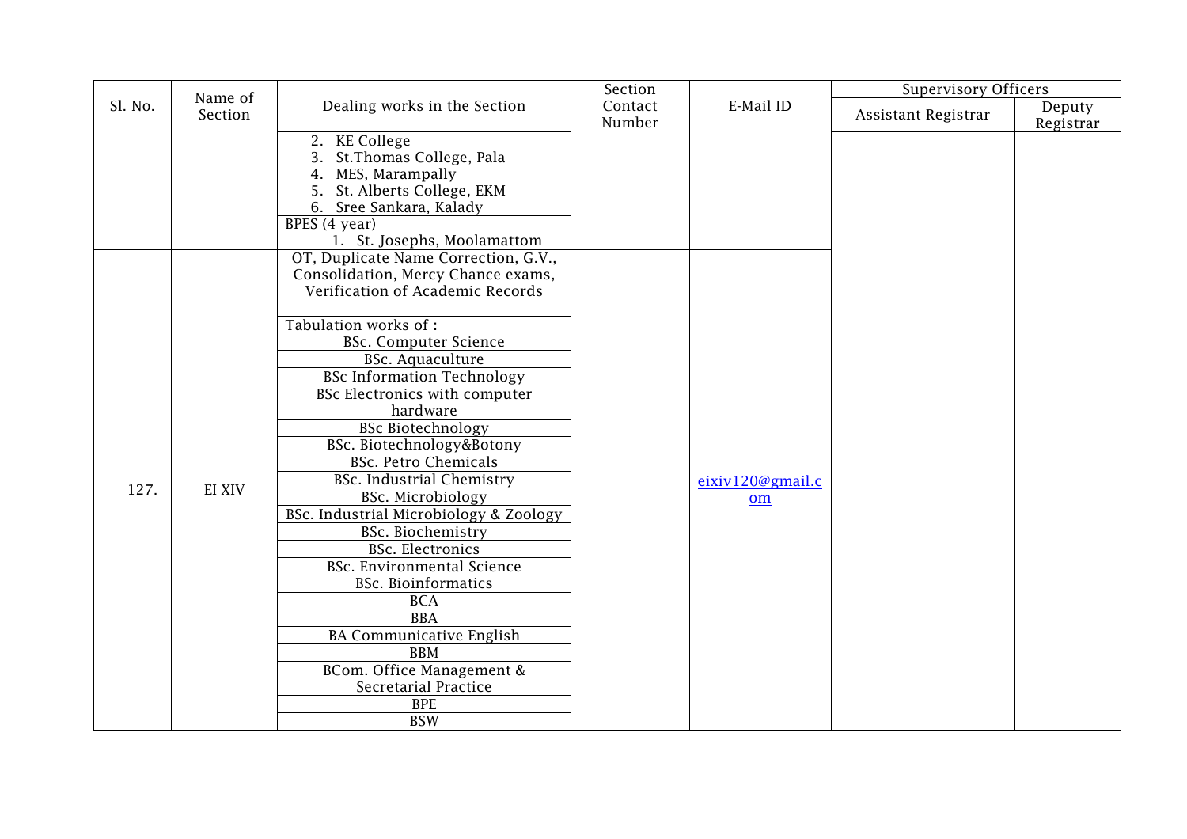| Sl. No. | Name of Section | Dealing works in the Section | Section Contact Number | E-Mail ID | Supervisory Officers | |
|---|---|---|---|---|---|---|
| | | | | | Assistant Registrar | Deputy Registrar |
| | | 2. KE College<br>3. St.Thomas College, Pala<br>4. MES, Marampally<br>5. St. Alberts College, EKM<br>6. Sree Sankara, Kalady | | | | |
| | | BPES (4 year)<br>1. St. Josephs, Moolamattom | | | | |
| 127. | EI XIV | OT, Duplicate Name Correction, G.V., Consolidation, Mercy Chance exams, Verification of Academic Records | | eixiv120@gmail.com | | |
| | | Tabulation works of :<br>BSc. Computer Science | | | | |
| | | BSc. Aquaculture | | | | |
| | | BSc Information Technology | | | | |
| | | BSc Electronics with computer hardware | | | | |
| | | BSc Biotechnology | | | | |
| | | BSc. Biotechnology&Botony | | | | |
| | | BSc. Petro Chemicals | | | | |
| | | BSc. Industrial Chemistry | | | | |
| | | BSc. Microbiology | | | | |
| | | BSc. Industrial Microbiology & Zoology | | | | |
| | | BSc. Biochemistry | | | | |
| | | BSc. Electronics | | | | |
| | | BSc. Environmental Science | | | | |
| | | BSc. Bioinformatics | | | | |
| | | BCA | | | | |
| | | BBA | | | | |
| | | BA Communicative English | | | | |
| | | BBM | | | | |
| | | BCom. Office Management & Secretarial Practice | | | | |
| | | BPE | | | | |
| | | BSW | | | | |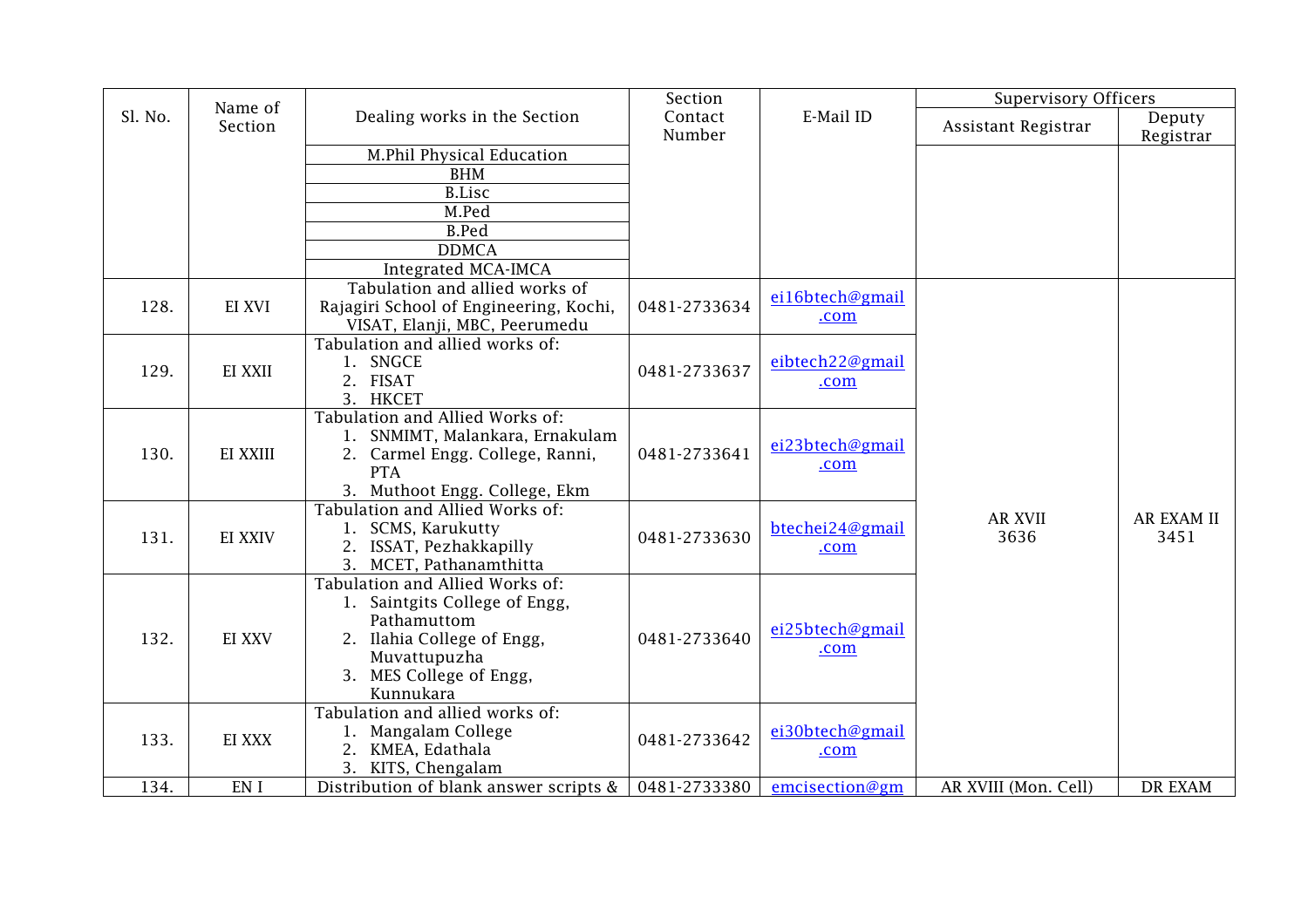| Sl. No. | Name of Section | Dealing works in the Section | Section Contact Number | E-Mail ID | Supervisory Officers | |
|---|---|---|---|---|---|---|
| | | | | | Assistant Registrar | Deputy Registrar |
| | | M.Phil Physical Education<br>BHM<br>B.Lisc<br>M.Ped<br>B.Ped<br>DDMCA<br>Integrated MCA-IMCA | | | | |
| 128. | EI XVI | Tabulation and allied works of Rajagiri School of Engineering, Kochi, VISAT, Elanji, MBC, Peerumedu | 0481-2733634 | ei16btech@gmail.com | AR XVII 3636 | AR EXAM II 3451 |
| 129. | EI XXII | Tabulation and allied works of:<br>1. SNGCE<br>2. FISAT<br>3. HKCET | 0481-2733637 | eibtech22@gmail.com | | |
| 130. | EI XXIII | Tabulation and Allied Works of:<br>1. SNMIMT, Malankara, Ernakulam<br>2. Carmel Engg. College, Ranni, PTA<br>3. Muthoot Engg. College, Ekm | 0481-2733641 | ei23btech@gmail.com | | |
| 131. | EI XXIV | Tabulation and Allied Works of:<br>1. SCMS, Karukutty<br>2. ISSAT, Pezhakkapilly<br>3. MCET, Pathanamthitta | 0481-2733630 | btechei24@gmail.com | | |
| 132. | EI XXV | Tabulation and Allied Works of:<br>1. Saintgits College of Engg, Pathamuttom<br>2. Ilahia College of Engg, Muvattupuzha<br>3. MES College of Engg, Kunnukara | 0481-2733640 | ei25btech@gmail.com | | |
| 133. | EI XXX | Tabulation and allied works of:<br>1. Mangalam College<br>2. KMEA, Edathala<br>3. KITS, Chengalam | 0481-2733642 | ei30btech@gmail.com | | |
| 134. | EN I | Distribution of blank answer scripts & | 0481-2733380 | emcisection@gm | AR XVIII (Mon. Cell) | DR EXAM |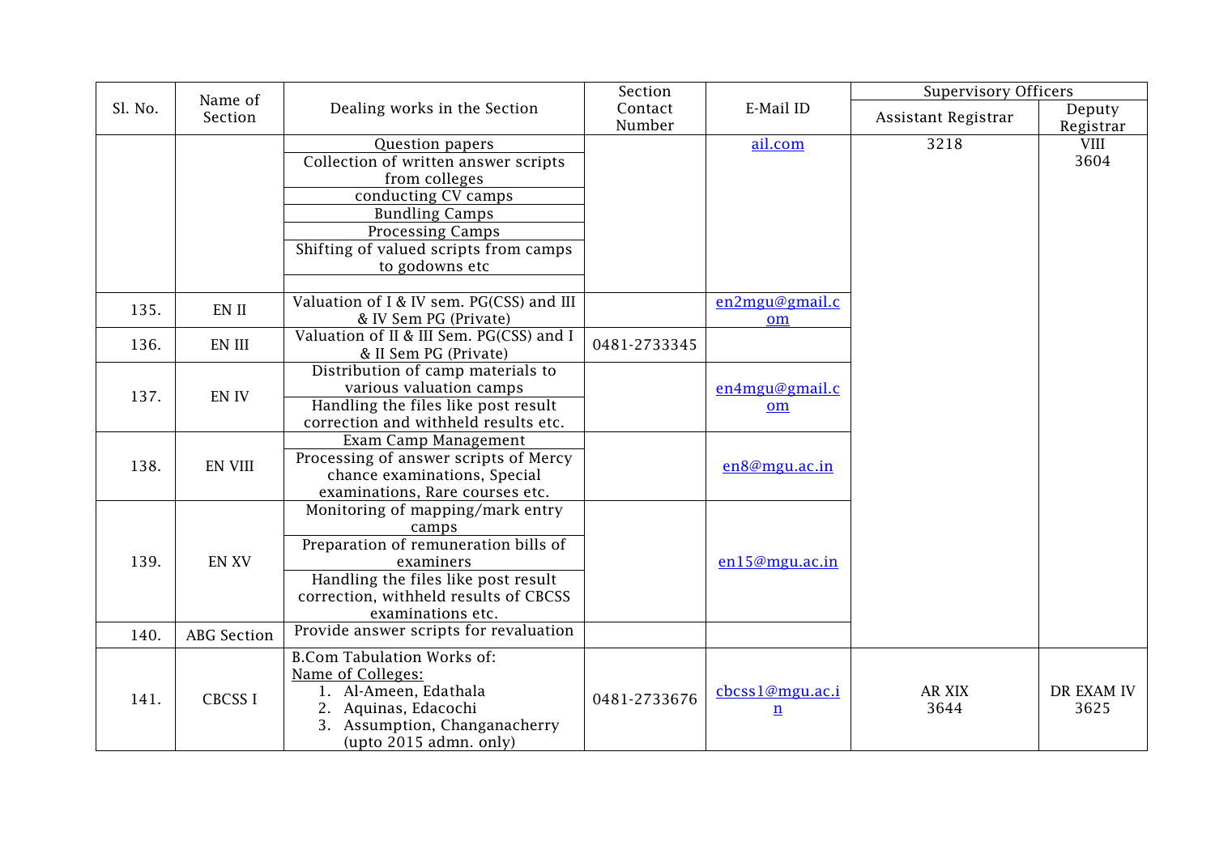| Sl. No. | Name of Section | Dealing works in the Section | Section Contact Number | E-Mail ID | Supervisory Officers | |
|---|---|---|---|---|---|---|
| | | | | | Assistant Registrar | Deputy Registrar |
| | | Question papers<br>Collection of written answer scripts from colleges<br>conducting CV camps<br>Bundling Camps<br>Processing Camps<br>Shifting of valued scripts from camps to godowns etc | | ail.com | 3218 | VIII<br>3604 |
| 135. | EN II | Valuation of I & IV sem. PG(CSS) and III & IV Sem PG (Private) | | en2mgu@gmail.com | | |
| 136. | EN III | Valuation of II & III Sem. PG(CSS) and I & II Sem PG (Private) | 0481-2733345 | | | |
| 137. | EN IV | Distribution of camp materials to various valuation camps<br>Handling the files like post result correction and withheld results etc. | | en4mgu@gmail.com | | |
| 138. | EN VIII | Exam Camp Management<br>Processing of answer scripts of Mercy chance examinations, Special examinations, Rare courses etc. | | en8@mgu.ac.in | | |
| 139. | EN XV | Monitoring of mapping/mark entry camps<br>Preparation of remuneration bills of examiners<br>Handling the files like post result correction, withheld results of CBCSS examinations etc. | | en15@mgu.ac.in | | |
| 140. | ABG Section | Provide answer scripts for revaluation | | | | |
| 141. | CBCSS I | B.Com Tabulation Works of:<br>Name of Colleges:<br>1. Al-Ameen, Edathala<br>2. Aquinas, Edacochi<br>3. Assumption, Changanacherry (upto 2015 admn. only) | 0481-2733676 | cbcss1@mgu.ac.in | AR XIX<br>3644 | DR EXAM IV<br>3625 |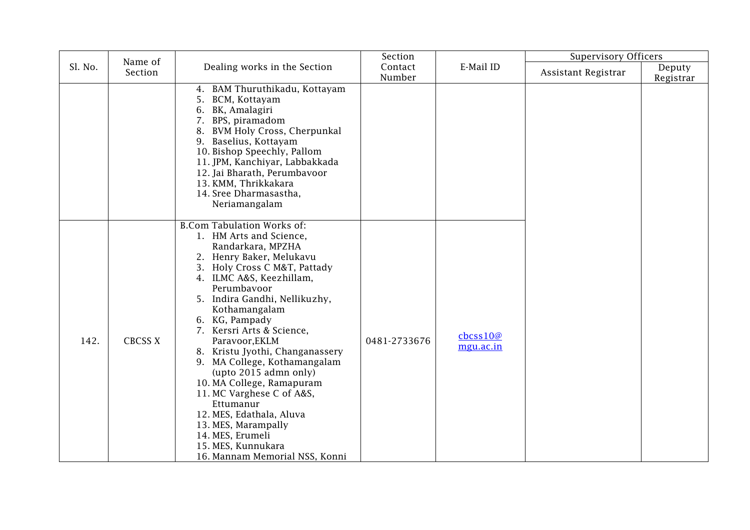| Sl. No. | Name of Section | Dealing works in the Section | Section Contact Number | E-Mail ID | Supervisory Officers | |
|---|---|---|---|---|---|---|
| | | | | | Assistant Registrar | Deputy Registrar |
| | | 4. BAM Thuruthikadu, Kottayam<br>5. BCM, Kottayam<br>6. BK, Amalagiri<br>7. BPS, piramadom<br>8. BVM Holy Cross, Cherpunkal<br>9. Baselius, Kottayam<br>10. Bishop Speechly, Pallom<br>11. JPM, Kanchiyar, Labbakkada<br>12. Jai Bharath, Perumbavoor<br>13. KMM, Thrikkakara<br>14. Sree Dharmasastha, Neriamangalam | | | | |
| 142. | CBCSS X | B.Com Tabulation Works of:<br>1. HM Arts and Science, Randarkara, MPZHA<br>2. Henry Baker, Melukavu<br>3. Holy Cross C M&T, Pattady<br>4. ILMC A&S, Keezhillam, Perumbavoor<br>5. Indira Gandhi, Nellikuzhy, Kothamangalam<br>6. KG, Pampady<br>7. Kersri Arts & Science, Paravoor,EKLM<br>8. Kristu Jyothi, Changanassery<br>9. MA College, Kothamangalam (upto 2015 admn only)<br>10. MA College, Ramapuram<br>11. MC Varghese C of A&S, Ettumanur<br>12. MES, Edathala, Aluva<br>13. MES, Marampally<br>14. MES, Erumeli<br>15. MES, Kunnukara<br>16. Mannam Memorial NSS, Konni | 0481-2733676 | cbcss10@mgu.ac.in | | |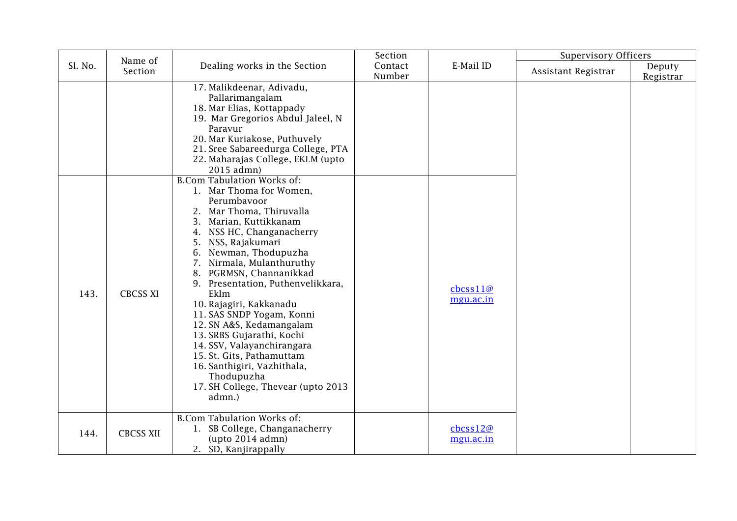| Sl. No. | Name of Section | Dealing works in the Section | Section Contact Number | E-Mail ID | Supervisory Officers | |
|---|---|---|---|---|---|---|
| | | | | | Assistant Registrar | Deputy Registrar |
| | | 17. Malikdeenar, Adivadu, Pallarimangalam<br>18. Mar Elias, Kottappady<br>19. Mar Gregorios Abdul Jaleel, N Paravur<br>20. Mar Kuriakose, Puthuvely<br>21. Sree Sabareedurga College, PTA<br>22. Maharajas College, EKLM (upto 2015 admn) | | | | |
| 143. | CBCSS XI | B.Com Tabulation Works of:<br>1. Mar Thoma for Women, Perumbavoor<br>2. Mar Thoma, Thiruvalla<br>3. Marian, Kuttikkanam<br>4. NSS HC, Changanacherry<br>5. NSS, Rajakumari<br>6. Newman, Thodupuzha<br>7. Nirmala, Mulanthuruthy<br>8. PGRMSN, Channanikkad<br>9. Presentation, Puthenvelikkara, Eklm<br>10. Rajagiri, Kakkanadu<br>11. SAS SNDP Yogam, Konni<br>12. SN A&S, Kedamangalam<br>13. SRBS Gujarathi, Kochi<br>14. SSV, Valayanchirangara<br>15. St. Gits, Pathamuttam<br>16. Santhigiri, Vazhithala, Thodupuzha<br>17. SH College, Thevear (upto 2013 admn.) | | cbcss11@mgu.ac.in | | |
| 144. | CBCSS XII | B.Com Tabulation Works of:<br>1. SB College, Changanacherry (upto 2014 admn)<br>2. SD, Kanjirappally | | cbcss12@mgu.ac.in | | |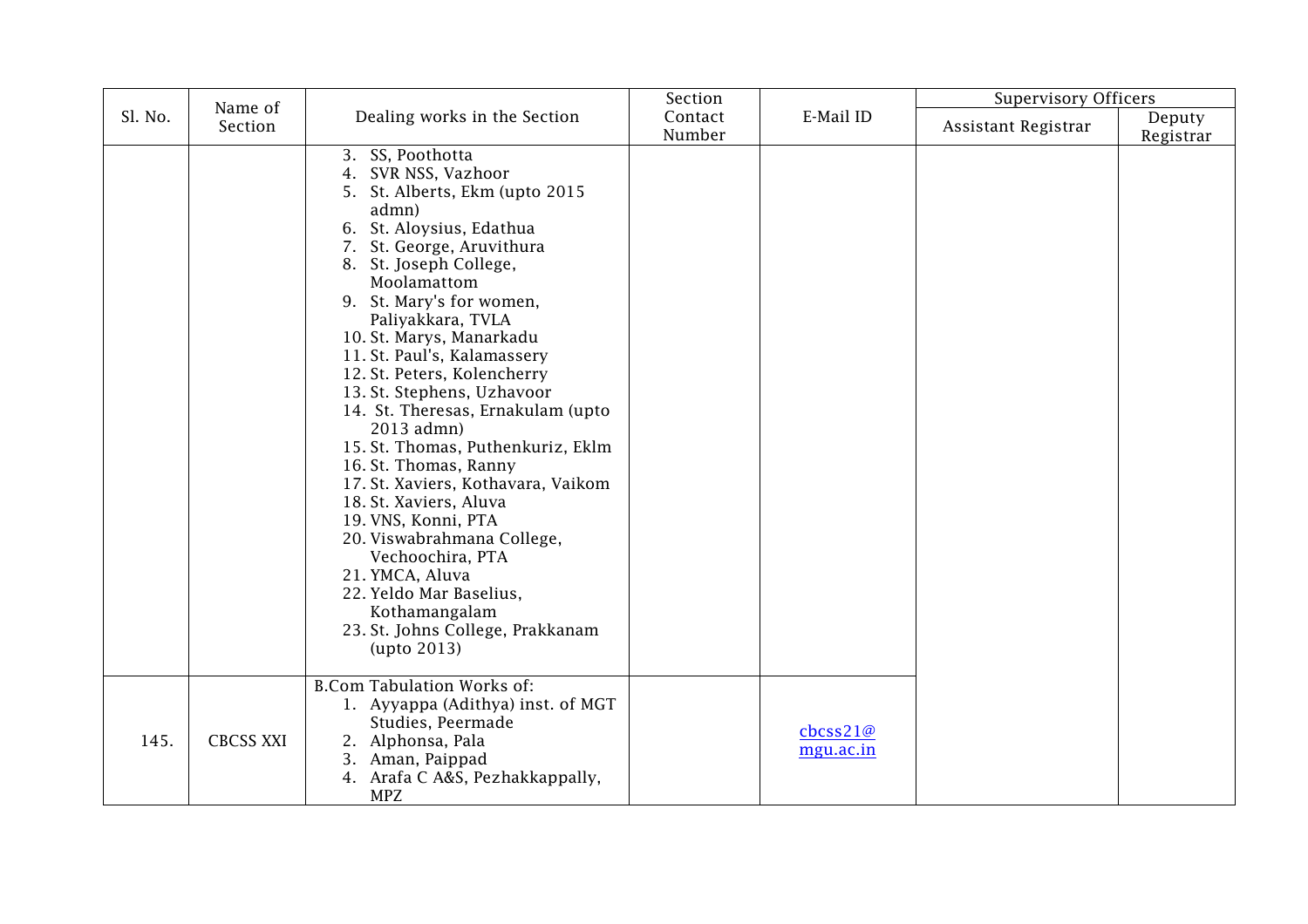| Sl. No. | Name of Section | Dealing works in the Section | Section Contact Number | E-Mail ID | Supervisory Officers | |
|---|---|---|---|---|---|---|
| | | | | | Assistant Registrar | Deputy Registrar |
| | | 3. SS, Poothotta<br>4. SVR NSS, Vazhoor<br>5. St. Alberts, Ekm (upto 2015 admn)<br>6. St. Aloysius, Edathua<br>7. St. George, Aruvithura<br>8. St. Joseph College, Moolamattom<br>9. St. Mary's for women, Paliyakkara, TVLA<br>10. St. Marys, Manarkadu<br>11. St. Paul's, Kalamassery<br>12. St. Peters, Kolencherry<br>13. St. Stephens, Uzhavoor<br>14. St. Theresas, Ernakulam (upto 2013 admn)<br>15. St. Thomas, Puthenkuriz, Eklm<br>16. St. Thomas, Ranny<br>17. St. Xaviers, Kothavara, Vaikom<br>18. St. Xaviers, Aluva<br>19. VNS, Konni, PTA<br>20. Viswabrahmana College, Vechoochira, PTA<br>21. YMCA, Aluva<br>22. Yeldo Mar Baselius, Kothamangalam<br>23. St. Johns College, Prakkanam (upto 2013) | | | | |
| 145. | CBCSS XXI | B.Com Tabulation Works of:<br>1. Ayyappa (Adithya) inst. of MGT Studies, Peermade<br>2. Alphonsa, Pala<br>3. Aman, Paippad<br>4. Arafa C A&S, Pezhakkappally, MPZ | | cbcss21@mgu.ac.in | | |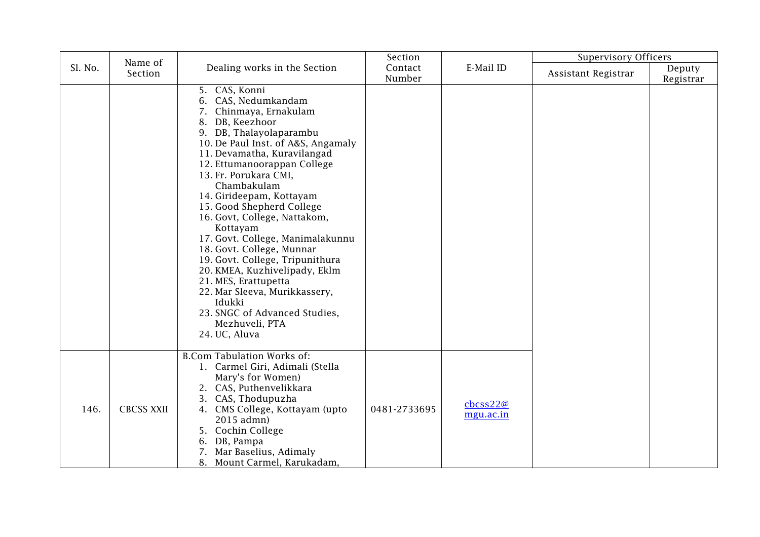| Sl. No. | Name of Section | Dealing works in the Section | Section Contact Number | E-Mail ID | Supervisory Officers | |
|---|---|---|---|---|---|---|
| | | | | | Assistant Registrar | Deputy Registrar |
| | | 5. CAS, Konni<br>6. CAS, Nedumkandam<br>7. Chinmaya, Ernakulam<br>8. DB, Keezhoor<br>9. DB, Thalayolaparambu<br>10. De Paul Inst. of A&S, Angamaly<br>11. Devamatha, Kuravilangad<br>12. Ettumanoorappan College<br>13. Fr. Porukara CMI, Chambakulam<br>14. Girideepam, Kottayam<br>15. Good Shepherd College<br>16. Govt, College, Nattakom, Kottayam<br>17. Govt. College, Manimalakunnu<br>18. Govt. College, Munnar<br>19. Govt. College, Tripunithura<br>20. KMEA, Kuzhivelipady, Eklm<br>21. MES, Erattupetta<br>22. Mar Sleeva, Murikkassery, Idukki<br>23. SNGC of Advanced Studies, Mezhuveli, PTA<br>24. UC, Aluva | | | | |
| 146. | CBCSS XXII | B.Com Tabulation Works of:<br>1. Carmel Giri, Adimali (Stella Mary's for Women)<br>2. CAS, Puthenvelikkara<br>3. CAS, Thodupuzha<br>4. CMS College, Kottayam (upto 2015 admn)<br>5. Cochin College<br>6. DB, Pampa<br>7. Mar Baselius, Adimaly<br>8. Mount Carmel, Karukadam, | 0481-2733695 | cbcss22@mgu.ac.in | | |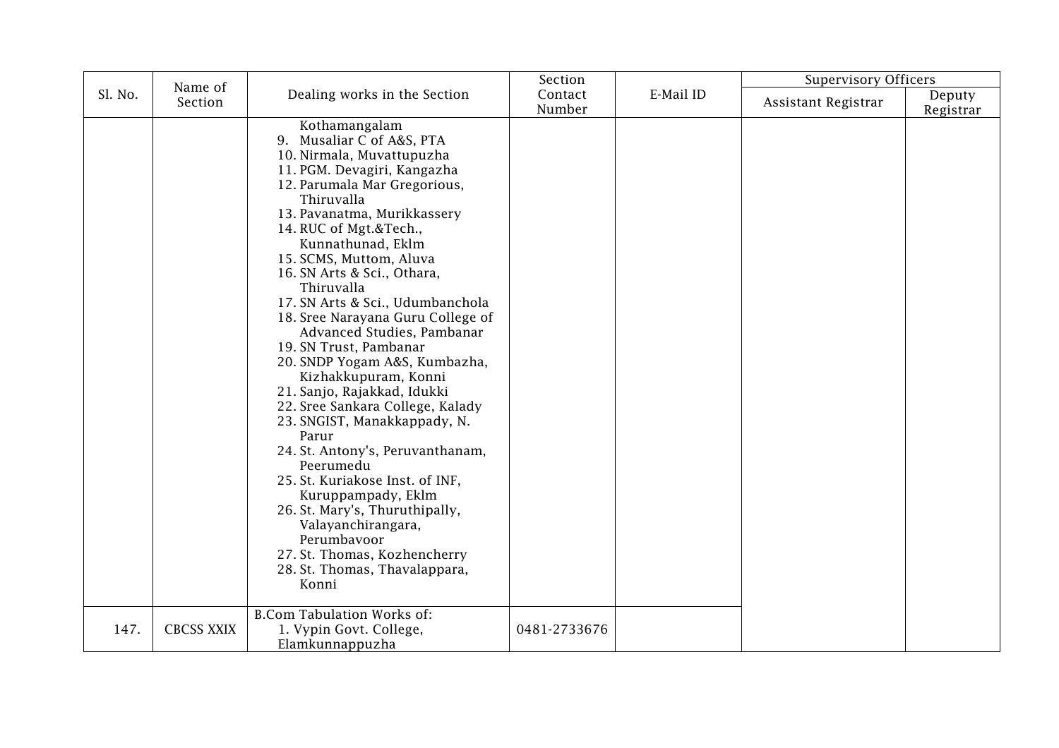| Sl. No. | Name of Section | Dealing works in the Section | Section Contact Number | E-Mail ID | Supervisory Officers | |
|---|---|---|---|---|---|---|
| | | | | | Assistant Registrar | Deputy Registrar |
| | | Kothamangalam<br>9. Musaliar C of A&S, PTA<br>10. Nirmala, Muvattupuzha<br>11. PGM. Devagiri, Kangazha<br>12. Parumala Mar Gregorious, Thiruvalla<br>13. Pavanatma, Murikkassery<br>14. RUC of Mgt.&Tech., Kunnathunad, Eklm<br>15. SCMS, Muttom, Aluva<br>16. SN Arts & Sci., Othara, Thiruvalla<br>17. SN Arts & Sci., Udumbanchola<br>18. Sree Narayana Guru College of Advanced Studies, Pambanar<br>19. SN Trust, Pambanar<br>20. SNDP Yogam A&S, Kumbazha, Kizhakkupuram, Konni<br>21. Sanjo, Rajakkad, Idukki<br>22. Sree Sankara College, Kalady<br>23. SNGIST, Manakkappady, N. Parur<br>24. St. Antony's, Peruvanthanam, Peerumedu<br>25. St. Kuriakose Inst. of INF, Kuruppampady, Eklm<br>26. St. Mary's, Thuruthipally, Valayanchirangara, Perumbavoor<br>27. St. Thomas, Kozhencherry<br>28. St. Thomas, Thavalappara, Konni | | | | |
| 147. | CBCSS XXIX | B.Com Tabulation Works of:<br>1. Vypin Govt. College, Elamkunnappuzha | 0481-2733676 | | | |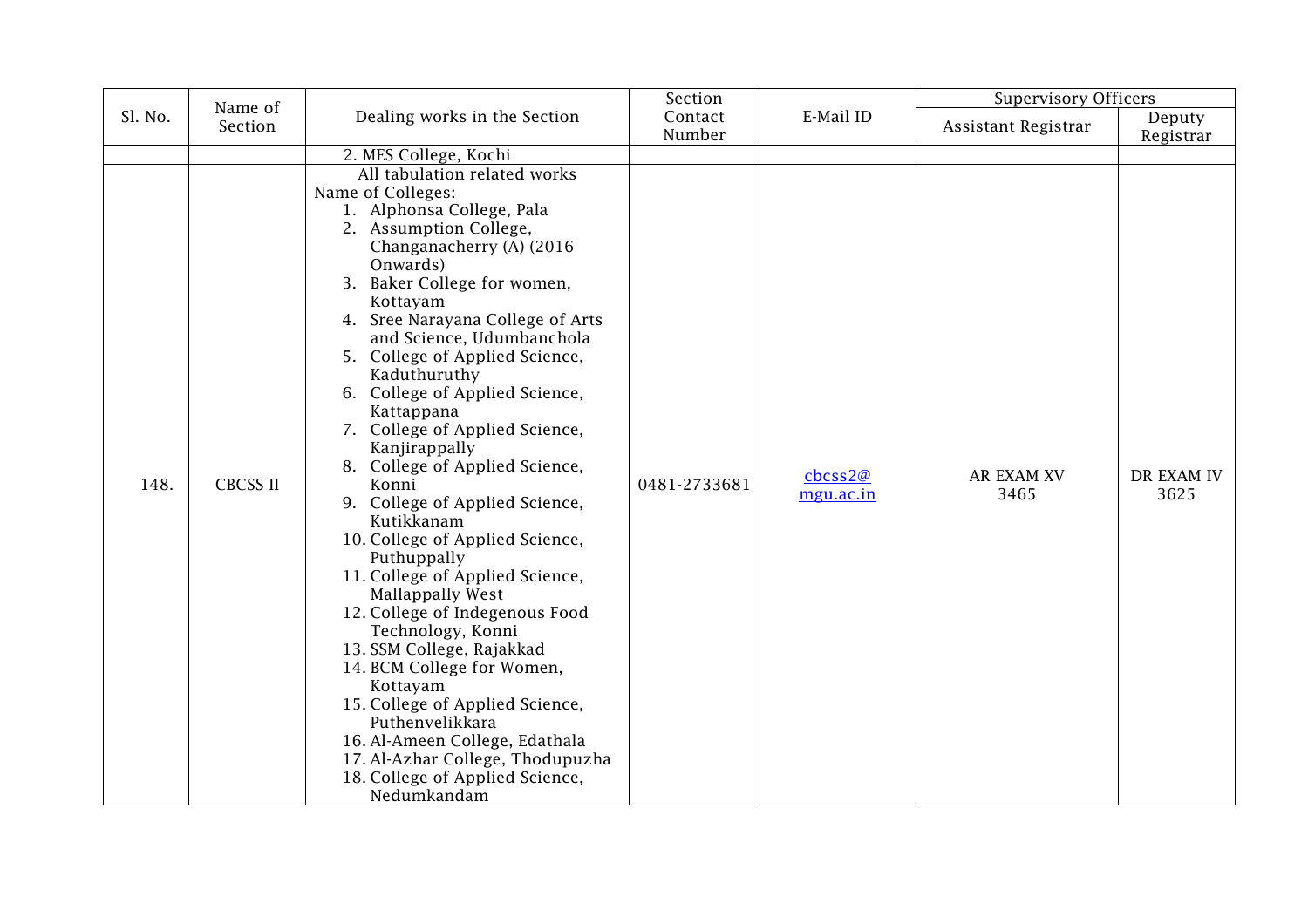| Sl. No. | Name of Section | Dealing works in the Section | Section Contact Number | E-Mail ID | Supervisory Officers | |
|---|---|---|---|---|---|---|
| | | | | | Assistant Registrar | Deputy Registrar |
| | | 2. MES College, Kochi | | | | |
| 148. | CBCSS II | All tabulation related works<br>Name of Colleges:<br>1. Alphonsa College, Pala<br>2. Assumption College, Changanacherry (A) (2016 Onwards)<br>3. Baker College for women, Kottayam<br>4. Sree Narayana College of Arts and Science, Udumbanchola<br>5. College of Applied Science, Kaduthuruthy<br>6. College of Applied Science, Kattappana<br>7. College of Applied Science, Kanjirappally<br>8. College of Applied Science, Konni<br>9. College of Applied Science, Kutikkanam<br>10. College of Applied Science, Puthuppally<br>11. College of Applied Science, Mallappally West<br>12. College of Indegenous Food Technology, Konni<br>13. SSM College, Rajakkad<br>14. BCM College for Women, Kottayam<br>15. College of Applied Science, Puthenvelikkara<br>16. Al-Ameen College, Edathala<br>17. Al-Azhar College, Thodupuzha<br>18. College of Applied Science, Nedumkandam | 0481-2733681 | cbcss2@mgu.ac.in | AR EXAM XV 3465 | DR EXAM IV 3625 |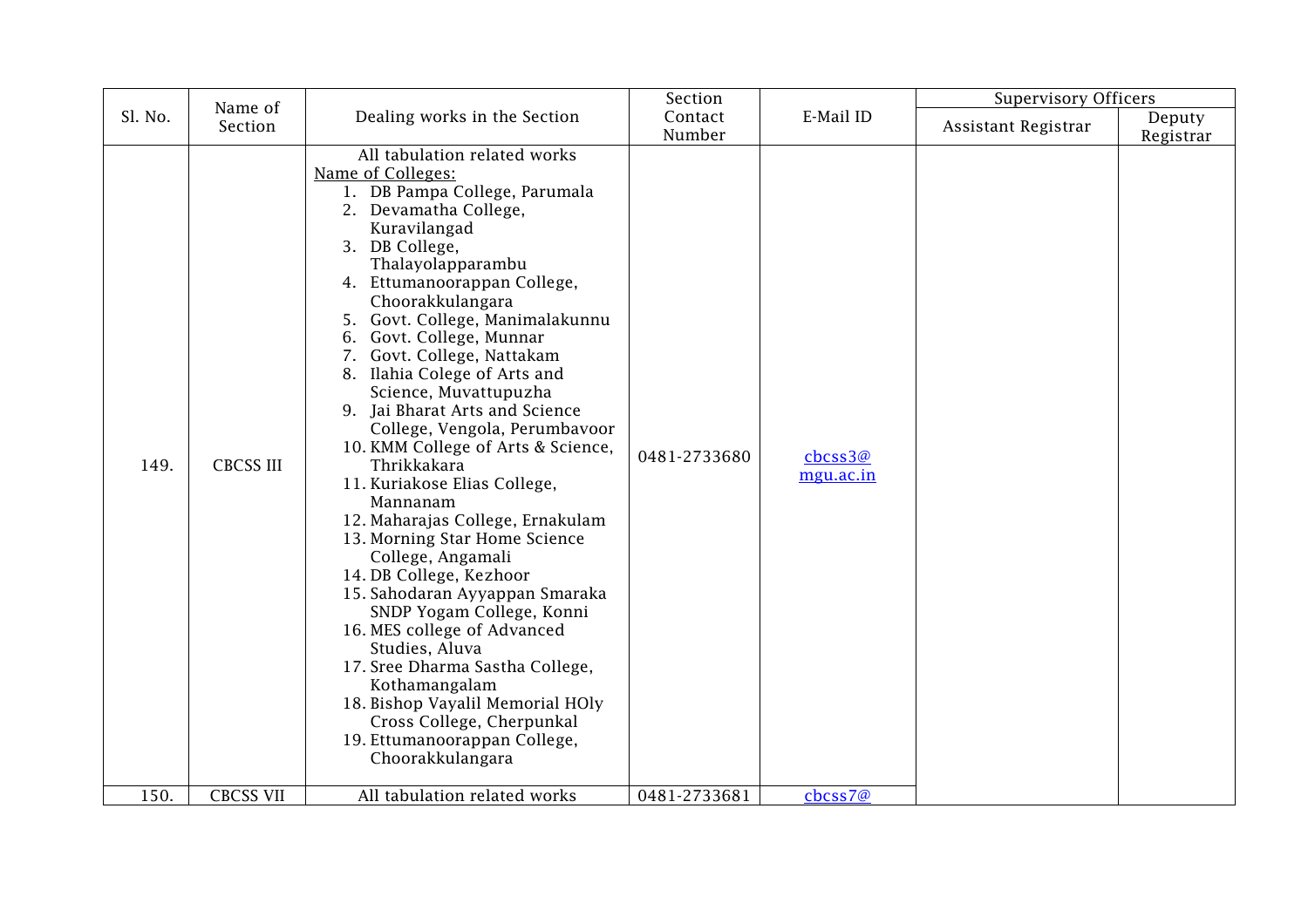| Sl. No. | Name of Section | Dealing works in the Section | Section Contact Number | E-Mail ID | Supervisory Officers | |
|---|---|---|---|---|---|---|
| | | | | | Assistant Registrar | Deputy Registrar |
| 149. | CBCSS III | All tabulation related works<br>Name of Colleges:<br>1. DB Pampa College, Parumala<br>2. Devamatha College, Kuravilangad<br>3. DB College, Thalayolapparambu<br>4. Ettumanoorappan College, Choorakkulangara<br>5. Govt. College, Manimalakunnu<br>6. Govt. College, Munnar<br>7. Govt. College, Nattakam<br>8. Ilahia Colege of Arts and Science, Muvattupuzha<br>9. Jai Bharat Arts and Science College, Vengola, Perumbavoor<br>10. KMM College of Arts & Science, Thrikkakara<br>11. Kuriakose Elias College, Mannanam<br>12. Maharajas College, Ernakulam<br>13. Morning Star Home Science College, Angamali<br>14. DB College, Kezhoor<br>15. Sahodaran Ayyappan Smaraka SNDP Yogam College, Konni<br>16. MES college of Advanced Studies, Aluva<br>17. Sree Dharma Sastha College, Kothamangalam<br>18. Bishop Vayalil Memorial HOly Cross College, Cherpunkal<br>19. Ettumanoorappan College, Choorakkulangara | 0481-2733680 | cbcss3@mgu.ac.in | | |
| 150. | CBCSS VII | All tabulation related works | 0481-2733681 | cbcss7@ | | |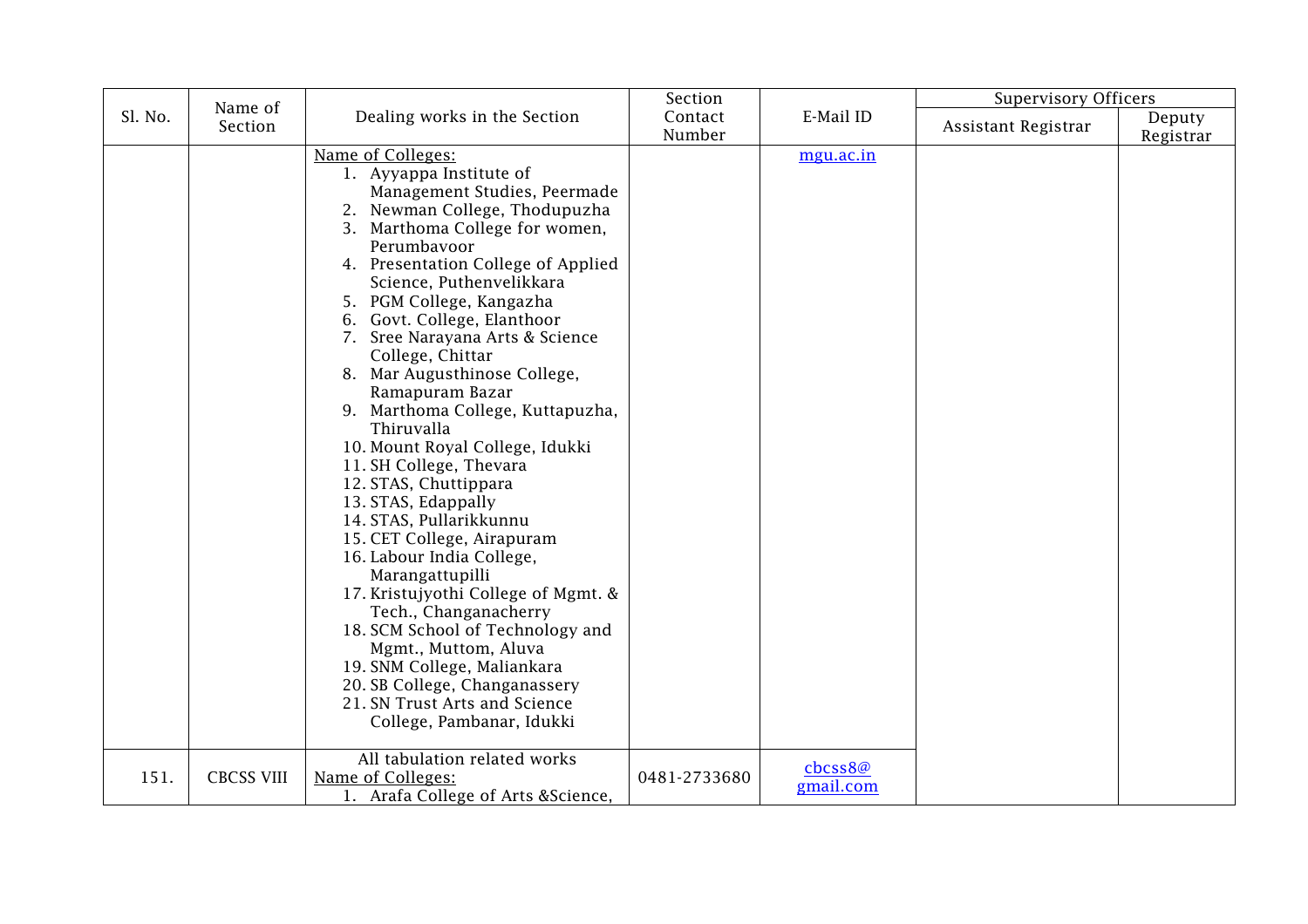| Sl. No. | Name of Section | Dealing works in the Section | Section Contact Number | E-Mail ID | Supervisory Officers | |
|---|---|---|---|---|---|---|
| | | | | | Assistant Registrar | Deputy Registrar |
| | | Name of Colleges:<br>1. Ayyappa Institute of Management Studies, Peermade<br>2. Newman College, Thodupuzha<br>3. Marthoma College for women, Perumbavoor<br>4. Presentation College of Applied Science, Puthenvelikkara<br>5. PGM College, Kangazha<br>6. Govt. College, Elanthoor<br>7. Sree Narayana Arts & Science College, Chittar<br>8. Mar Augusthinose College, Ramapuram Bazar<br>9. Marthoma College, Kuttapuzha, Thiruvalla<br>10. Mount Royal College, Idukki<br>11. SH College, Thevara<br>12. STAS, Chuttippara<br>13. STAS, Edappally<br>14. STAS, Pullarikkunnu<br>15. CET College, Airapuram<br>16. Labour India College, Marangattupilli<br>17. Kristujyothi College of Mgmt. & Tech., Changanacherry<br>18. SCM School of Technology and Mgmt., Muttom, Aluva<br>19. SNM College, Maliankara<br>20. SB College, Changanassery<br>21. SN Trust Arts and Science College, Pambanar, Idukki | | mgu.ac.in | | |
| 151. | CBCSS VIII | All tabulation related works<br>Name of Colleges:<br>1. Arafa College of Arts &Science, | 0481-2733680 | cbcss8@gmail.com | | |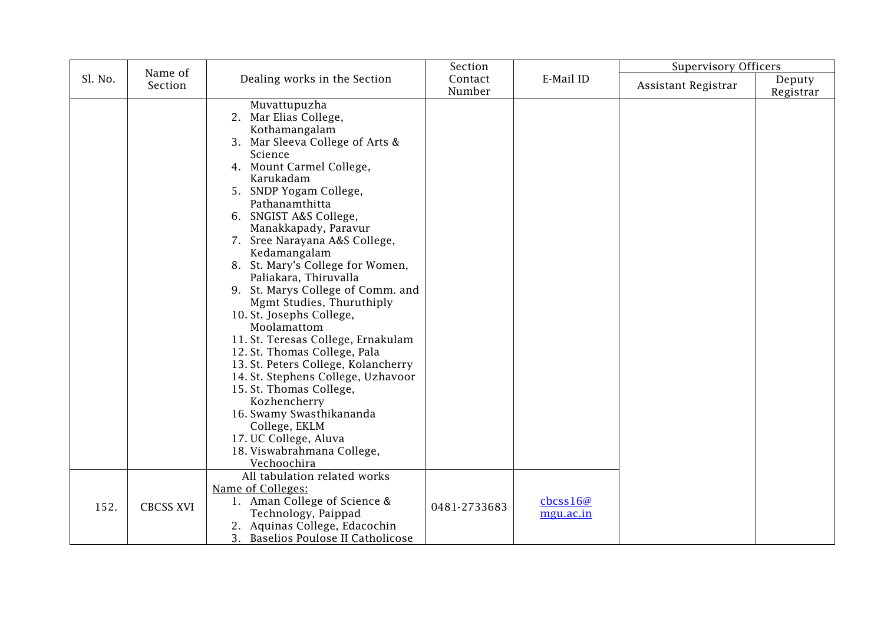| Sl. No. | Name of Section | Dealing works in the Section | Section Contact Number | E-Mail ID | Supervisory Officers | |
|---|---|---|---|---|---|---|
| | | | | | Assistant Registrar | Deputy Registrar |
| | | Muvattupuzha<br>2. Mar Elias College, Kothamangalam<br>3. Mar Sleeva College of Arts & Science<br>4. Mount Carmel College, Karukadam<br>5. SNDP Yogam College, Pathanamthitta<br>6. SNGIST A&S College, Manakkapady, Paravur<br>7. Sree Narayana A&S College, Kedamangalam<br>8. St. Mary's College for Women, Paliakara, Thiruvalla<br>9. St. Marys College of Comm. and Mgmt Studies, Thuruthiply<br>10. St. Josephs College, Moolamattom<br>11. St. Teresas College, Ernakulam<br>12. St. Thomas College, Pala<br>13. St. Peters College, Kolancherry<br>14. St. Stephens College, Uzhavoor<br>15. St. Thomas College, Kozhencherry<br>16. Swamy Swasthikananda College, EKLM<br>17. UC College, Aluva<br>18. Viswabrahmana College, Vechoochira | | | | |
| 152. | CBCSS XVI | All tabulation related works<br>Name of Colleges:<br>1. Aman College of Science & Technology, Paippad<br>2. Aquinas College, Edacochin<br>3. Baselios Poulose II Catholicose | 0481-2733683 | cbcss16@mgu.ac.in | | |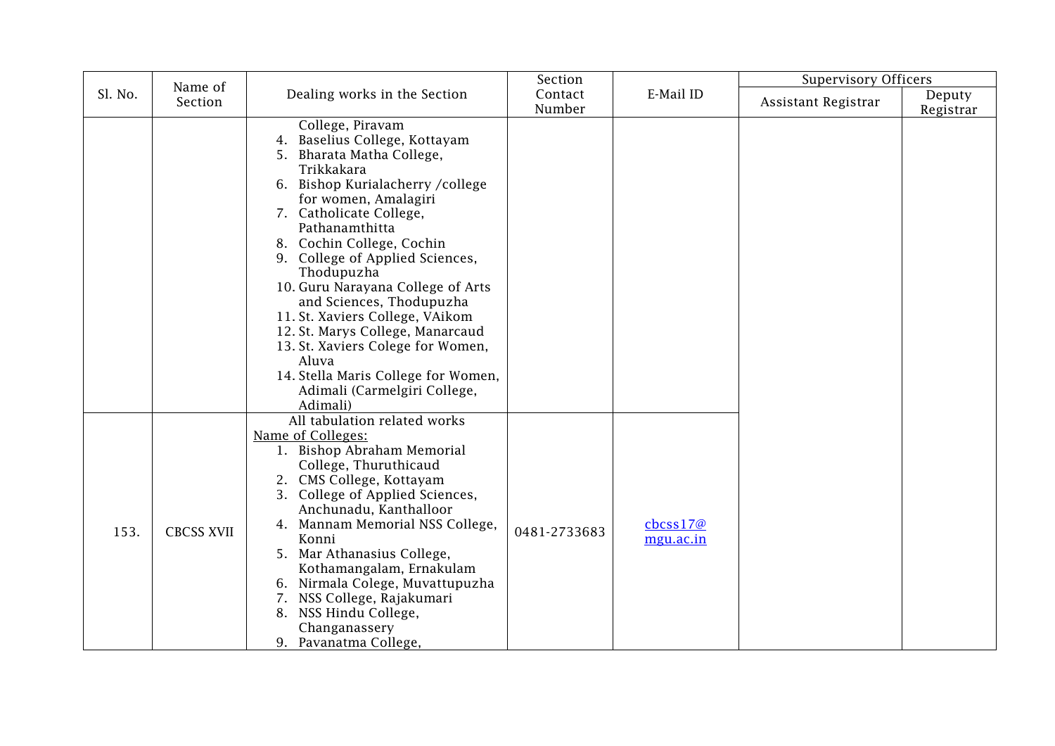| Sl. No. | Name of Section | Dealing works in the Section | Section Contact Number | E-Mail ID | Supervisory Officers | |
|---|---|---|---|---|---|---|
| | | | | | Assistant Registrar | Deputy Registrar |
| | | College, Piravam<br>4. Baselius College, Kottayam<br>5. Bharata Matha College, Trikkakara<br>6. Bishop Kurialacherry /college for women, Amalagiri<br>7. Catholicate College, Pathanamthitta<br>8. Cochin College, Cochin<br>9. College of Applied Sciences, Thodupuzha<br>10. Guru Narayana College of Arts and Sciences, Thodupuzha<br>11. St. Xaviers College, VAikom<br>12. St. Marys College, Manarcaud<br>13. St. Xaviers Colege for Women, Aluva<br>14. Stella Maris College for Women, Adimali (Carmelgiri College, Adimali) | | | | |
| 153. | CBCSS XVII | All tabulation related works<br>Name of Colleges:<br>1. Bishop Abraham Memorial College, Thuruthicaud<br>2. CMS College, Kottayam<br>3. College of Applied Sciences, Anchunadu, Kanthalloor<br>4. Mannam Memorial NSS College, Konni<br>5. Mar Athanasius College, Kothamangalam, Ernakulam<br>6. Nirmala Colege, Muvattupuzha<br>7. NSS College, Rajakumari<br>8. NSS Hindu College, Changanassery<br>9. Pavanatma College, | 0481-2733683 | cbcss17@mgu.ac.in | | |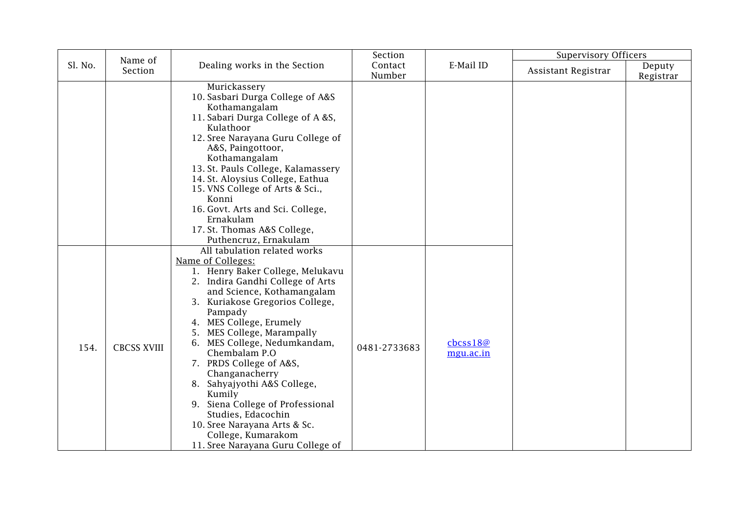| Sl. No. | Name of Section | Dealing works in the Section | Section Contact Number | E-Mail ID | Supervisory Officers | |
|---|---|---|---|---|---|---|
| | | | | | Assistant Registrar | Deputy Registrar |
| | | Murickassery<br>10. Sasbari Durga College of A&S Kothamangalam<br>11. Sabari Durga College of A &S, Kulathoor<br>12. Sree Narayana Guru College of A&S, Paingottoor, Kothamangalam<br>13. St. Pauls College, Kalamassery<br>14. St. Aloysius College, Eathua<br>15. VNS College of Arts & Sci., Konni<br>16. Govt. Arts and Sci. College, Ernakulam<br>17. St. Thomas A&S College, Puthencruz, Ernakulam | | | | |
| 154. | CBCSS XVIII | All tabulation related works<br>Name of Colleges:<br>1. Henry Baker College, Melukavu<br>2. Indira Gandhi College of Arts and Science, Kothamangalam<br>3. Kuriakose Gregorios College, Pampady<br>4. MES College, Erumely<br>5. MES College, Marampally<br>6. MES College, Nedumkandam, Chembalam P.O<br>7. PRDS College of A&S, Changanacherry<br>8. Sahyajyothi A&S College, Kumily<br>9. Siena College of Professional Studies, Edacochin<br>10. Sree Narayana Arts & Sc. College, Kumarakom<br>11. Sree Narayana Guru College of | 0481-2733683 | cbcss18@mgu.ac.in | | |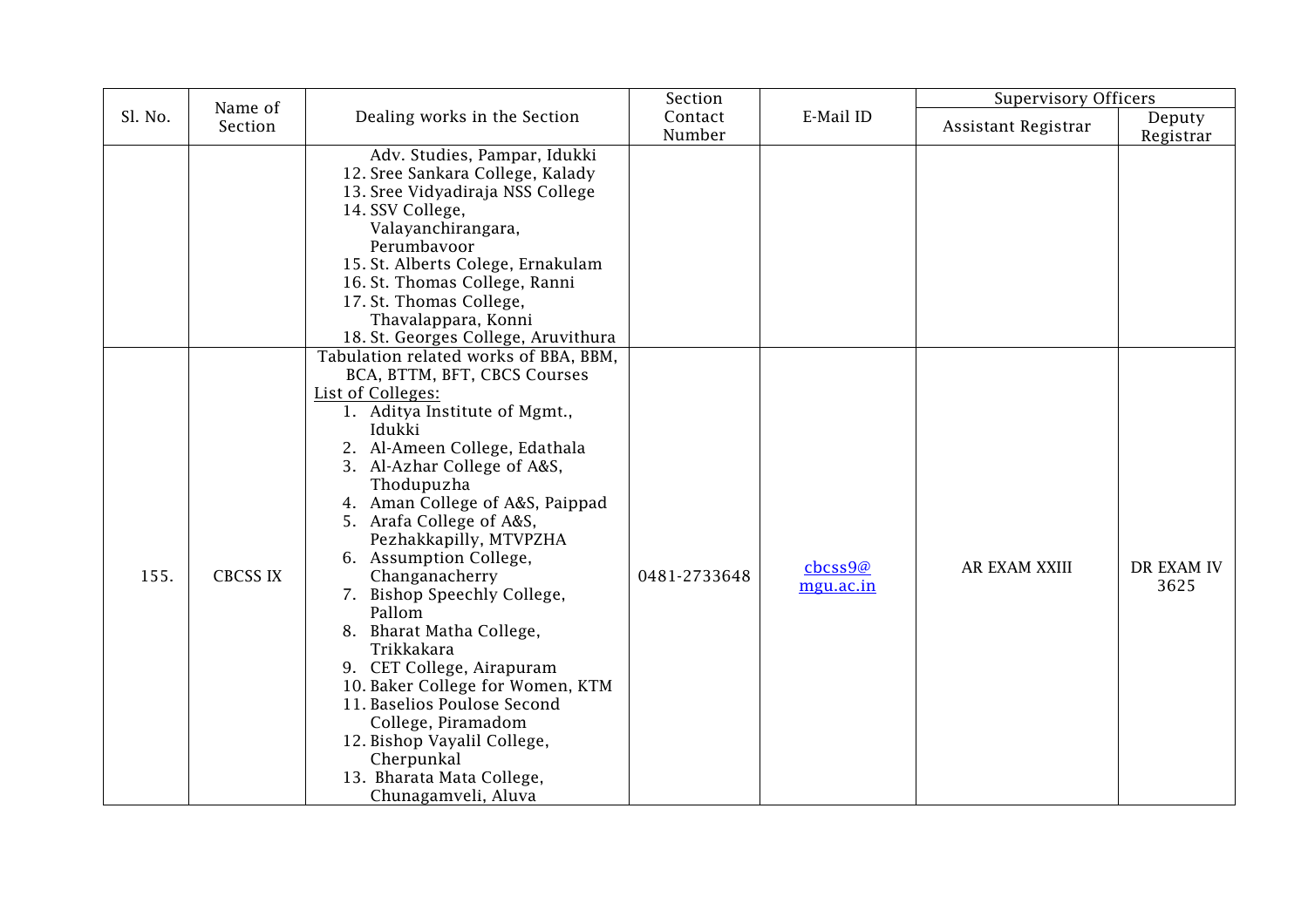| Sl. No. | Name of Section | Dealing works in the Section | Section Contact Number | E-Mail ID | Supervisory Officers | |
|---|---|---|---|---|---|---|
| | | | | | Assistant Registrar | Deputy Registrar |
| | | Adv. Studies, Pampar, Idukki<br>12. Sree Sankara College, Kalady<br>13. Sree Vidyadiraja NSS College<br>14. SSV College, Valayanchirangara, Perumbavoor<br>15. St. Alberts Colege, Ernakulam<br>16. St. Thomas College, Ranni<br>17. St. Thomas College, Thavalappara, Konni<br>18. St. Georges College, Aruvithura | | | | |
| 155. | CBCSS IX | Tabulation related works of BBA, BBM, BCA, BTTM, BFT, CBCS Courses<br>List of Colleges:<br>1. Aditya Institute of Mgmt., Idukki<br>2. Al-Ameen College, Edathala<br>3. Al-Azhar College of A&S, Thodupuzha<br>4. Aman College of A&S, Paippad<br>5. Arafa College of A&S, Pezhakkapilly, MTVPZHA<br>6. Assumption College, Changanacherry<br>7. Bishop Speechly College, Pallom<br>8. Bharat Matha College, Trikkakara<br>9. CET College, Airapuram<br>10. Baker College for Women, KTM<br>11. Baselios Poulose Second College, Piramadom<br>12. Bishop Vayalil College, Cherpunkal<br>13. Bharata Mata College, Chunagamveli, Aluva | 0481-2733648 | cbcss9@mgu.ac.in | AR EXAM XXIII | DR EXAM IV 3625 |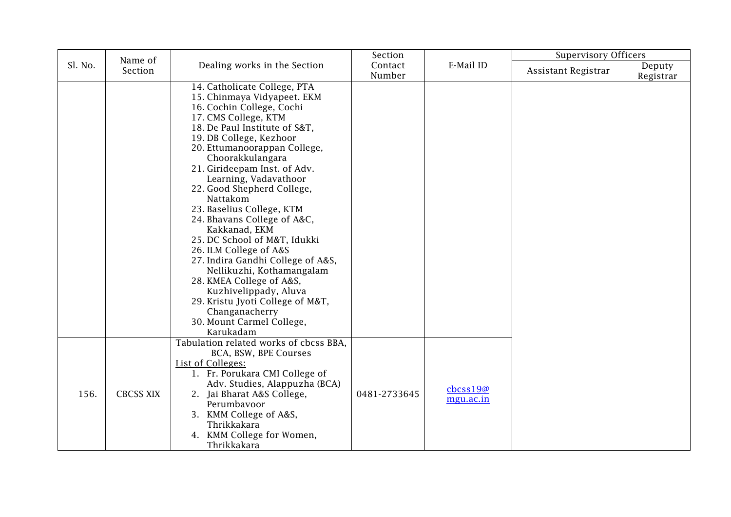| Sl. No. | Name of Section | Dealing works in the Section | Section Contact Number | E-Mail ID | Supervisory Officers | |
|---|---|---|---|---|---|---|
| | | | | | Assistant Registrar | Deputy Registrar |
| | | 14. Catholicate College, PTA<br>15. Chinmaya Vidyapeet. EKM<br>16. Cochin College, Cochi<br>17. CMS College, KTM<br>18. De Paul Institute of S&T,<br>19. DB College, Kezhoor<br>20. Ettumanoorappan College, Choorakkulangara<br>21. Girideepam Inst. of Adv. Learning, Vadavathoor<br>22. Good Shepherd College, Nattakom<br>23. Baselius College, KTM<br>24. Bhavans College of A&C, Kakkanad, EKM<br>25. DC School of M&T, Idukki<br>26. ILM College of A&S<br>27. Indira Gandhi College of A&S, Nellikuzhi, Kothamangalam<br>28. KMEA College of A&S, Kuzhivelippady, Aluva<br>29. Kristu Jyoti College of M&T, Changanacherry<br>30. Mount Carmel College, Karukadam | | | | |
| 156. | CBCSS XIX | Tabulation related works of cbcss BBA, BCA, BSW, BPE Courses<br>List of Colleges:<br>1. Fr. Porukara CMI College of Adv. Studies, Alappuzha (BCA)<br>2. Jai Bharat A&S College, Perumbavoor<br>3. KMM College of A&S, Thrikkakara<br>4. KMM College for Women, Thrikkakara | 0481-2733645 | cbcss19@mgu.ac.in | | |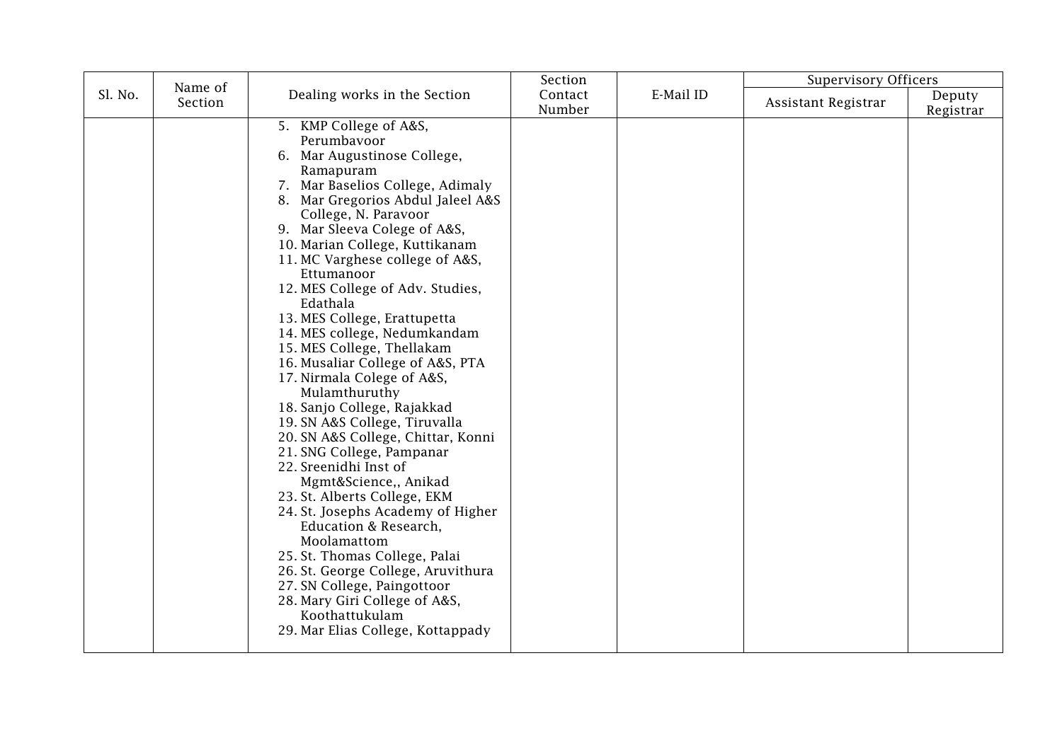| Sl. No. | Name of Section | Dealing works in the Section | Section Contact Number | E-Mail ID | Supervisory Officers | |
|---|---|---|---|---|---|---|
| | | | | | Assistant Registrar | Deputy Registrar |
| | | 5. KMP College of A&S, Perumbavoor<br>6. Mar Augustinose College, Ramapuram<br>7. Mar Baselios College, Adimaly<br>8. Mar Gregorios Abdul Jaleel A&S College, N. Paravoor<br>9. Mar Sleeva Colege of A&S,<br>10. Marian College, Kuttikanam<br>11. MC Varghese college of A&S, Ettumanoor<br>12. MES College of Adv. Studies, Edathala<br>13. MES College, Erattupetta<br>14. MES college, Nedumkandam<br>15. MES College, Thellakam<br>16. Musaliar College of A&S, PTA<br>17. Nirmala Colege of A&S, Mulamthuruthy<br>18. Sanjo College, Rajakkad<br>19. SN A&S College, Tiruvalla<br>20. SN A&S College, Chittar, Konni<br>21. SNG College, Pampanar<br>22. Sreenidhi Inst of Mgmt&Science,, Anikad<br>23. St. Alberts College, EKM<br>24. St. Josephs Academy of Higher Education & Research, Moolamattom<br>25. St. Thomas College, Palai<br>26. St. George College, Aruvithura<br>27. SN College, Paingottoor<br>28. Mary Giri College of A&S, Koothattukulam<br>29. Mar Elias College, Kottappady | | | | |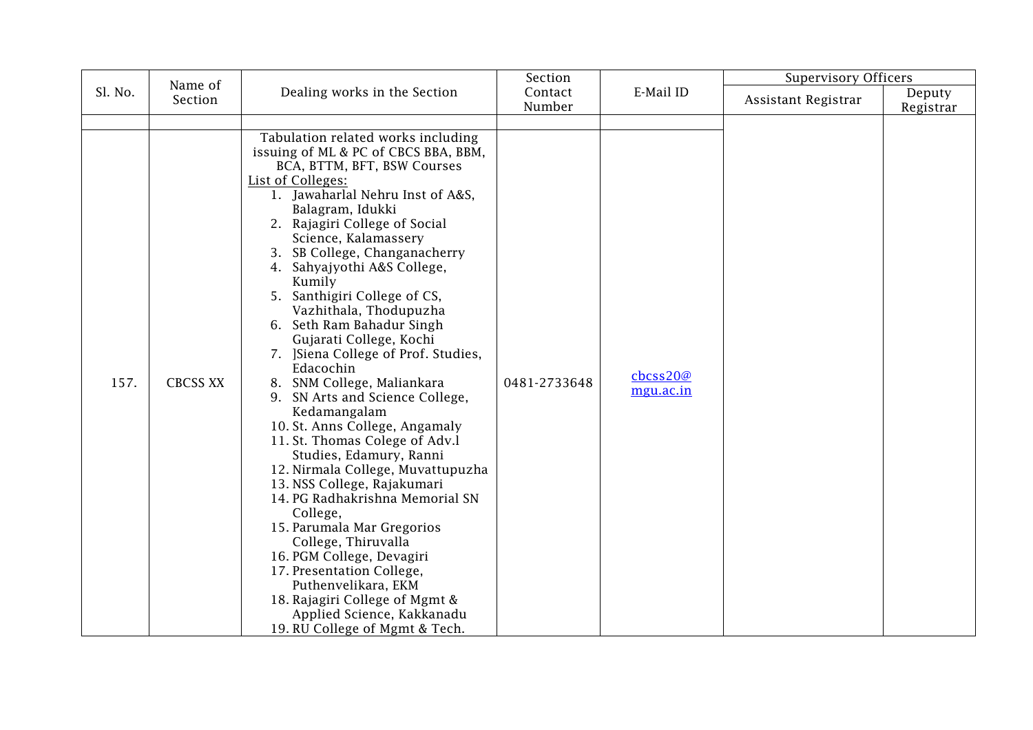| Sl. No. | Name of Section | Dealing works in the Section | Section Contact Number | E-Mail ID | Supervisory Officers | |
|---|---|---|---|---|---|---|
| | | | | | Assistant Registrar | Deputy Registrar |
| | | | | | | |
| 157. | CBCSS XX | Tabulation related works including issuing of ML & PC of CBCS BBA, BBM, BCA, BTTM, BFT, BSW Courses<br>List of Colleges:<br>1. Jawaharlal Nehru Inst of A&S, Balagram, Idukki<br>2. Rajagiri College of Social Science, Kalamassery<br>3. SB College, Changanacherry<br>4. Sahyajyothi A&S College, Kumily<br>5. Santhigiri College of CS, Vazhithala, Thodupuzha<br>6. Seth Ram Bahadur Singh Gujarati College, Kochi<br>7. ]Siena College of Prof. Studies, Edacochin<br>8. SNM College, Maliankara<br>9. SN Arts and Science College, Kedamangalam<br>10. St. Anns College, Angamaly<br>11. St. Thomas Colege of Adv.l Studies, Edamury, Ranni<br>12. Nirmala College, Muvattupuzha<br>13. NSS College, Rajakumari<br>14. PG Radhakrishna Memorial SN College,<br>15. Parumala Mar Gregorios College, Thiruvalla<br>16. PGM College, Devagiri<br>17. Presentation College, Puthenvelikara, EKM<br>18. Rajagiri College of Mgmt & Applied Science, Kakkanadu<br>19. RU College of Mgmt & Tech. | 0481-2733648 | cbcss20@mgu.ac.in | | |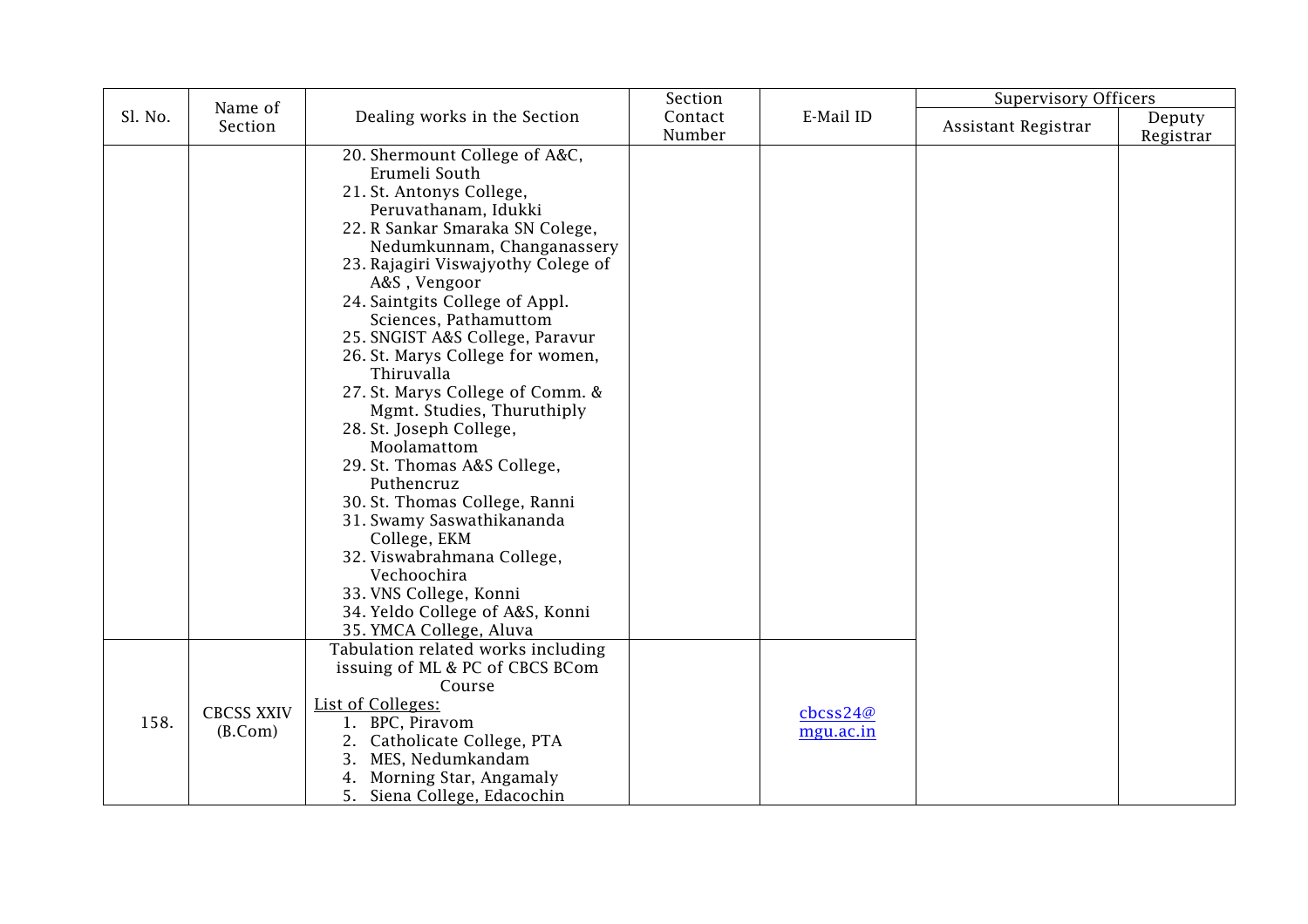| Sl. No. | Name of Section | Dealing works in the Section | Section Contact Number | E-Mail ID | Supervisory Officers | |
|---|---|---|---|---|---|---|
| | | | | | Assistant Registrar | Deputy Registrar |
| | | 20. Shermount College of A&C, Erumeli South<br>21. St. Antonys College, Peruvathanam, Idukki<br>22. R Sankar Smaraka SN Colege, Nedumkunnam, Changanassery<br>23. Rajagiri Viswajyothy Colege of A&S , Vengoor<br>24. Saintgits College of Appl. Sciences, Pathamuttom<br>25. SNGIST A&S College, Paravur<br>26. St. Marys College for women, Thiruvalla<br>27. St. Marys College of Comm. & Mgmt. Studies, Thuruthiply<br>28. St. Joseph College, Moolamattom<br>29. St. Thomas A&S College, Puthencruz<br>30. St. Thomas College, Ranni<br>31. Swamy Saswathikananda College, EKM<br>32. Viswabrahmana College, Vechoochira<br>33. VNS College, Konni<br>34. Yeldo College of A&S, Konni<br>35. YMCA College, Aluva | | | | |
| 158. | CBCSS XXIV (B.Com) | Tabulation related works including issuing of ML & PC of CBCS BCom Course<br>List of Colleges:<br>1. BPC, Piravom<br>2. Catholicate College, PTA<br>3. MES, Nedumkandam<br>4. Morning Star, Angamaly<br>5. Siena College, Edacochin | | cbcss24@mgu.ac.in | | |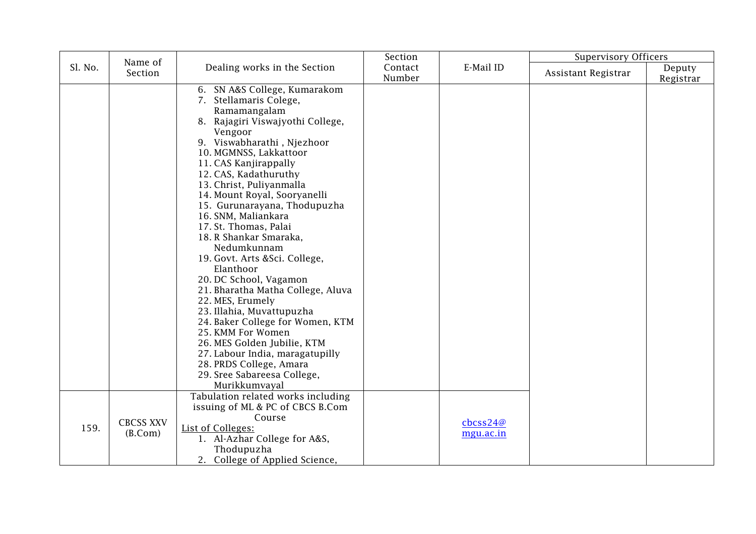| Sl. No. | Name of Section | Dealing works in the Section | Section Contact Number | E-Mail ID | Supervisory Officers | |
|---|---|---|---|---|---|---|
| | | | | | Assistant Registrar | Deputy Registrar |
| | | 6. SN A&S College, Kumarakom<br>7. Stellamaris Colege, Ramamangalam<br>8. Rajagiri Viswajyothi College, Vengoor<br>9. Viswabharathi , Njezhoor<br>10. MGMNSS, Lakkattoor<br>11. CAS Kanjirappally<br>12. CAS, Kadathuruthy<br>13. Christ, Puliyanmalla<br>14. Mount Royal, Sooryanelli<br>15. Gurunarayana, Thodupuzha<br>16. SNM, Maliankara<br>17. St. Thomas, Palai<br>18. R Shankar Smaraka, Nedumkunnam<br>19. Govt. Arts &Sci. College, Elanthoor<br>20. DC School, Vagamon<br>21. Bharatha Matha College, Aluva<br>22. MES, Erumely<br>23. Illahia, Muvattupuzha<br>24. Baker College for Women, KTM<br>25. KMM For Women<br>26. MES Golden Jubilie, KTM<br>27. Labour India, maragatupilly<br>28. PRDS College, Amara<br>29. Sree Sabareesa College, Murikkumvayal | | | | |
| 159. | CBCSS XXV (B.Com) | Tabulation related works including issuing of ML & PC of CBCS B.Com Course<br>List of Colleges:<br>1. Al-Azhar College for A&S, Thodupuzha<br>2. College of Applied Science, | | cbcss24@mgu.ac.in | | |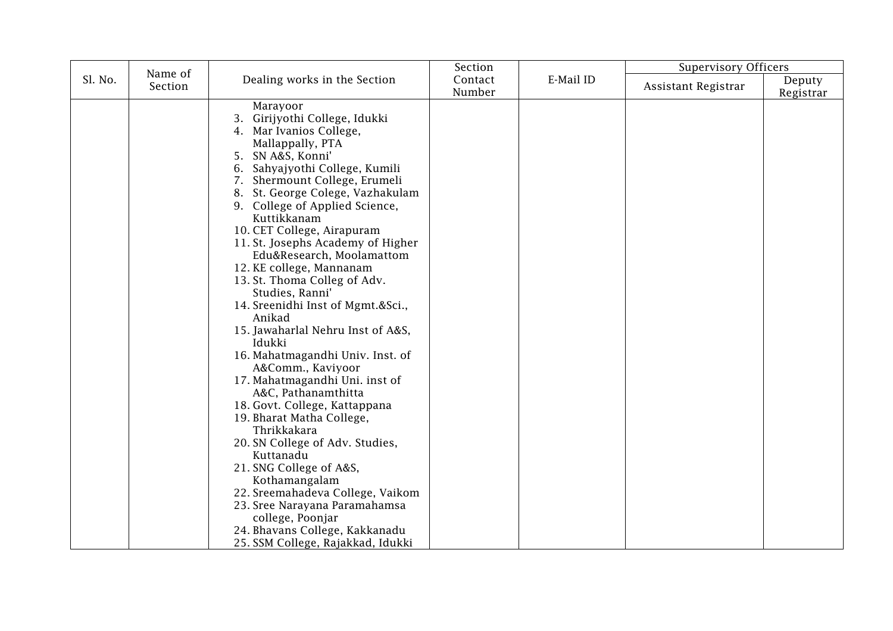| Sl. No. | Name of Section | Dealing works in the Section | Section Contact Number | E-Mail ID | Supervisory Officers | |
|---|---|---|---|---|---|---|
| | | | | | Assistant Registrar | Deputy Registrar |
| | | Marayoor<br>3. Girijyothi College, Idukki<br>4. Mar Ivanios College, Mallappally, PTA<br>5. SN A&S, Konni'<br>6. Sahyajyothi College, Kumili<br>7. Shermount College, Erumeli<br>8. St. George Colege, Vazhakulam<br>9. College of Applied Science, Kuttikkanam<br>10. CET College, Airapuram<br>11. St. Josephs Academy of Higher Edu&Research, Moolamattom<br>12. KE college, Mannanam<br>13. St. Thoma Colleg of Adv. Studies, Ranni'<br>14. Sreenidhi Inst of Mgmt.&Sci., Anikad<br>15. Jawaharlal Nehru Inst of A&S, Idukki<br>16. Mahatmagandhi Univ. Inst. of A&Comm., Kaviyoor<br>17. Mahatmagandhi Uni. inst of A&C, Pathanamthitta<br>18. Govt. College, Kattappana<br>19. Bharat Matha College, Thrikkakara<br>20. SN College of Adv. Studies, Kuttanadu<br>21. SNG College of A&S, Kothamangalam<br>22. Sreemahadeva College, Vaikom<br>23. Sree Narayana Paramahamsa college, Poonjar<br>24. Bhavans College, Kakkanadu<br>25. SSM College, Rajakkad, Idukki | | | | |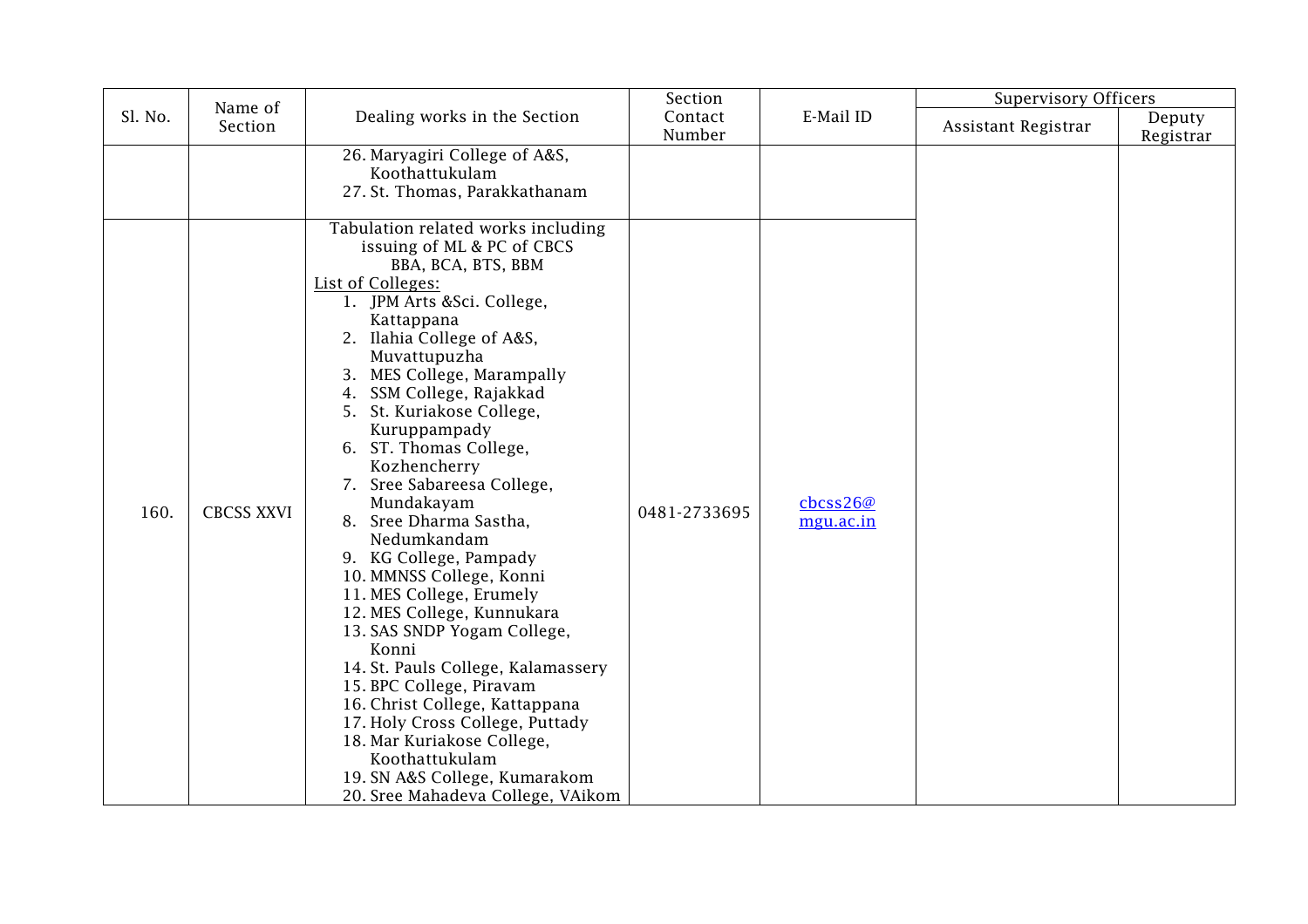| Sl. No. | Name of Section | Dealing works in the Section | Section Contact Number | E-Mail ID | Supervisory Officers | |
|---|---|---|---|---|---|---|
| | | | | | Assistant Registrar | Deputy Registrar |
| | | 26. Maryagiri College of A&S, Koothattukulam<br>27. St. Thomas, Parakkathanam | | | | |
| 160. | CBCSS XXVI | Tabulation related works including issuing of ML & PC of CBCS BBA, BCA, BTS, BBM<br>List of Colleges:<br>1. JPM Arts &Sci. College, Kattappana<br>2. Ilahia College of A&S, Muvattupuzha<br>3. MES College, Marampally<br>4. SSM College, Rajakkad<br>5. St. Kuriakose College, Kuruppampady<br>6. ST. Thomas College, Kozhencherry<br>7. Sree Sabareesa College, Mundakayam<br>8. Sree Dharma Sastha, Nedumkandam<br>9. KG College, Pampady<br>10. MMNSS College, Konni<br>11. MES College, Erumely<br>12. MES College, Kunnukara<br>13. SAS SNDP Yogam College, Konni<br>14. St. Pauls College, Kalamassery<br>15. BPC College, Piravam<br>16. Christ College, Kattappana<br>17. Holy Cross College, Puttady<br>18. Mar Kuriakose College, Koothattukulam<br>19. SN A&S College, Kumarakom<br>20. Sree Mahadeva College, VAikom | 0481-2733695 | cbcss26@mgu.ac.in | | |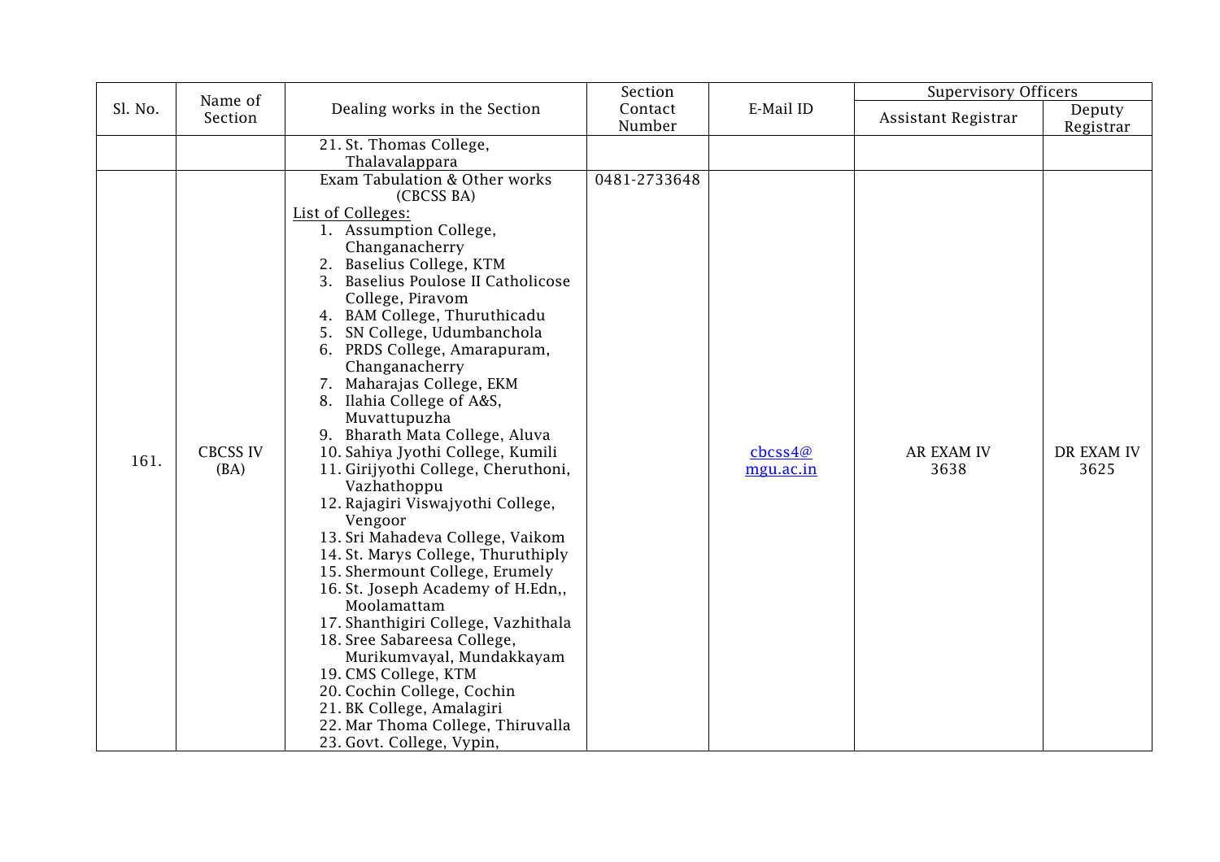| Sl. No. | Name of Section | Dealing works in the Section | Section Contact Number | E-Mail ID | Supervisory Officers | |
|---|---|---|---|---|---|---|
| | | | | | Assistant Registrar | Deputy Registrar |
| | | 21. St. Thomas College, Thalavalappara | | | | |
| 161. | CBCSS IV (BA) | Exam Tabulation & Other works (CBCSS BA)<br>List of Colleges:<br>1. Assumption College, Changanacherry<br>2. Baselius College, KTM<br>3. Baselius Poulose II Catholicose College, Piravom<br>4. BAM College, Thuruthicadu<br>5. SN College, Udumbanchola<br>6. PRDS College, Amarapuram, Changanacherry<br>7. Maharajas College, EKM<br>8. Ilahia College of A&S, Muvattupuzha<br>9. Bharath Mata College, Aluva<br>10. Sahiya Jyothi College, Kumili<br>11. Girijyothi College, Cheruthoni, Vazhathoppu<br>12. Rajagiri Viswajyothi College, Vengoor<br>13. Sri Mahadeva College, Vaikom<br>14. St. Marys College, Thuruthiply<br>15. Shermount College, Erumely<br>16. St. Joseph Academy of H.Edn,, Moolamattam<br>17. Shanthigiri College, Vazhithala<br>18. Sree Sabareesa College, Murikumvayal, Mundakkayam<br>19. CMS College, KTM<br>20. Cochin College, Cochin<br>21. BK College, Amalagiri<br>22. Mar Thoma College, Thiruvalla<br>23. Govt. College, Vypin, | 0481-2733648 | cbcss4@mgu.ac.in | AR EXAM IV 3638 | DR EXAM IV 3625 |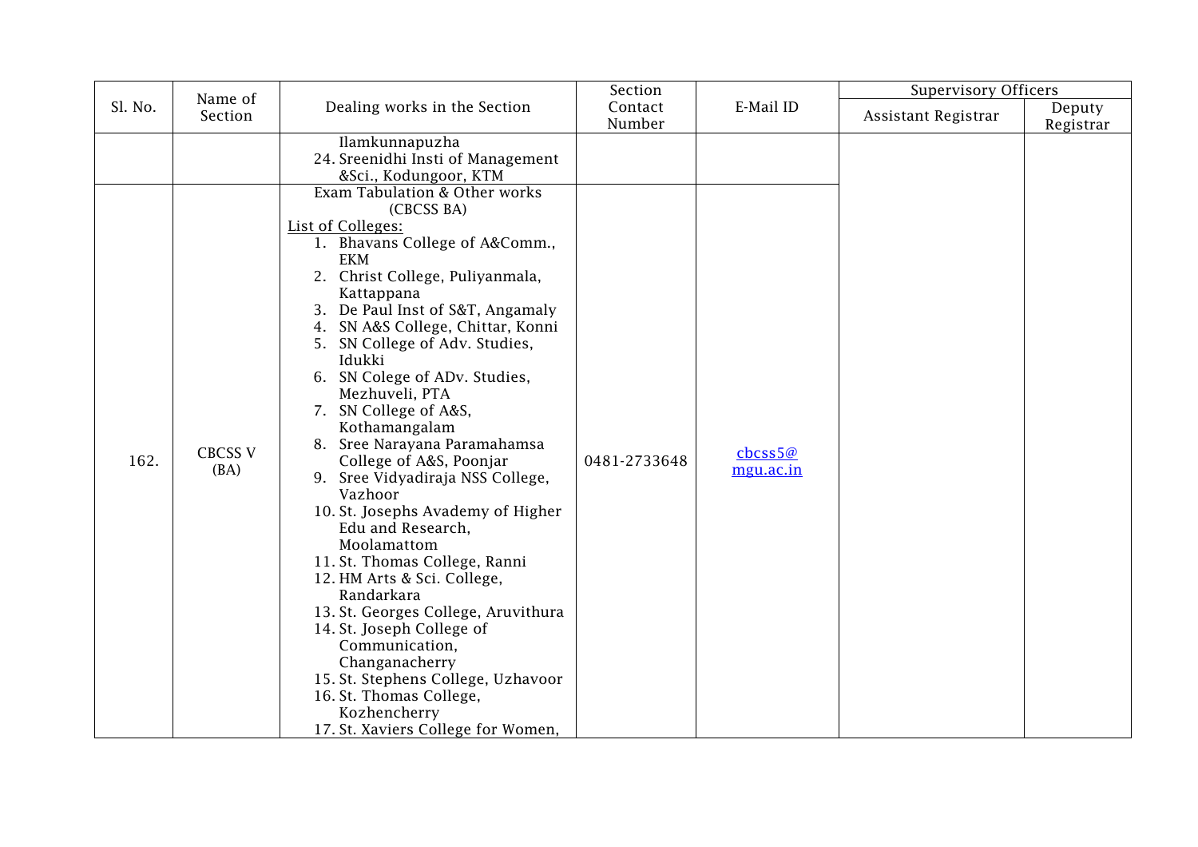| Sl. No. | Name of Section | Dealing works in the Section | Section Contact Number | E-Mail ID | Supervisory Officers | |
|---|---|---|---|---|---|---|
| | | | | | Assistant Registrar | Deputy Registrar |
| | | Ilamkunnapuzha<br>24. Sreenidhi Insti of Management &Sci., Kodungoor, KTM | | | | |
| 162. | CBCSS V (BA) | Exam Tabulation & Other works (CBCSS BA)<br>List of Colleges:<br>1. Bhavans College of A&Comm., EKM<br>2. Christ College, Puliyanmala, Kattappana<br>3. De Paul Inst of S&T, Angamaly<br>4. SN A&S College, Chittar, Konni<br>5. SN College of Adv. Studies, Idukki<br>6. SN Colege of ADv. Studies, Mezhuveli, PTA<br>7. SN College of A&S, Kothamangalam<br>8. Sree Narayana Paramahamsa College of A&S, Poonjar<br>9. Sree Vidyadiraja NSS College, Vazhoor<br>10. St. Josephs Avademy of Higher Edu and Research, Moolamattom<br>11. St. Thomas College, Ranni<br>12. HM Arts & Sci. College, Randarkara<br>13. St. Georges College, Aruvithura<br>14. St. Joseph College of Communication, Changanacherry<br>15. St. Stephens College, Uzhavoor<br>16. St. Thomas College, Kozhencherry<br>17. St. Xaviers College for Women, | 0481-2733648 | cbcss5@mgu.ac.in | | |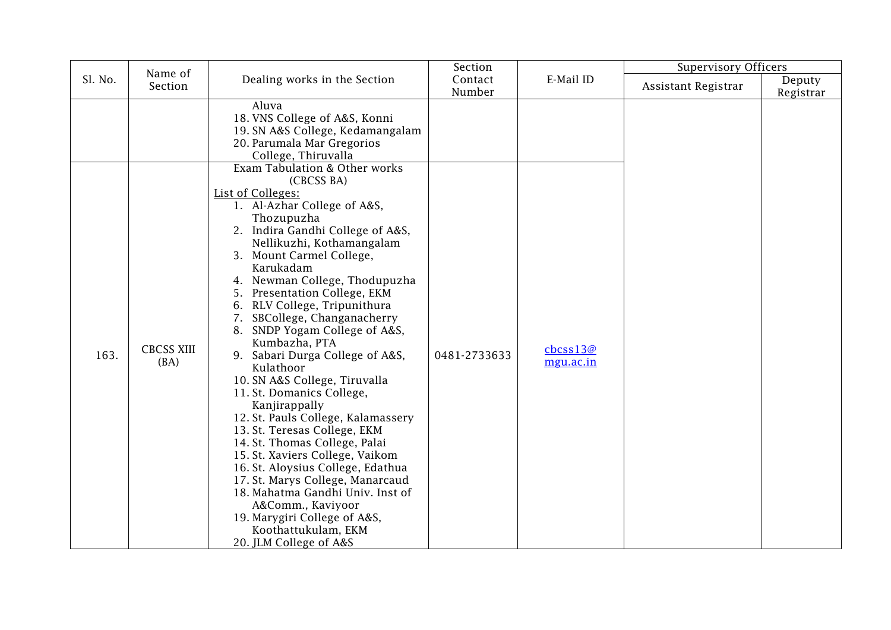| Sl. No. | Name of Section | Dealing works in the Section | Section Contact Number | E-Mail ID | Supervisory Officers | |
|---|---|---|---|---|---|---|
| | | | | | Assistant Registrar | Deputy Registrar |
| | | Aluva<br>18. VNS College of A&S, Konni<br>19. SN A&S College, Kedamangalam<br>20. Parumala Mar Gregorios College, Thiruvalla | | | | |
| 163. | CBCSS XIII (BA) | Exam Tabulation & Other works (CBCSS BA)<br>List of Colleges:<br>1. Al-Azhar College of A&S, Thozupuzha<br>2. Indira Gandhi College of A&S, Nellikuzhi, Kothamangalam<br>3. Mount Carmel College, Karukadam<br>4. Newman College, Thodupuzha<br>5. Presentation College, EKM<br>6. RLV College, Tripunithura<br>7. SBCollege, Changanacherry<br>8. SNDP Yogam College of A&S, Kumbazha, PTA<br>9. Sabari Durga College of A&S, Kulathoor<br>10. SN A&S College, Tiruvalla<br>11. St. Domanics College, Kanjirappally<br>12. St. Pauls College, Kalamassery<br>13. St. Teresas College, EKM<br>14. St. Thomas College, Palai<br>15. St. Xaviers College, Vaikom<br>16. St. Aloysius College, Edathua<br>17. St. Marys College, Manarcaud<br>18. Mahatma Gandhi Univ. Inst of A&Comm., Kaviyoor<br>19. Marygiri College of A&S, Koothattukulam, EKM<br>20. JLM College of A&S | 0481-2733633 | cbcss13@mgu.ac.in | | |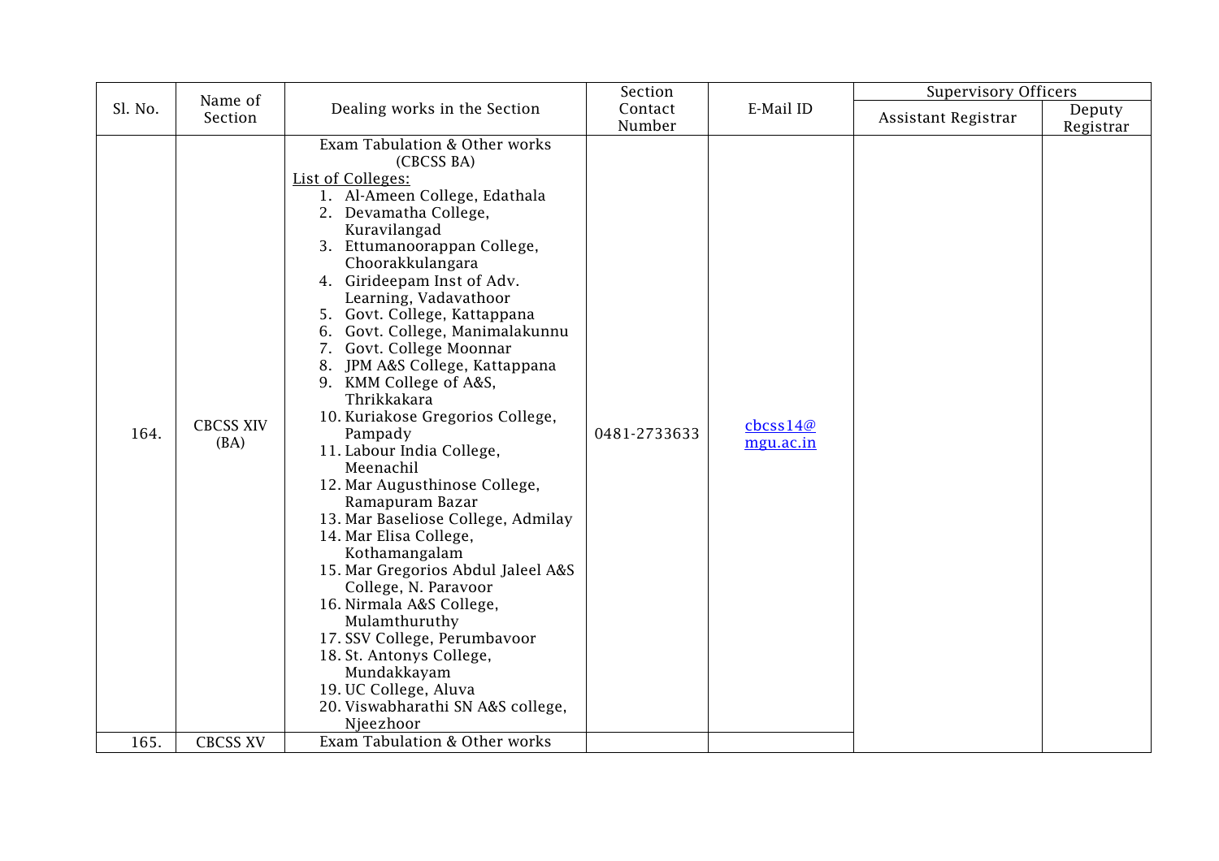| Sl. No. | Name of Section | Dealing works in the Section | Section Contact Number | E-Mail ID | Supervisory Officers | |
|---|---|---|---|---|---|---|
| | | | | | Assistant Registrar | Deputy Registrar |
| 164. | CBCSS XIV (BA) | Exam Tabulation & Other works (CBCSS BA)<br>List of Colleges:<br>1. Al-Ameen College, Edathala<br>2. Devamatha College, Kuravilangad<br>3. Ettumanoorappan College, Choorakkulangara<br>4. Girideepam Inst of Adv. Learning, Vadavathoor<br>5. Govt. College, Kattappana<br>6. Govt. College, Manimalakunnu<br>7. Govt. College Moonnar<br>8. JPM A&S College, Kattappana<br>9. KMM College of A&S, Thrikkakara<br>10. Kuriakose Gregorios College, Pampady<br>11. Labour India College, Meenachil<br>12. Mar Augusthinose College, Ramapuram Bazar<br>13. Mar Baseliose College, Admilay<br>14. Mar Elisa College, Kothamangalam<br>15. Mar Gregorios Abdul Jaleel A&S College, N. Paravoor<br>16. Nirmala A&S College, Mulamthuruthy<br>17. SSV College, Perumbavoor<br>18. St. Antonys College, Mundakkayam<br>19. UC College, Aluva<br>20. Viswabharathi SN A&S college, Njeezhoor | 0481-2733633 | cbcss14@mgu.ac.in | | |
| 165. | CBCSS XV | Exam Tabulation & Other works | | | | |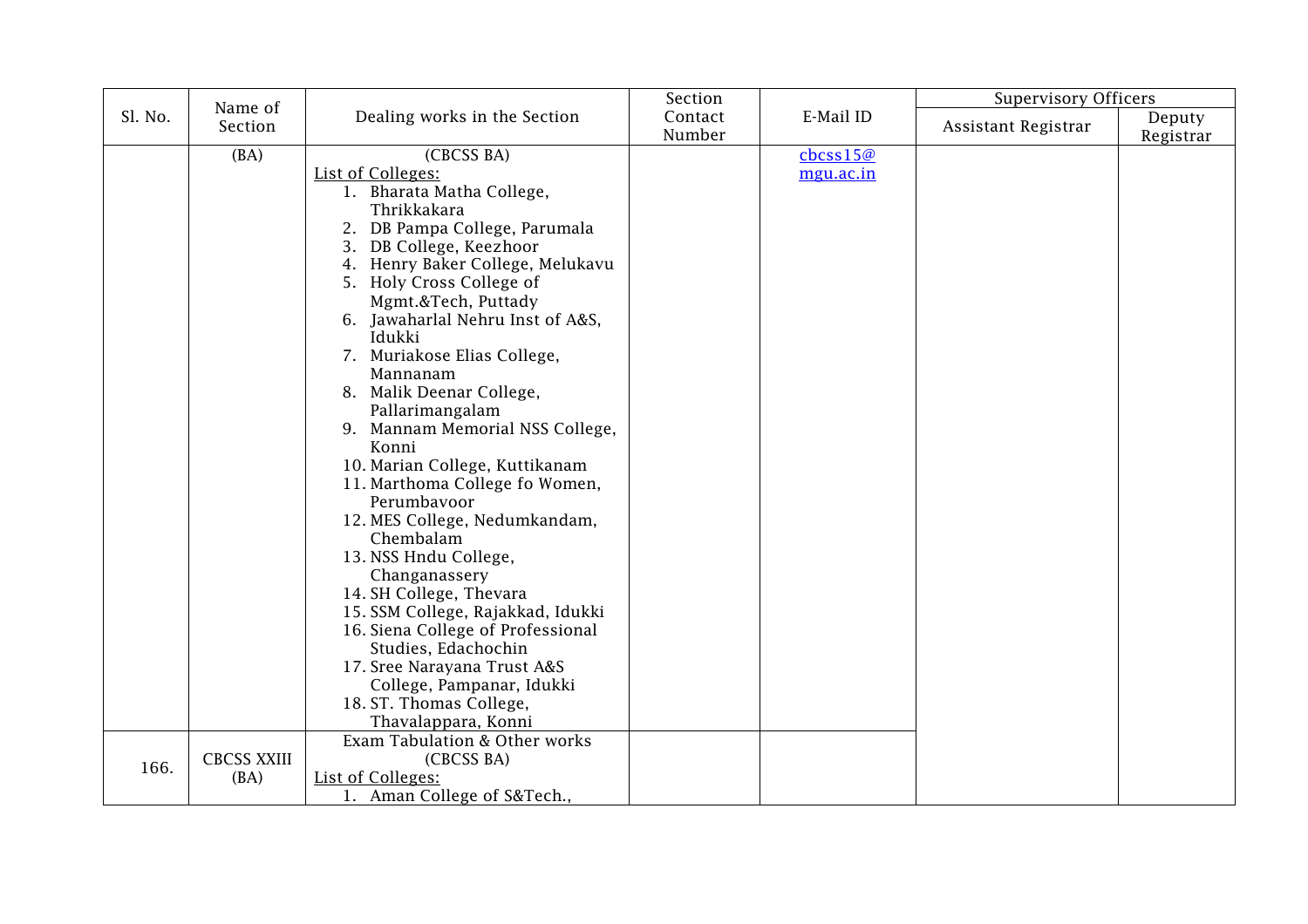| Sl. No. | Name of Section | Dealing works in the Section | Section Contact Number | E-Mail ID | Supervisory Officers | |
|---|---|---|---|---|---|---|
| | | | | | Assistant Registrar | Deputy Registrar |
| | (BA) | (CBCSS BA)<br>List of Colleges:<br>1. Bharata Matha College, Thrikkakara<br>2. DB Pampa College, Parumala<br>3. DB College, Keezhoor<br>4. Henry Baker College, Melukavu<br>5. Holy Cross College of Mgmt.&Tech, Puttady<br>6. Jawaharlal Nehru Inst of A&S, Idukki<br>7. Muriakose Elias College, Mannanam<br>8. Malik Deenar College, Pallarimangalam<br>9. Mannam Memorial NSS College, Konni<br>10. Marian College, Kuttikanam<br>11. Marthoma College fo Women, Perumbavoor<br>12. MES College, Nedumkandam, Chembalam<br>13. NSS Hndu College, Changanassery<br>14. SH College, Thevara<br>15. SSM College, Rajakkad, Idukki<br>16. Siena College of Professional Studies, Edachochin<br>17. Sree Narayana Trust A&S College, Pampanar, Idukki<br>18. ST. Thomas College, Thavalappara, Konni | | cbcss15@mgu.ac.in | | |
| 166. | CBCSS XXIII (BA) | Exam Tabulation & Other works<br>(CBCSS BA)<br>List of Colleges:<br>1. Aman College of S&Tech., | | | | |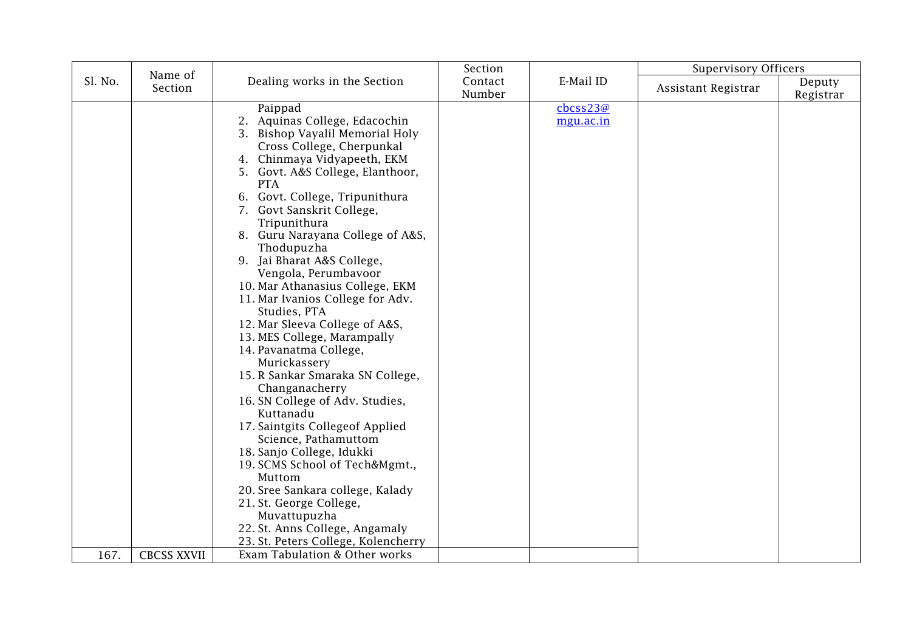| Sl. No. | Name of Section | Dealing works in the Section | Section Contact Number | E-Mail ID | Supervisory Officers | |
|---|---|---|---|---|---|---|
| | | | | | Assistant Registrar | Deputy Registrar |
| | | Paippad<br>2. Aquinas College, Edacochin<br>3. Bishop Vayalil Memorial Holy Cross College, Cherpunkal<br>4. Chinmaya Vidyapeeth, EKM<br>5. Govt. A&S College, Elanthoor, PTA<br>6. Govt. College, Tripunithura<br>7. Govt Sanskrit College, Tripunithura<br>8. Guru Narayana College of A&S, Thodupuzha<br>9. Jai Bharat A&S College, Vengola, Perumbavoor<br>10. Mar Athanasius College, EKM<br>11. Mar Ivanios College for Adv. Studies, PTA<br>12. Mar Sleeva College of A&S,<br>13. MES College, Marampally<br>14. Pavanatma College, Murickassery<br>15. R Sankar Smaraka SN College, Changanacherry<br>16. SN College of Adv. Studies, Kuttanadu<br>17. Saintgits Collegeof Applied Science, Pathamuttom<br>18. Sanjo College, Idukki<br>19. SCMS School of Tech&Mgmt., Muttom<br>20. Sree Sankara college, Kalady<br>21. St. George College, Muvattupuzha<br>22. St. Anns College, Angamaly<br>23. St. Peters College, Kolencherry | | cbcss23@mgu.ac.in | | |
| 167. | CBCSS XXVII | Exam Tabulation & Other works | | | | |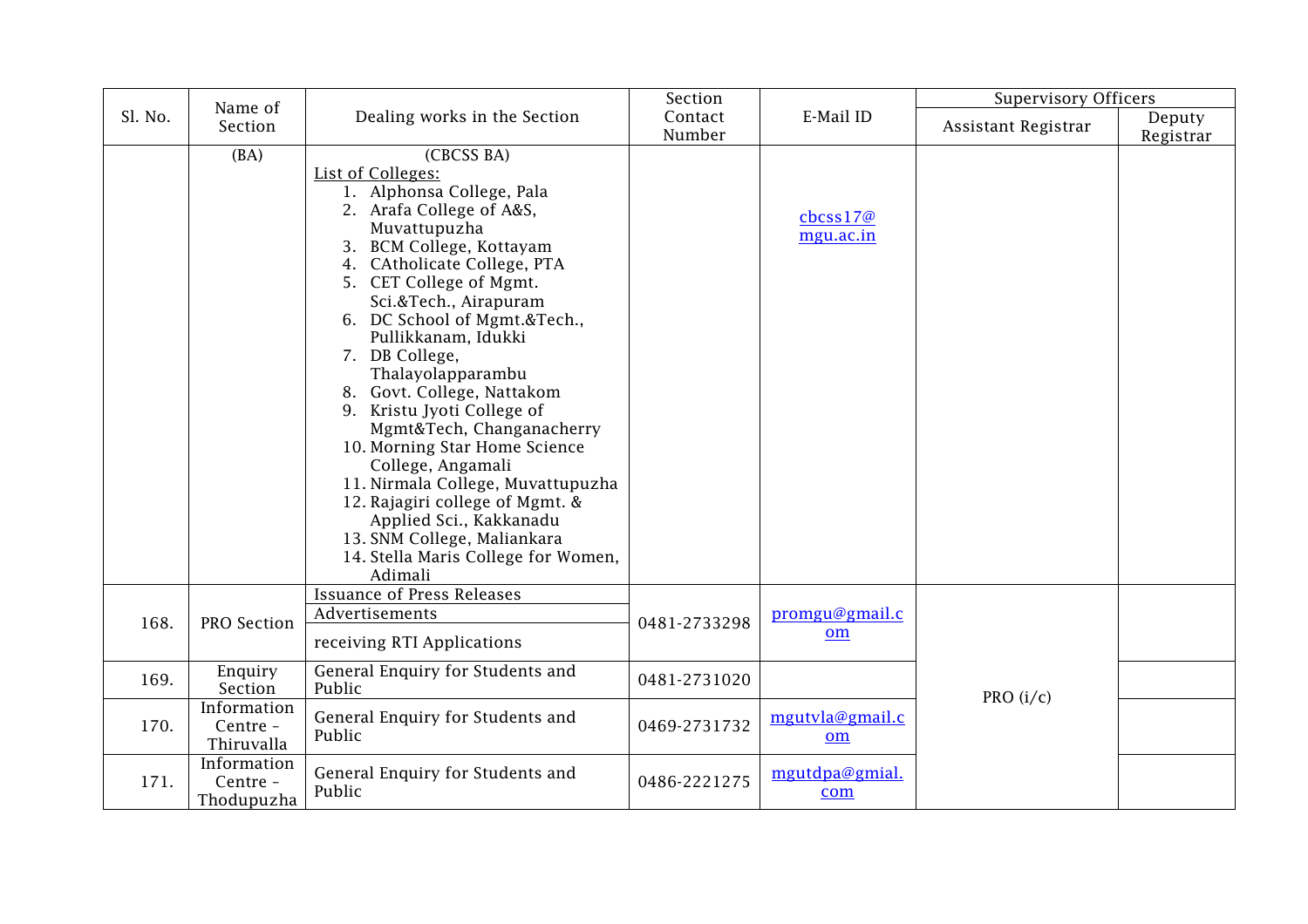| Sl. No. | Name of Section | Dealing works in the Section | Section Contact Number | E-Mail ID | Supervisory Officers | |
|---|---|---|---|---|---|---|
| | | | | | Assistant Registrar | Deputy Registrar |
| | (BA) | (CBCSS BA)<br>List of Colleges:<br>1. Alphonsa College, Pala<br>2. Arafa College of A&S, Muvattupuzha<br>3. BCM College, Kottayam<br>4. CAtholicate College, PTA<br>5. CET College of Mgmt. Sci.&Tech., Airapuram<br>6. DC School of Mgmt.&Tech., Pullikkanam, Idukki<br>7. DB College, Thalayolapparambu<br>8. Govt. College, Nattakom<br>9. Kristu Jyoti College of Mgmt&Tech, Changanacherry<br>10. Morning Star Home Science College, Angamali<br>11. Nirmala College, Muvattupuzha<br>12. Rajagiri college of Mgmt. & Applied Sci., Kakkanadu<br>13. SNM College, Maliankara<br>14. Stella Maris College for Women, Adimali | | cbcss17@mgu.ac.in | | |
| 168. | PRO Section | Issuance of Press Releases<br>Advertisements<br>receiving RTI Applications | 0481-2733298 | promgu@gmail.com | PRO (i/c) | |
| 169. | Enquiry Section | General Enquiry for Students and Public | 0481-2731020 | | | |
| 170. | Information Centre - Thiruvalla | General Enquiry for Students and Public | 0469-2731732 | mgutvla@gmail.com | | |
| 171. | Information Centre - Thodupuzha | General Enquiry for Students and Public | 0486-2221275 | mgutdpa@gmial.com | | |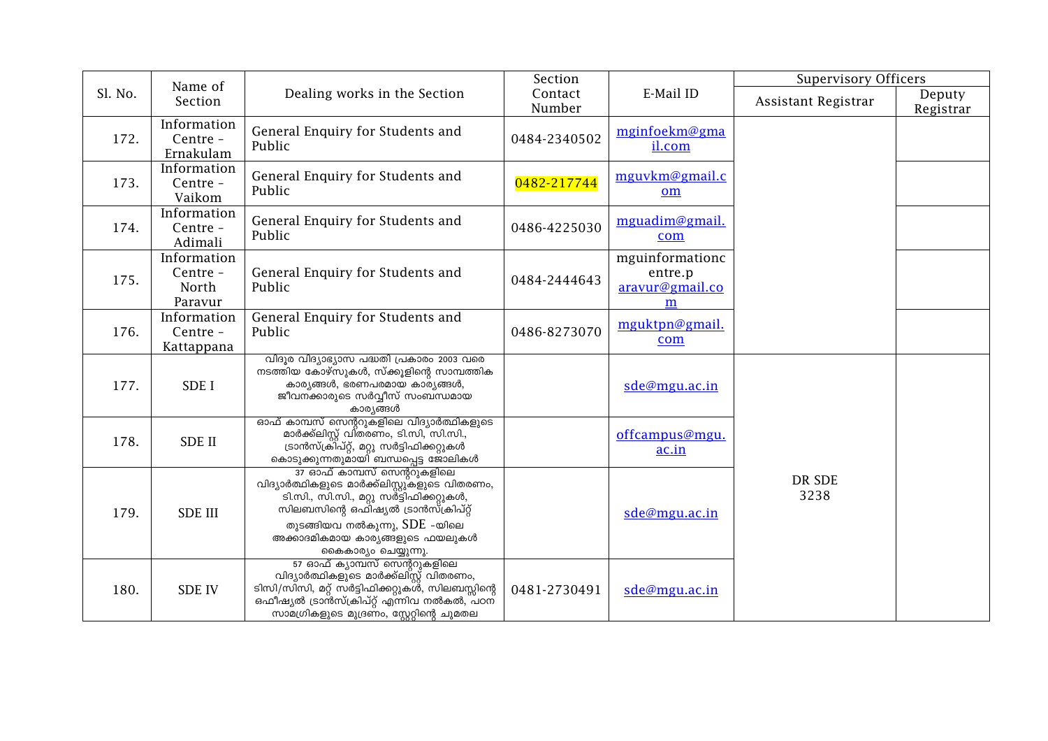| Sl. No. | Name of Section | Dealing works in the Section | Section Contact Number | E-Mail ID | Supervisory Officers | |
|---|---|---|---|---|---|---|
| | | | | | Assistant Registrar | Deputy Registrar |
| 172. | Information Centre - Ernakulam | General Enquiry for Students and Public | 0484-2340502 | mginfoekm@gmail.com | | |
| 173. | Information Centre - Vaikom | General Enquiry for Students and Public | 0482-217744 | mguvkm@gmail.com | | |
| 174. | Information Centre - Adimali | General Enquiry for Students and Public | 0486-4225030 | mguadim@gmail.com | | |
| 175. | Information Centre - North Paravur | General Enquiry for Students and Public | 0484-2444643 | mguinformationcentre.paravur@gmail.com | | |
| 176. | Information Centre - Kattappana | General Enquiry for Students and Public | 0486-8273070 | mguktpn@gmail.com | | |
| 177. | SDE I | വിദൂര വിദ്യാഭ്യാസ പദ്ധതി പ്രകാരം 2003 വരെ നടത്തിയ കോഴ്സുകൾ, സ്ക്കൂളിന്റെ സാമ്പത്തിക കാര്യങ്ങൾ, ഭരണപരമായ കാര്യങ്ങൾ, ജീവനക്കാരുടെ സർവ്വീസ് സംബന്ധമായ കാര്യങ്ങൾ | | sde@mgu.ac.in | DR SDE 3238 | |
| 178. | SDE II | ഓഫ് കാമ്പസ് സെന്ററുകളിലെ വിദ്യാർത്ഥികളുടെ മാർക്ക്ലിസ്റ്റ് വിതരണം, ടി.സി, സി.സി., ട്രാൻസ്ക്രിപ്റ്റ്, മറ്റു സർട്ടിഫിക്കറ്റുകൾ കൊടുക്കുന്നതുമായി ബന്ധപ്പെട്ട ജോലികൾ | | offcampus@mgu.ac.in | | |
| 179. | SDE III | 37 ഓഫ് കാമ്പസ് സെന്ററുകളിലെ വിദ്യാർത്ഥികളുടെ മാർക്ക്ലിസ്റ്റുകളുടെ വിതരണം, ടി.സി., സി.സി., മറ്റു സർട്ടിഫിക്കറ്റുകൾ, സിലബസിന്റെ ഒഫിഷ്യൽ ട്രാൻസ്ക്രിപ്റ്റ് തുടങ്ങിയവ നൽകുന്നു, SDE -യിലെ അക്കാദമികമായ കാര്യങ്ങളുടെ ഫയലുകൾ കൈകാര്യം ചെയ്യുന്നു. | | sde@mgu.ac.in | | |
| 180. | SDE IV | 57 ഓഫ് ക്യാമ്പസ് സെന്ററുകളിലെ വിദ്യാർത്ഥികളുടെ മാർക്ക്ലിസ്റ്റ് വിതരണം, ടിസി/സിസി, മറ്റ് സർട്ടിഫിക്കറ്റുകൾ, സിലബസ്സിന്റെ ഒഫീഷ്യൽ ട്രാൻസ്ക്രിപ്റ്റ് എന്നിവ നൽകൽ, പഠന സാമഗ്രികളുടെ മുദ്രണം, സ്റ്റോറിന്റെ ചുമതല | 0481-2730491 | sde@mgu.ac.in | | |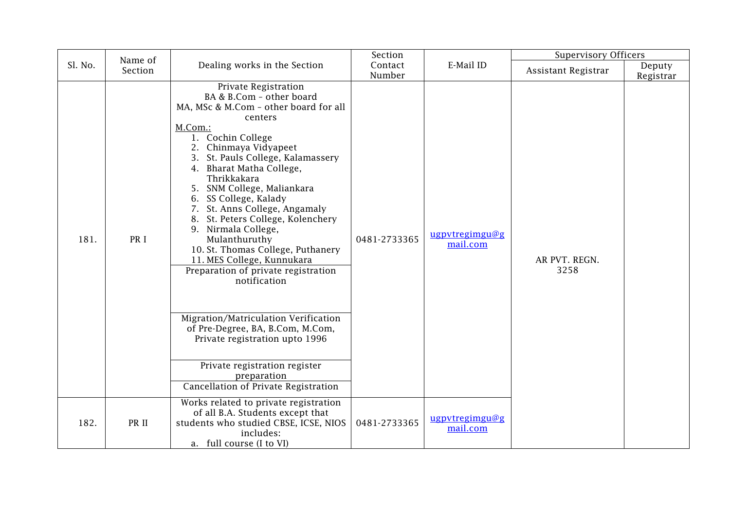| Sl. No. | Name of Section | Dealing works in the Section | Section Contact Number | E-Mail ID | Supervisory Officers | |
|---|---|---|---|---|---|---|
| | | | | | Assistant Registrar | Deputy Registrar |
| 181. | PR I | Private Registration<br>BA & B.Com – other board<br>MA, MSc & M.Com – other board for all centers<br>M.Com.:<br>1. Cochin College<br>2. Chinmaya Vidyapeet<br>3. St. Pauls College, Kalamassery<br>4. Bharat Matha College, Thrikkakara<br>5. SNM College, Maliankara<br>6. SS College, Kalady<br>7. St. Anns College, Angamaly<br>8. St. Peters College, Kolenchery<br>9. Nirmala College, Mulanthuruthy<br>10. St. Thomas College, Puthanery<br>11. MES College, Kunnukara | 0481-2733365 | ugpvtregimgu@gmail.com | AR PVT. REGN.<br>3258 | |
| | | Preparation of private registration notification | | | | |
| | | Migration/Matriculation Verification of Pre-Degree, BA, B.Com, M.Com, Private registration upto 1996 | | | | |
| | | Private registration register preparation | | | | |
| | | Cancellation of Private Registration | | | | |
| 182. | PR II | Works related to private registration of all B.A. Students except that students who studied CBSE, ICSE, NIOS includes:<br>a. full course (I to VI) | 0481-2733365 | ugpvtregimgu@gmail.com | | |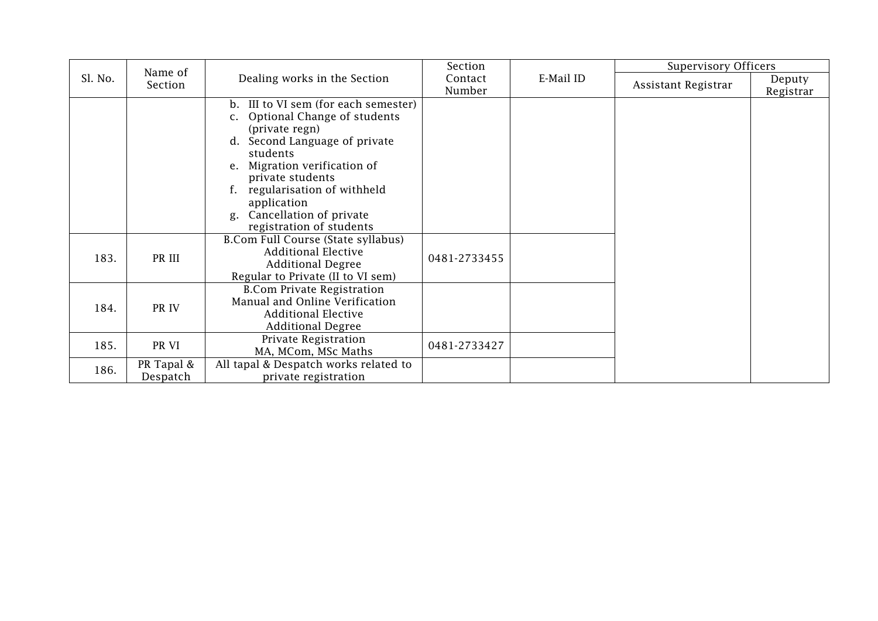| Sl. No. | Name of Section | Dealing works in the Section | Section Contact Number | E-Mail ID | Supervisory Officers | |
|---|---|---|---|---|---|---|
| | | | | | Assistant Registrar | Deputy Registrar |
| | | b. III to VI sem (for each semester)<br>c. Optional Change of students (private regn)<br>d. Second Language of private students<br>e. Migration verification of private students<br>f. regularisation of withheld application<br>g. Cancellation of private registration of students | | | | |
| 183. | PR III | B.Com Full Course (State syllabus)<br>Additional Elective<br>Additional Degree<br>Regular to Private (II to VI sem) | 0481-2733455 | | | |
| 184. | PR IV | B.Com Private Registration<br>Manual and Online Verification<br>Additional Elective<br>Additional Degree | | | | |
| 185. | PR VI | Private Registration<br>MA, MCom, MSc Maths | 0481-2733427 | | | |
| 186. | PR Tapal & Despatch | All tapal & Despatch works related to private registration | | | | |